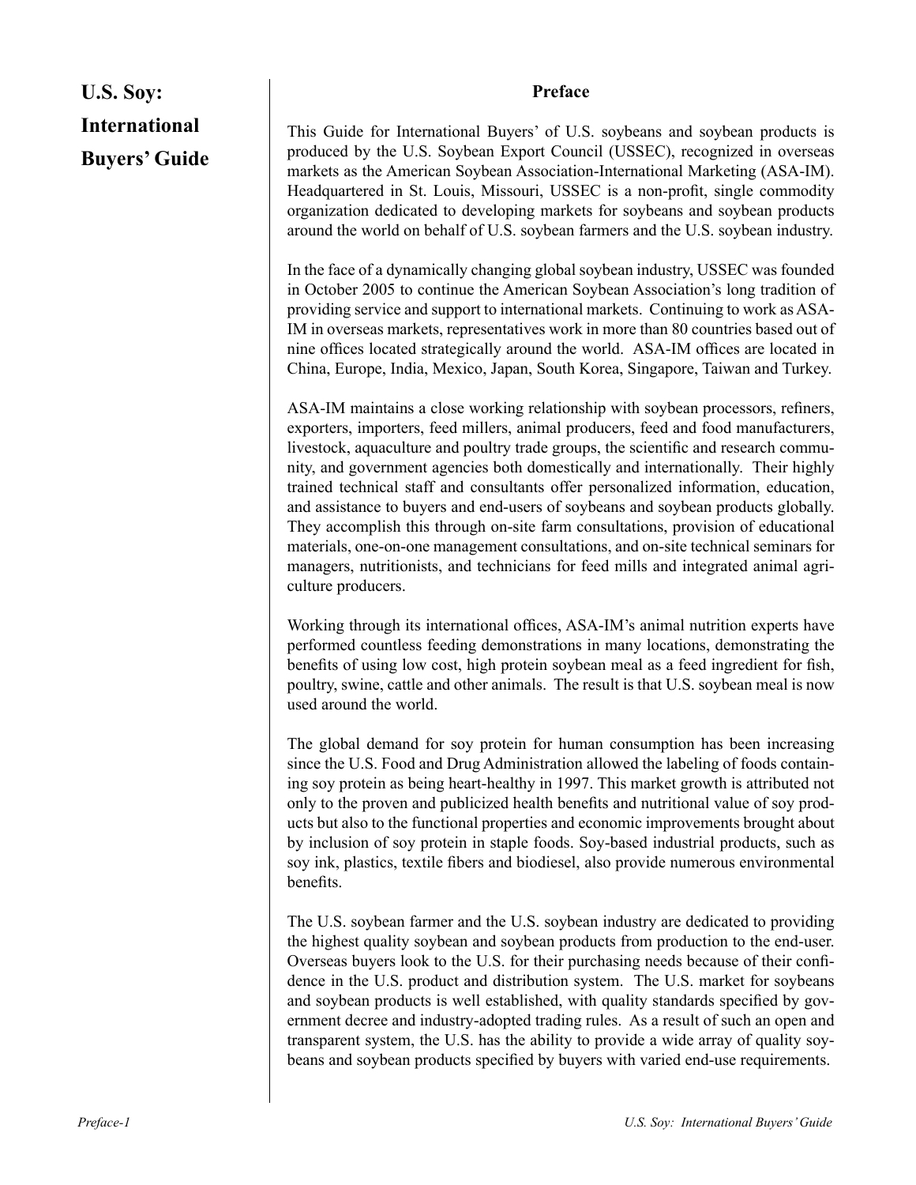# U.S. Soy: International Buyers' Guide

## Preface

This Guide for International Buyers' of U.S. soybeans and soybean products is produced by the U.S. Soybean Export Council (USSEC), recognized in overseas markets as the American Soybean Association-International Marketing (ASA-IM). Headquartered in St. Louis, Missouri, USSEC is a non-profit, single commodity organization dedicated to developing markets for soybeans and soybean products around the world on behalf of U.S. soybean farmers and the U.S. soybean industry.

In the face of a dynamically changing global soybean industry, USSEC was founded in October 2005 to continue the American Soybean Association's long tradition of providing service and support to international markets. Continuing to work as ASA-IM in overseas markets, representatives work in more than 80 countries based out of nine offices located strategically around the world. ASA-IM offices are located in China, Europe, India, Mexico, Japan, South Korea, Singapore, Taiwan and Turkey.

ASA-IM maintains a close working relationship with soybean processors, refiners, exporters, importers, feed millers, animal producers, feed and food manufacturers, livestock, aquaculture and poultry trade groups, the scientific and research community, and government agencies both domestically and internationally. Their highly trained technical staff and consultants offer personalized information, education, and assistance to buyers and end-users of soybeans and soybean products globally. They accomplish this through on-site farm consultations, provision of educational materials, one-on-one management consultations, and on-site technical seminars for managers, nutritionists, and technicians for feed mills and integrated animal agriculture producers.

Working through its international offices, ASA-IM's animal nutrition experts have performed countless feeding demonstrations in many locations, demonstrating the benefits of using low cost, high protein soybean meal as a feed ingredient for fish, poultry, swine, cattle and other animals. The result is that U.S. soybean meal is now used around the world.

The global demand for soy protein for human consumption has been increasing since the U.S. Food and Drug Administration allowed the labeling of foods containing soy protein as being heart-healthy in 1997. This market growth is attributed not only to the proven and publicized health benefits and nutritional value of soy products but also to the functional properties and economic improvements brought about by inclusion of soy protein in staple foods. Soy-based industrial products, such as soy ink, plastics, textile fibers and biodiesel, also provide numerous environmental benefits.

The U.S. soybean farmer and the U.S. soybean industry are dedicated to providing the highest quality soybean and soybean products from production to the end-user. Overseas buyers look to the U.S. for their purchasing needs because of their confidence in the U.S. product and distribution system. The U.S. market for soybeans and soybean products is well established, with quality standards specified by government decree and industry-adopted trading rules. As a result of such an open and transparent system, the U.S. has the ability to provide a wide array of quality soybeans and soybean products specified by buyers with varied end-use requirements.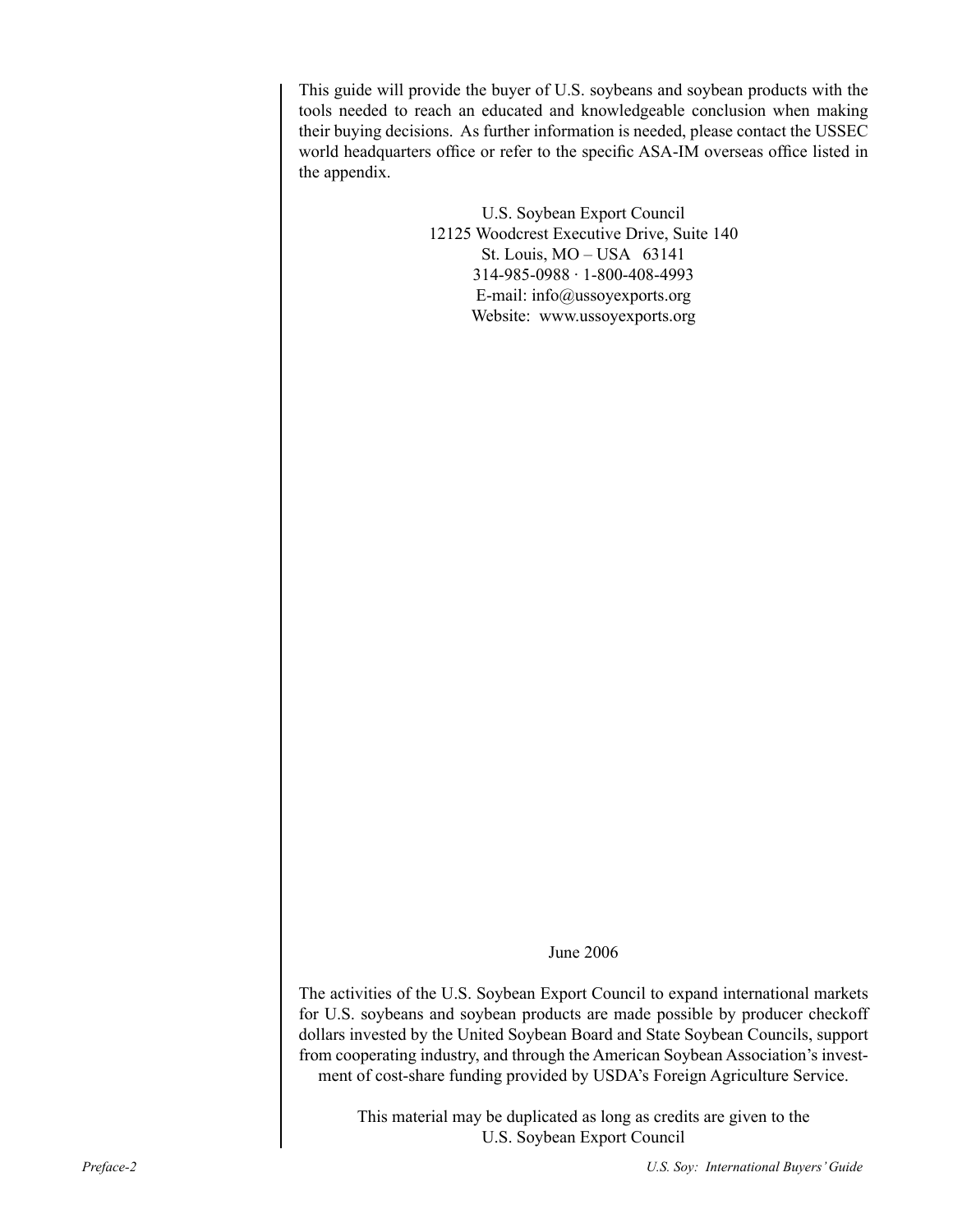This guide will provide the buyer of U.S. soybeans and soybean products with the tools needed to reach an educated and knowledgeable conclusion when making their buying decisions. As further information is needed, please contact the USSEC world headquarters office or refer to the specific ASA-IM overseas office listed in the appendix.

U.S. Soybean Export Council
12125 Woodcrest Executive Drive, Suite 140
St. Louis, MO – USA 63141
314-985-0988 · 1-800-408-4993
E-mail: info@ussoyexports.org
Website: www.ussoyexports.org

June 2006

The activities of the U.S. Soybean Export Council to expand international markets for U.S. soybeans and soybean products are made possible by producer checkoff dollars invested by the United Soybean Board and State Soybean Councils, support from cooperating industry, and through the American Soybean Association's investment of cost-share funding provided by USDA's Foreign Agriculture Service.

This material may be duplicated as long as credits are given to the
U.S. Soybean Export Council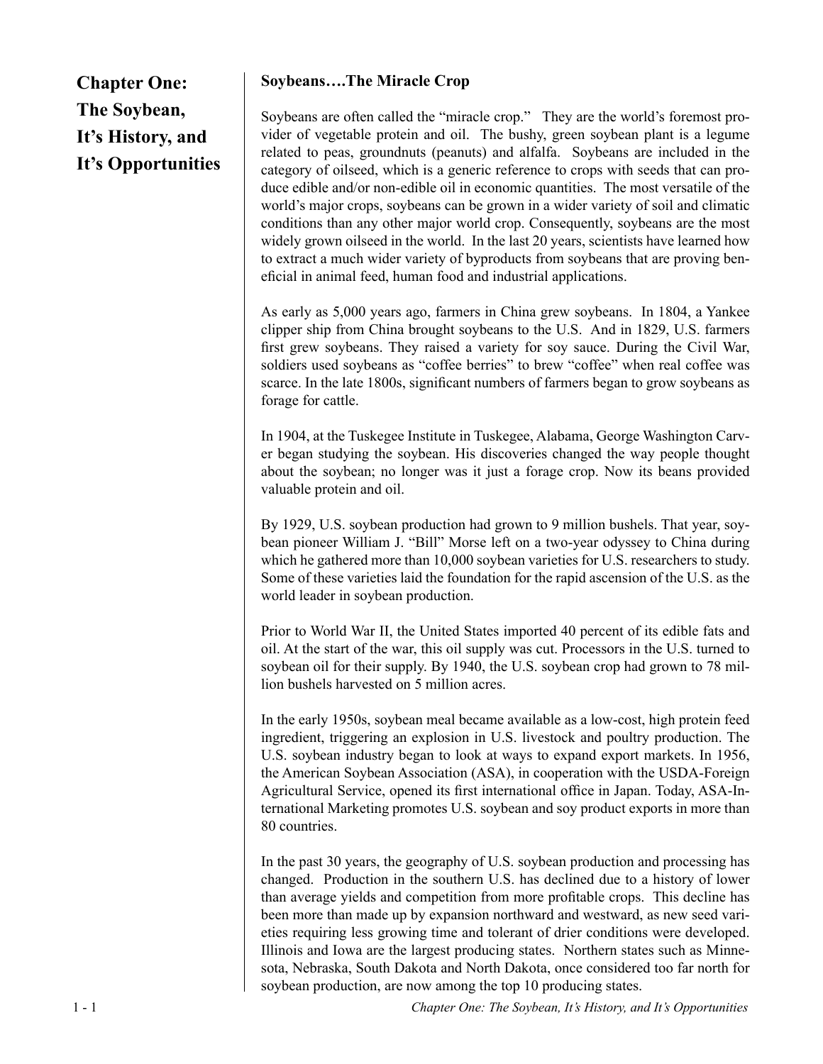# Chapter One: The Soybean, It's History, and It's Opportunities

## Soybeans….The Miracle Crop

Soybeans are often called the "miracle crop." They are the world's foremost provider of vegetable protein and oil. The bushy, green soybean plant is a legume related to peas, groundnuts (peanuts) and alfalfa. Soybeans are included in the category of oilseed, which is a generic reference to crops with seeds that can produce edible and/or non-edible oil in economic quantities. The most versatile of the world's major crops, soybeans can be grown in a wider variety of soil and climatic conditions than any other major world crop. Consequently, soybeans are the most widely grown oilseed in the world. In the last 20 years, scientists have learned how to extract a much wider variety of byproducts from soybeans that are proving beneficial in animal feed, human food and industrial applications.

As early as 5,000 years ago, farmers in China grew soybeans. In 1804, a Yankee clipper ship from China brought soybeans to the U.S. And in 1829, U.S. farmers first grew soybeans. They raised a variety for soy sauce. During the Civil War, soldiers used soybeans as "coffee berries" to brew "coffee" when real coffee was scarce. In the late 1800s, significant numbers of farmers began to grow soybeans as forage for cattle.

In 1904, at the Tuskegee Institute in Tuskegee, Alabama, George Washington Carver began studying the soybean. His discoveries changed the way people thought about the soybean; no longer was it just a forage crop. Now its beans provided valuable protein and oil.

By 1929, U.S. soybean production had grown to 9 million bushels. That year, soybean pioneer William J. "Bill" Morse left on a two-year odyssey to China during which he gathered more than 10,000 soybean varieties for U.S. researchers to study. Some of these varieties laid the foundation for the rapid ascension of the U.S. as the world leader in soybean production.

Prior to World War II, the United States imported 40 percent of its edible fats and oil. At the start of the war, this oil supply was cut. Processors in the U.S. turned to soybean oil for their supply. By 1940, the U.S. soybean crop had grown to 78 million bushels harvested on 5 million acres.

In the early 1950s, soybean meal became available as a low-cost, high protein feed ingredient, triggering an explosion in U.S. livestock and poultry production. The U.S. soybean industry began to look at ways to expand export markets. In 1956, the American Soybean Association (ASA), in cooperation with the USDA-Foreign Agricultural Service, opened its first international office in Japan. Today, ASA-International Marketing promotes U.S. soybean and soy product exports in more than 80 countries.

In the past 30 years, the geography of U.S. soybean production and processing has changed. Production in the southern U.S. has declined due to a history of lower than average yields and competition from more profitable crops. This decline has been more than made up by expansion northward and westward, as new seed varieties requiring less growing time and tolerant of drier conditions were developed. Illinois and Iowa are the largest producing states. Northern states such as Minnesota, Nebraska, South Dakota and North Dakota, once considered too far north for soybean production, are now among the top 10 producing states.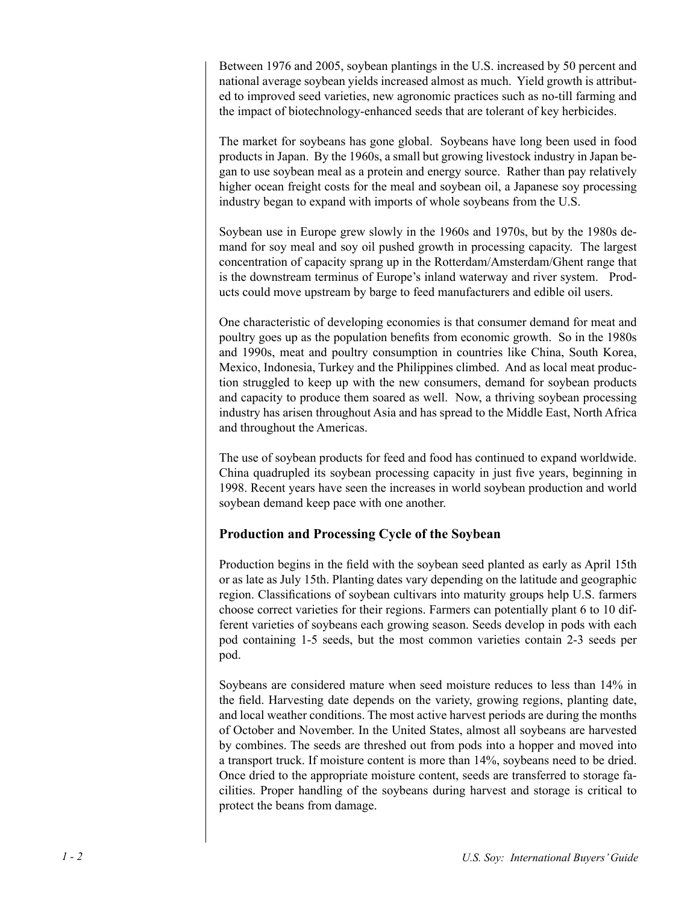Between 1976 and 2005, soybean plantings in the U.S. increased by 50 percent and national average soybean yields increased almost as much. Yield growth is attributed to improved seed varieties, new agronomic practices such as no-till farming and the impact of biotechnology-enhanced seeds that are tolerant of key herbicides.

The market for soybeans has gone global. Soybeans have long been used in food products in Japan. By the 1960s, a small but growing livestock industry in Japan began to use soybean meal as a protein and energy source. Rather than pay relatively higher ocean freight costs for the meal and soybean oil, a Japanese soy processing industry began to expand with imports of whole soybeans from the U.S.

Soybean use in Europe grew slowly in the 1960s and 1970s, but by the 1980s demand for soy meal and soy oil pushed growth in processing capacity. The largest concentration of capacity sprang up in the Rotterdam/Amsterdam/Ghent range that is the downstream terminus of Europe's inland waterway and river system. Products could move upstream by barge to feed manufacturers and edible oil users.

One characteristic of developing economies is that consumer demand for meat and poultry goes up as the population benefits from economic growth. So in the 1980s and 1990s, meat and poultry consumption in countries like China, South Korea, Mexico, Indonesia, Turkey and the Philippines climbed. And as local meat production struggled to keep up with the new consumers, demand for soybean products and capacity to produce them soared as well. Now, a thriving soybean processing industry has arisen throughout Asia and has spread to the Middle East, North Africa and throughout the Americas.

The use of soybean products for feed and food has continued to expand worldwide. China quadrupled its soybean processing capacity in just five years, beginning in 1998. Recent years have seen the increases in world soybean production and world soybean demand keep pace with one another.

## Production and Processing Cycle of the Soybean

Production begins in the field with the soybean seed planted as early as April 15th or as late as July 15th. Planting dates vary depending on the latitude and geographic region. Classifications of soybean cultivars into maturity groups help U.S. farmers choose correct varieties for their regions. Farmers can potentially plant 6 to 10 different varieties of soybeans each growing season. Seeds develop in pods with each pod containing 1-5 seeds, but the most common varieties contain 2-3 seeds per pod.

Soybeans are considered mature when seed moisture reduces to less than 14% in the field. Harvesting date depends on the variety, growing regions, planting date, and local weather conditions. The most active harvest periods are during the months of October and November. In the United States, almost all soybeans are harvested by combines. The seeds are threshed out from pods into a hopper and moved into a transport truck. If moisture content is more than 14%, soybeans need to be dried. Once dried to the appropriate moisture content, seeds are transferred to storage facilities. Proper handling of the soybeans during harvest and storage is critical to protect the beans from damage.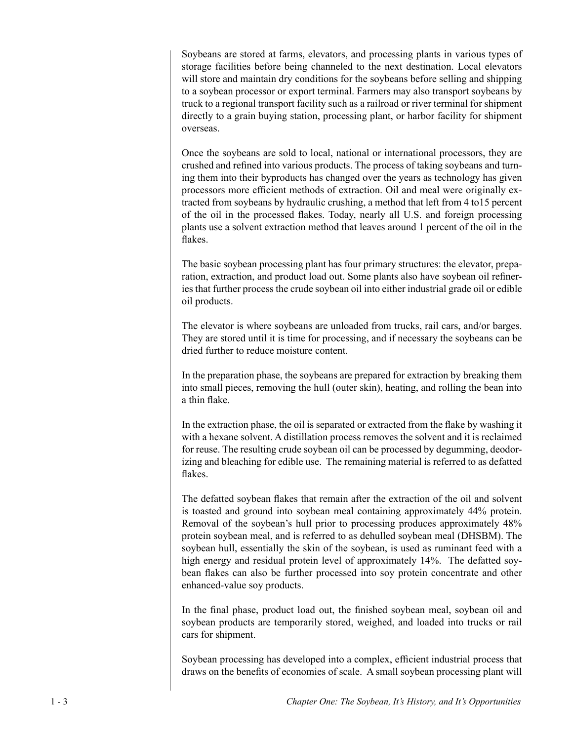Soybeans are stored at farms, elevators, and processing plants in various types of storage facilities before being channeled to the next destination. Local elevators will store and maintain dry conditions for the soybeans before selling and shipping to a soybean processor or export terminal. Farmers may also transport soybeans by truck to a regional transport facility such as a railroad or river terminal for shipment directly to a grain buying station, processing plant, or harbor facility for shipment overseas.

Once the soybeans are sold to local, national or international processors, they are crushed and refined into various products. The process of taking soybeans and turning them into their byproducts has changed over the years as technology has given processors more efficient methods of extraction. Oil and meal were originally extracted from soybeans by hydraulic crushing, a method that left from 4 to15 percent of the oil in the processed flakes. Today, nearly all U.S. and foreign processing plants use a solvent extraction method that leaves around 1 percent of the oil in the flakes.

The basic soybean processing plant has four primary structures: the elevator, preparation, extraction, and product load out. Some plants also have soybean oil refineries that further process the crude soybean oil into either industrial grade oil or edible oil products.

The elevator is where soybeans are unloaded from trucks, rail cars, and/or barges. They are stored until it is time for processing, and if necessary the soybeans can be dried further to reduce moisture content.

In the preparation phase, the soybeans are prepared for extraction by breaking them into small pieces, removing the hull (outer skin), heating, and rolling the bean into a thin flake.

In the extraction phase, the oil is separated or extracted from the flake by washing it with a hexane solvent. A distillation process removes the solvent and it is reclaimed for reuse. The resulting crude soybean oil can be processed by degumming, deodorizing and bleaching for edible use. The remaining material is referred to as defatted flakes.

The defatted soybean flakes that remain after the extraction of the oil and solvent is toasted and ground into soybean meal containing approximately 44% protein. Removal of the soybean's hull prior to processing produces approximately 48% protein soybean meal, and is referred to as dehulled soybean meal (DHSBM). The soybean hull, essentially the skin of the soybean, is used as ruminant feed with a high energy and residual protein level of approximately 14%. The defatted soybean flakes can also be further processed into soy protein concentrate and other enhanced-value soy products.

In the final phase, product load out, the finished soybean meal, soybean oil and soybean products are temporarily stored, weighed, and loaded into trucks or rail cars for shipment.

Soybean processing has developed into a complex, efficient industrial process that draws on the benefits of economies of scale. A small soybean processing plant will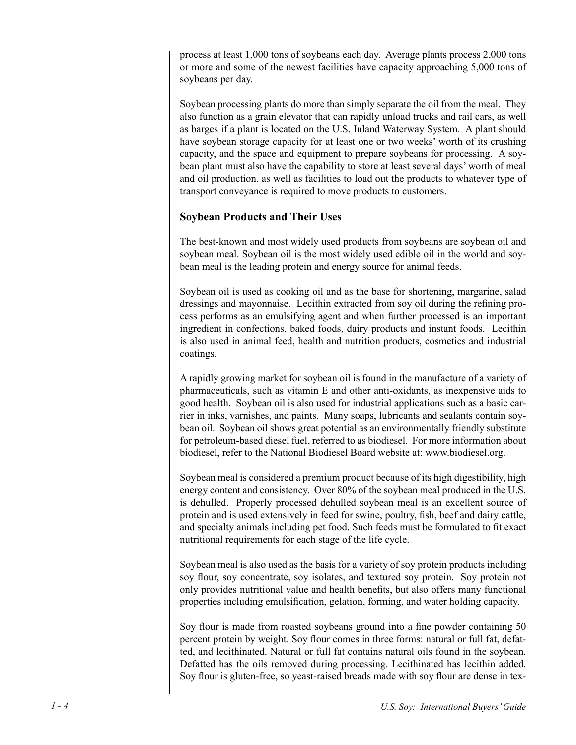process at least 1,000 tons of soybeans each day. Average plants process 2,000 tons or more and some of the newest facilities have capacity approaching 5,000 tons of soybeans per day.

Soybean processing plants do more than simply separate the oil from the meal. They also function as a grain elevator that can rapidly unload trucks and rail cars, as well as barges if a plant is located on the U.S. Inland Waterway System. A plant should have soybean storage capacity for at least one or two weeks' worth of its crushing capacity, and the space and equipment to prepare soybeans for processing. A soybean plant must also have the capability to store at least several days' worth of meal and oil production, as well as facilities to load out the products to whatever type of transport conveyance is required to move products to customers.

## Soybean Products and Their Uses

The best-known and most widely used products from soybeans are soybean oil and soybean meal. Soybean oil is the most widely used edible oil in the world and soybean meal is the leading protein and energy source for animal feeds.

Soybean oil is used as cooking oil and as the base for shortening, margarine, salad dressings and mayonnaise. Lecithin extracted from soy oil during the refining process performs as an emulsifying agent and when further processed is an important ingredient in confections, baked foods, dairy products and instant foods. Lecithin is also used in animal feed, health and nutrition products, cosmetics and industrial coatings.

A rapidly growing market for soybean oil is found in the manufacture of a variety of pharmaceuticals, such as vitamin E and other anti-oxidants, as inexpensive aids to good health. Soybean oil is also used for industrial applications such as a basic carrier in inks, varnishes, and paints. Many soaps, lubricants and sealants contain soybean oil. Soybean oil shows great potential as an environmentally friendly substitute for petroleum-based diesel fuel, referred to as biodiesel. For more information about biodiesel, refer to the National Biodiesel Board website at: www.biodiesel.org.

Soybean meal is considered a premium product because of its high digestibility, high energy content and consistency. Over 80% of the soybean meal produced in the U.S. is dehulled. Properly processed dehulled soybean meal is an excellent source of protein and is used extensively in feed for swine, poultry, fish, beef and dairy cattle, and specialty animals including pet food. Such feeds must be formulated to fit exact nutritional requirements for each stage of the life cycle.

Soybean meal is also used as the basis for a variety of soy protein products including soy flour, soy concentrate, soy isolates, and textured soy protein. Soy protein not only provides nutritional value and health benefits, but also offers many functional properties including emulsification, gelation, forming, and water holding capacity.

Soy flour is made from roasted soybeans ground into a fine powder containing 50 percent protein by weight. Soy flour comes in three forms: natural or full fat, defatted, and lecithinated. Natural or full fat contains natural oils found in the soybean. Defatted has the oils removed during processing. Lecithinated has lecithin added. Soy flour is gluten-free, so yeast-raised breads made with soy flour are dense in tex-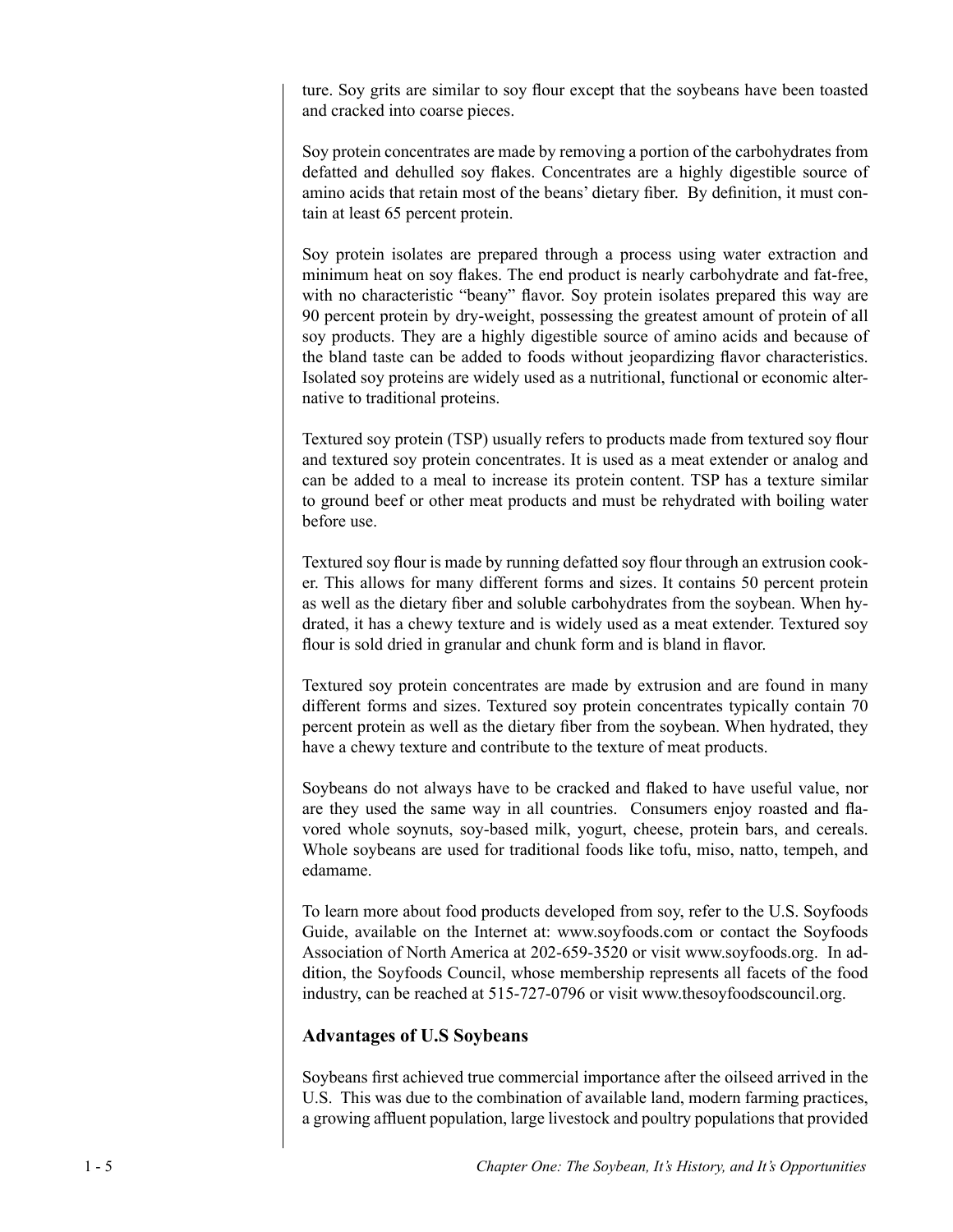ture. Soy grits are similar to soy flour except that the soybeans have been toasted and cracked into coarse pieces.

Soy protein concentrates are made by removing a portion of the carbohydrates from defatted and dehulled soy flakes. Concentrates are a highly digestible source of amino acids that retain most of the beans' dietary fiber. By definition, it must contain at least 65 percent protein.

Soy protein isolates are prepared through a process using water extraction and minimum heat on soy flakes. The end product is nearly carbohydrate and fat-free, with no characteristic "beany" flavor. Soy protein isolates prepared this way are 90 percent protein by dry-weight, possessing the greatest amount of protein of all soy products. They are a highly digestible source of amino acids and because of the bland taste can be added to foods without jeopardizing flavor characteristics. Isolated soy proteins are widely used as a nutritional, functional or economic alternative to traditional proteins.

Textured soy protein (TSP) usually refers to products made from textured soy flour and textured soy protein concentrates. It is used as a meat extender or analog and can be added to a meal to increase its protein content. TSP has a texture similar to ground beef or other meat products and must be rehydrated with boiling water before use.

Textured soy flour is made by running defatted soy flour through an extrusion cooker. This allows for many different forms and sizes. It contains 50 percent protein as well as the dietary fiber and soluble carbohydrates from the soybean. When hydrated, it has a chewy texture and is widely used as a meat extender. Textured soy flour is sold dried in granular and chunk form and is bland in flavor.

Textured soy protein concentrates are made by extrusion and are found in many different forms and sizes. Textured soy protein concentrates typically contain 70 percent protein as well as the dietary fiber from the soybean. When hydrated, they have a chewy texture and contribute to the texture of meat products.

Soybeans do not always have to be cracked and flaked to have useful value, nor are they used the same way in all countries. Consumers enjoy roasted and flavored whole soynuts, soy-based milk, yogurt, cheese, protein bars, and cereals. Whole soybeans are used for traditional foods like tofu, miso, natto, tempeh, and edamame.

To learn more about food products developed from soy, refer to the U.S. Soyfoods Guide, available on the Internet at: www.soyfoods.com or contact the Soyfoods Association of North America at 202-659-3520 or visit www.soyfoods.org. In addition, the Soyfoods Council, whose membership represents all facets of the food industry, can be reached at 515-727-0796 or visit www.thesoyfoodscouncil.org.

### Advantages of U.S Soybeans

Soybeans first achieved true commercial importance after the oilseed arrived in the U.S. This was due to the combination of available land, modern farming practices, a growing affluent population, large livestock and poultry populations that provided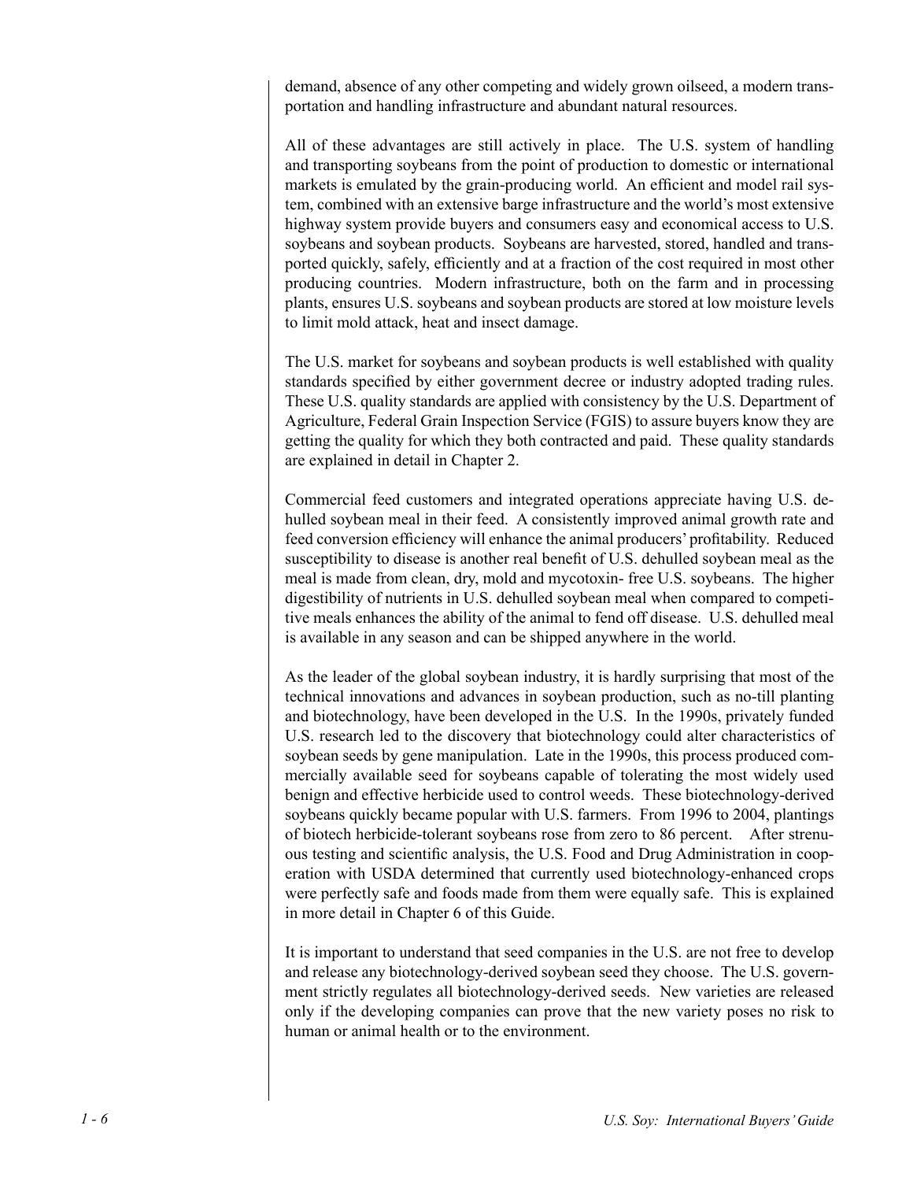demand, absence of any other competing and widely grown oilseed, a modern transportation and handling infrastructure and abundant natural resources.

All of these advantages are still actively in place. The U.S. system of handling and transporting soybeans from the point of production to domestic or international markets is emulated by the grain-producing world. An efficient and model rail system, combined with an extensive barge infrastructure and the world's most extensive highway system provide buyers and consumers easy and economical access to U.S. soybeans and soybean products. Soybeans are harvested, stored, handled and transported quickly, safely, efficiently and at a fraction of the cost required in most other producing countries. Modern infrastructure, both on the farm and in processing plants, ensures U.S. soybeans and soybean products are stored at low moisture levels to limit mold attack, heat and insect damage.

The U.S. market for soybeans and soybean products is well established with quality standards specified by either government decree or industry adopted trading rules. These U.S. quality standards are applied with consistency by the U.S. Department of Agriculture, Federal Grain Inspection Service (FGIS) to assure buyers know they are getting the quality for which they both contracted and paid. These quality standards are explained in detail in Chapter 2.

Commercial feed customers and integrated operations appreciate having U.S. dehulled soybean meal in their feed. A consistently improved animal growth rate and feed conversion efficiency will enhance the animal producers' profitability. Reduced susceptibility to disease is another real benefit of U.S. dehulled soybean meal as the meal is made from clean, dry, mold and mycotoxin- free U.S. soybeans. The higher digestibility of nutrients in U.S. dehulled soybean meal when compared to competitive meals enhances the ability of the animal to fend off disease. U.S. dehulled meal is available in any season and can be shipped anywhere in the world.

As the leader of the global soybean industry, it is hardly surprising that most of the technical innovations and advances in soybean production, such as no-till planting and biotechnology, have been developed in the U.S. In the 1990s, privately funded U.S. research led to the discovery that biotechnology could alter characteristics of soybean seeds by gene manipulation. Late in the 1990s, this process produced commercially available seed for soybeans capable of tolerating the most widely used benign and effective herbicide used to control weeds. These biotechnology-derived soybeans quickly became popular with U.S. farmers. From 1996 to 2004, plantings of biotech herbicide-tolerant soybeans rose from zero to 86 percent. After strenuous testing and scientific analysis, the U.S. Food and Drug Administration in cooperation with USDA determined that currently used biotechnology-enhanced crops were perfectly safe and foods made from them were equally safe. This is explained in more detail in Chapter 6 of this Guide.

It is important to understand that seed companies in the U.S. are not free to develop and release any biotechnology-derived soybean seed they choose. The U.S. government strictly regulates all biotechnology-derived seeds. New varieties are released only if the developing companies can prove that the new variety poses no risk to human or animal health or to the environment.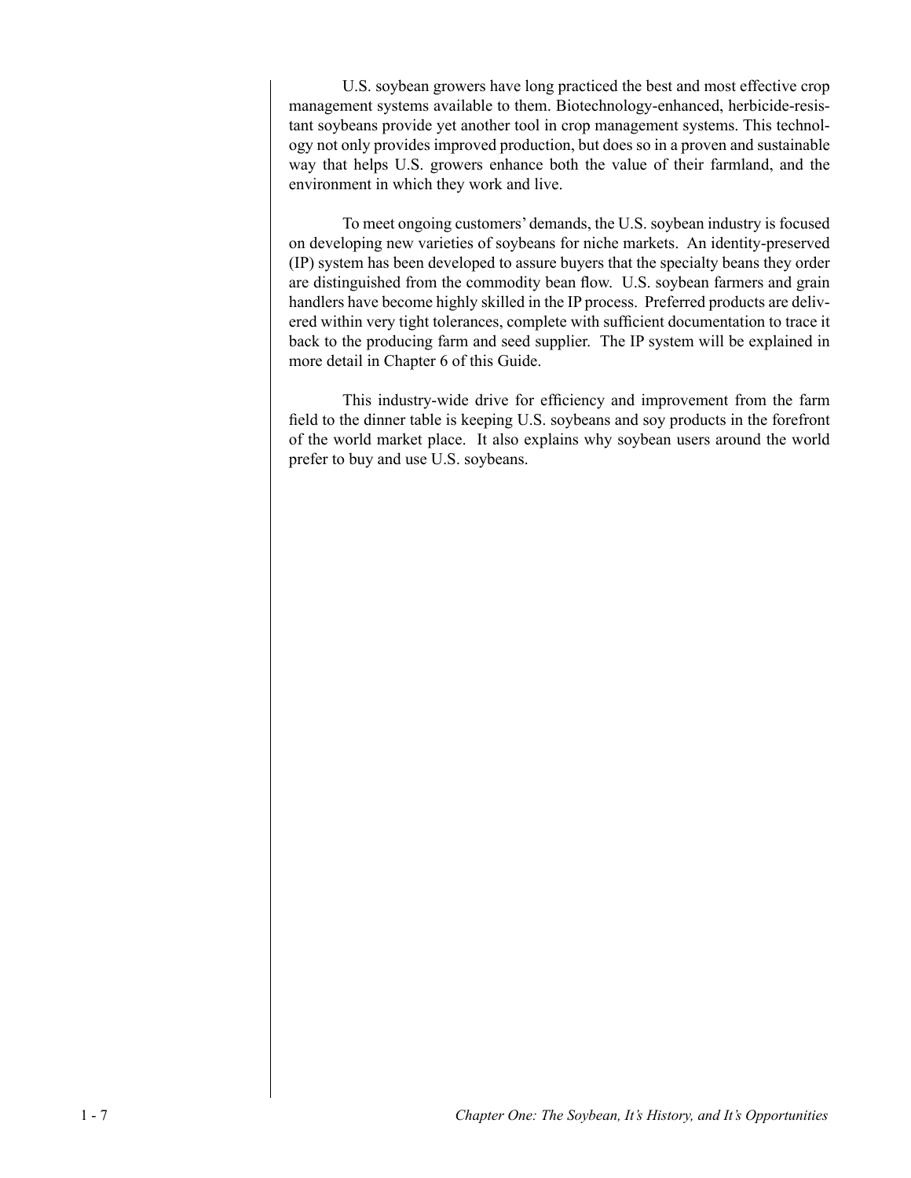U.S. soybean growers have long practiced the best and most effective crop management systems available to them. Biotechnology-enhanced, herbicide-resistant soybeans provide yet another tool in crop management systems. This technology not only provides improved production, but does so in a proven and sustainable way that helps U.S. growers enhance both the value of their farmland, and the environment in which they work and live.

To meet ongoing customers' demands, the U.S. soybean industry is focused on developing new varieties of soybeans for niche markets. An identity-preserved (IP) system has been developed to assure buyers that the specialty beans they order are distinguished from the commodity bean flow. U.S. soybean farmers and grain handlers have become highly skilled in the IP process. Preferred products are delivered within very tight tolerances, complete with sufficient documentation to trace it back to the producing farm and seed supplier. The IP system will be explained in more detail in Chapter 6 of this Guide.

This industry-wide drive for efficiency and improvement from the farm field to the dinner table is keeping U.S. soybeans and soy products in the forefront of the world market place. It also explains why soybean users around the world prefer to buy and use U.S. soybeans.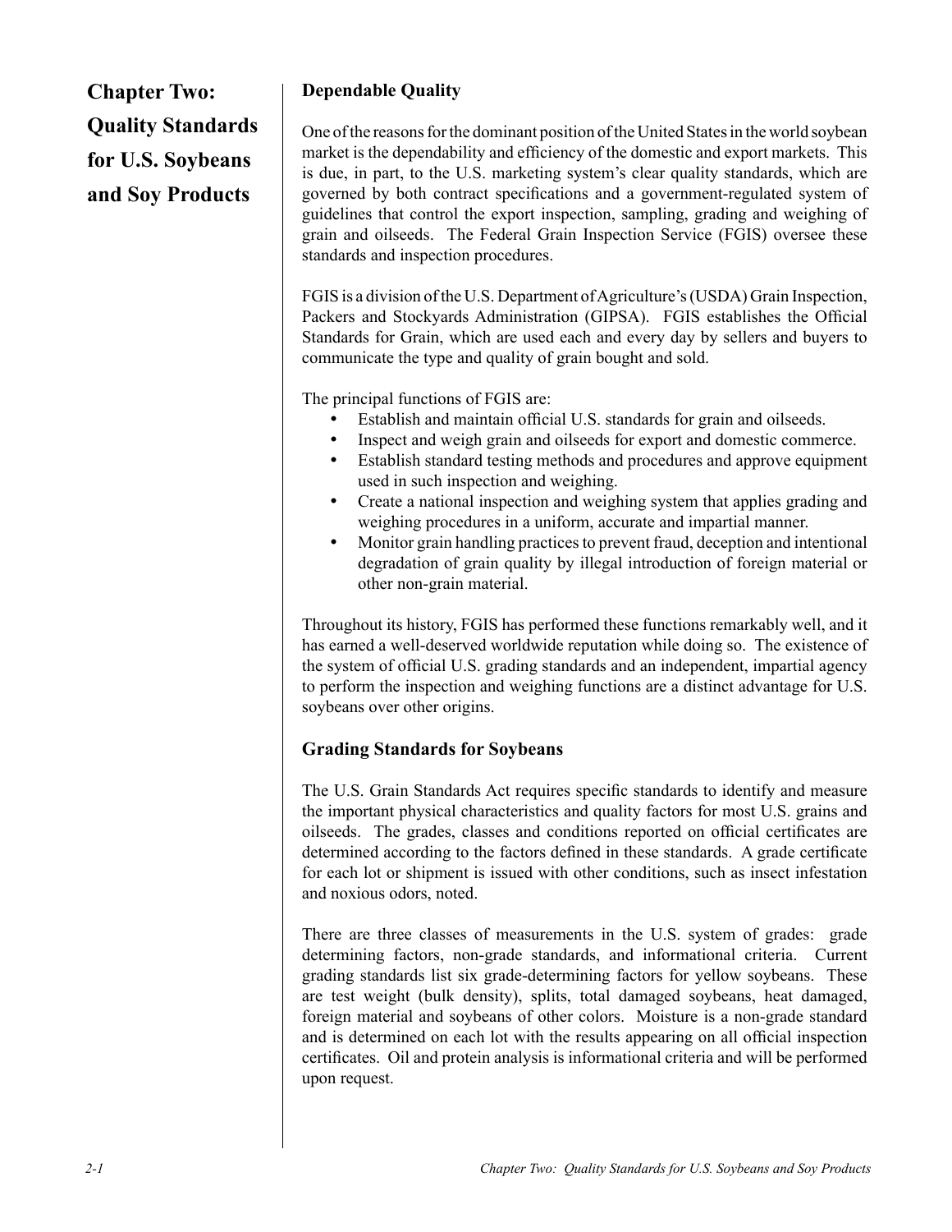# Chapter Two: Quality Standards for U.S. Soybeans and Soy Products

## Dependable Quality

One of the reasons for the dominant position of the United States in the world soybean market is the dependability and efficiency of the domestic and export markets. This is due, in part, to the U.S. marketing system's clear quality standards, which are governed by both contract specifications and a government-regulated system of guidelines that control the export inspection, sampling, grading and weighing of grain and oilseeds. The Federal Grain Inspection Service (FGIS) oversee these standards and inspection procedures.

FGIS is a division of the U.S. Department of Agriculture's (USDA) Grain Inspection, Packers and Stockyards Administration (GIPSA). FGIS establishes the Official Standards for Grain, which are used each and every day by sellers and buyers to communicate the type and quality of grain bought and sold.

The principal functions of FGIS are:

- Establish and maintain official U.S. standards for grain and oilseeds.
- Inspect and weigh grain and oilseeds for export and domestic commerce.
- Establish standard testing methods and procedures and approve equipment used in such inspection and weighing.
- Create a national inspection and weighing system that applies grading and weighing procedures in a uniform, accurate and impartial manner.
- Monitor grain handling practices to prevent fraud, deception and intentional degradation of grain quality by illegal introduction of foreign material or other non-grain material.

Throughout its history, FGIS has performed these functions remarkably well, and it has earned a well-deserved worldwide reputation while doing so. The existence of the system of official U.S. grading standards and an independent, impartial agency to perform the inspection and weighing functions are a distinct advantage for U.S. soybeans over other origins.

## Grading Standards for Soybeans

The U.S. Grain Standards Act requires specific standards to identify and measure the important physical characteristics and quality factors for most U.S. grains and oilseeds. The grades, classes and conditions reported on official certificates are determined according to the factors defined in these standards. A grade certificate for each lot or shipment is issued with other conditions, such as insect infestation and noxious odors, noted.

There are three classes of measurements in the U.S. system of grades: grade determining factors, non-grade standards, and informational criteria. Current grading standards list six grade-determining factors for yellow soybeans. These are test weight (bulk density), splits, total damaged soybeans, heat damaged, foreign material and soybeans of other colors. Moisture is a non-grade standard and is determined on each lot with the results appearing on all official inspection certificates. Oil and protein analysis is informational criteria and will be performed upon request.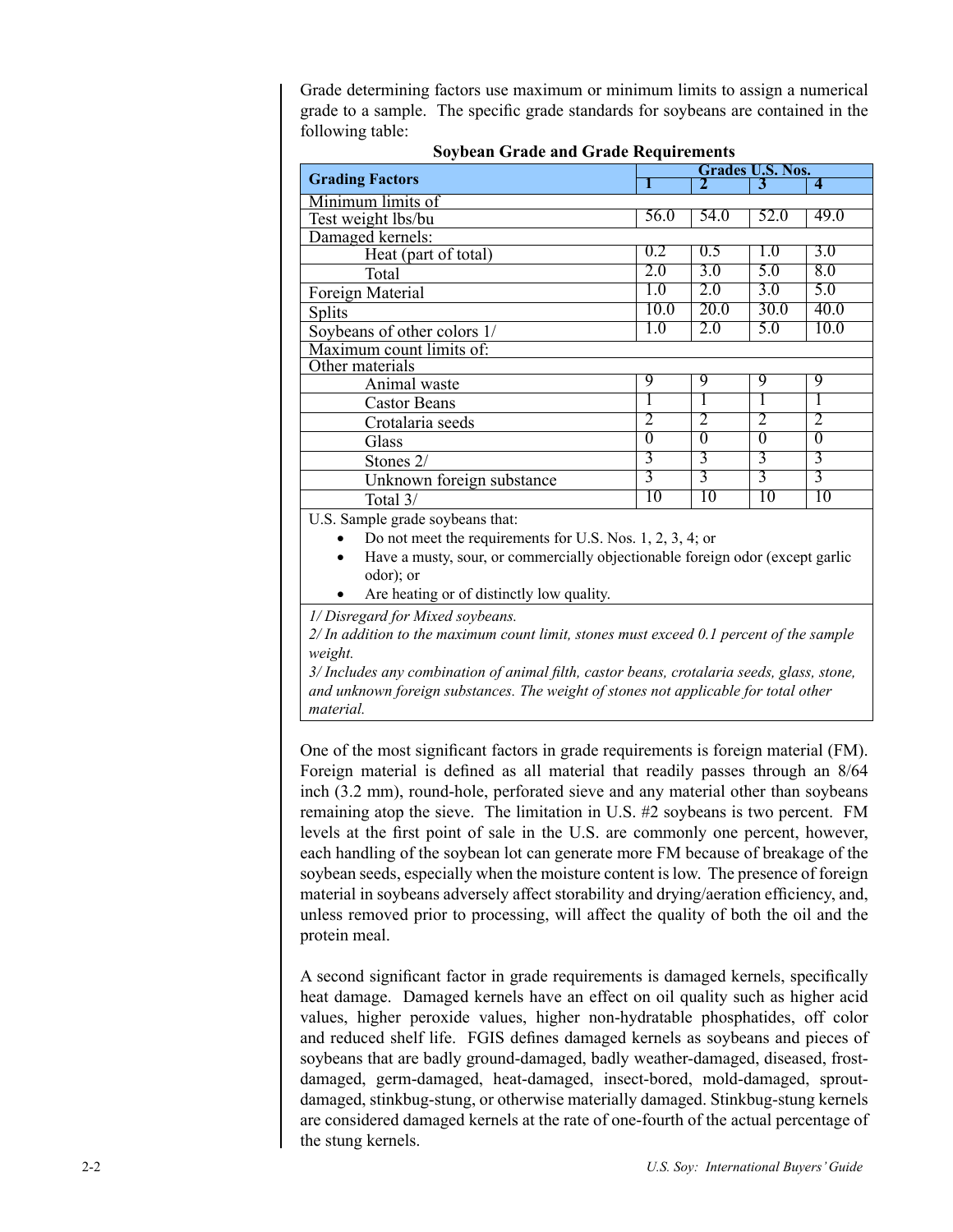Grade determining factors use maximum or minimum limits to assign a numerical grade to a sample. The specific grade standards for soybeans are contained in the following table:

**Soybean Grade and Grade Requirements**

| Grading Factors | Grades U.S. Nos. | | | |
|---|---|---|---|---|
| | **1** | **2** | **3** | **4** |
| Minimum limits of | | | | |
| Test weight lbs/bu | 56.0 | 54.0 | 52.0 | 49.0 |
| Damaged kernels: | | | | |
| Heat (part of total) | 0.2 | 0.5 | 1.0 | 3.0 |
| Total | 2.0 | 3.0 | 5.0 | 8.0 |
| Foreign Material | 1.0 | 2.0 | 3.0 | 5.0 |
| Splits | 10.0 | 20.0 | 30.0 | 40.0 |
| Soybeans of other colors 1/ | 1.0 | 2.0 | 5.0 | 10.0 |
| Maximum count limits of: | | | | |
| Other materials | | | | |
| Animal waste | 9 | 9 | 9 | 9 |
| Castor Beans | 1 | 1 | 1 | 1 |
| Crotalaria seeds | 2 | 2 | 2 | 2 |
| Glass | 0 | 0 | 0 | 0 |
| Stones 2/ | 3 | 3 | 3 | 3 |
| Unknown foreign substance | 3 | 3 | 3 | 3 |
| Total 3/ | 10 | 10 | 10 | 10 |

U.S. Sample grade soybeans that:

- Do not meet the requirements for U.S. Nos. 1, 2, 3, 4; or
- Have a musty, sour, or commercially objectionable foreign odor (except garlic odor); or
- Are heating or of distinctly low quality.

*1/ Disregard for Mixed soybeans.*
*2/ In addition to the maximum count limit, stones must exceed 0.1 percent of the sample weight.*
*3/ Includes any combination of animal filth, castor beans, crotalaria seeds, glass, stone, and unknown foreign substances. The weight of stones not applicable for total other material.*

One of the most significant factors in grade requirements is foreign material (FM). Foreign material is defined as all material that readily passes through an 8/64 inch (3.2 mm), round-hole, perforated sieve and any material other than soybeans remaining atop the sieve. The limitation in U.S. #2 soybeans is two percent. FM levels at the first point of sale in the U.S. are commonly one percent, however, each handling of the soybean lot can generate more FM because of breakage of the soybean seeds, especially when the moisture content is low. The presence of foreign material in soybeans adversely affect storability and drying/aeration efficiency, and, unless removed prior to processing, will affect the quality of both the oil and the protein meal.

A second significant factor in grade requirements is damaged kernels, specifically heat damage. Damaged kernels have an effect on oil quality such as higher acid values, higher peroxide values, higher non-hydratable phosphatides, off color and reduced shelf life. FGIS defines damaged kernels as soybeans and pieces of soybeans that are badly ground-damaged, badly weather-damaged, diseased, frost-damaged, germ-damaged, heat-damaged, insect-bored, mold-damaged, sprout-damaged, stinkbug-stung, or otherwise materially damaged. Stinkbug-stung kernels are considered damaged kernels at the rate of one-fourth of the actual percentage of the stung kernels.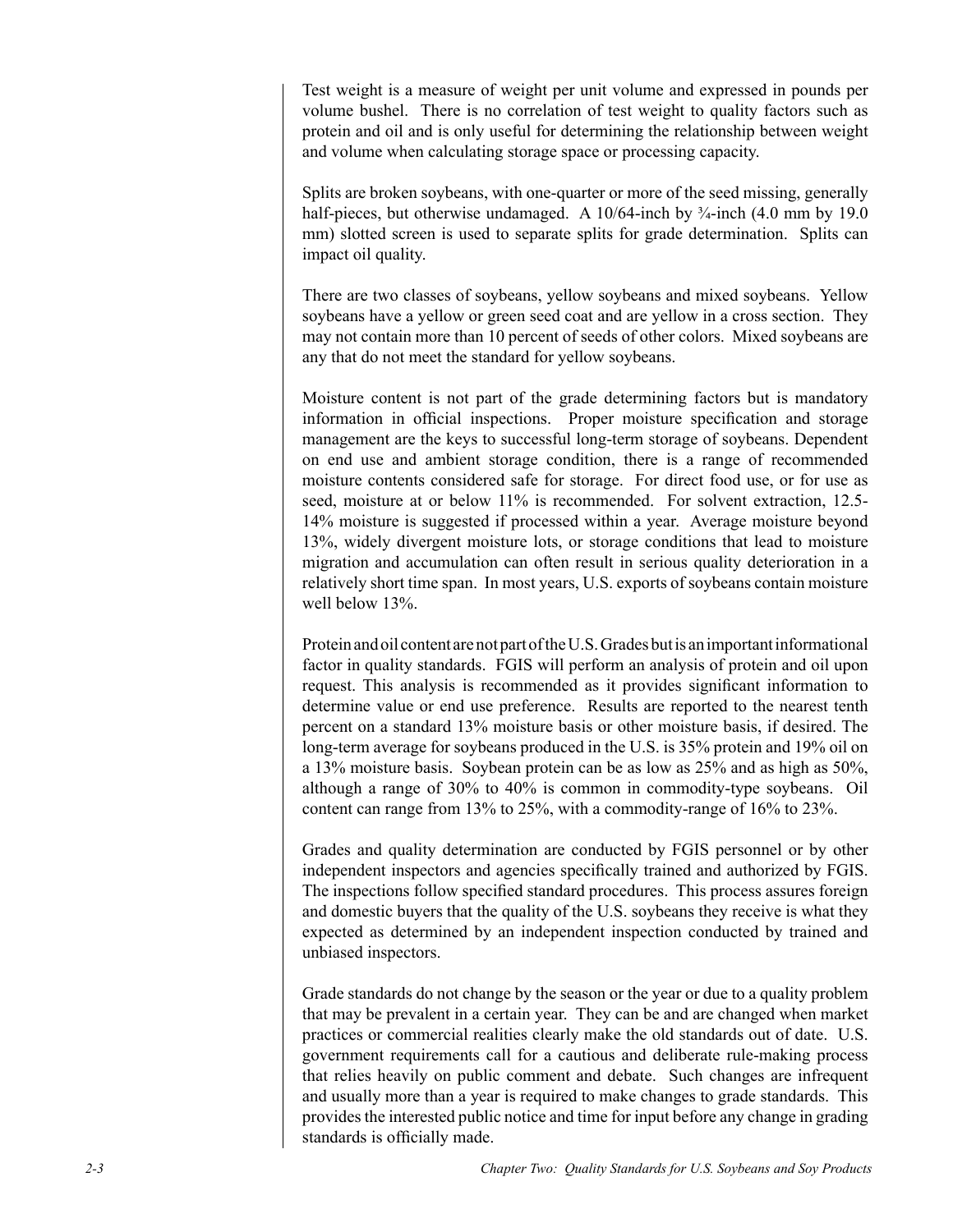Test weight is a measure of weight per unit volume and expressed in pounds per volume bushel. There is no correlation of test weight to quality factors such as protein and oil and is only useful for determining the relationship between weight and volume when calculating storage space or processing capacity.

Splits are broken soybeans, with one-quarter or more of the seed missing, generally half-pieces, but otherwise undamaged. A 10/64-inch by ¾-inch (4.0 mm by 19.0 mm) slotted screen is used to separate splits for grade determination. Splits can impact oil quality.

There are two classes of soybeans, yellow soybeans and mixed soybeans. Yellow soybeans have a yellow or green seed coat and are yellow in a cross section. They may not contain more than 10 percent of seeds of other colors. Mixed soybeans are any that do not meet the standard for yellow soybeans.

Moisture content is not part of the grade determining factors but is mandatory information in official inspections. Proper moisture specification and storage management are the keys to successful long-term storage of soybeans. Dependent on end use and ambient storage condition, there is a range of recommended moisture contents considered safe for storage. For direct food use, or for use as seed, moisture at or below 11% is recommended. For solvent extraction, 12.5-14% moisture is suggested if processed within a year. Average moisture beyond 13%, widely divergent moisture lots, or storage conditions that lead to moisture migration and accumulation can often result in serious quality deterioration in a relatively short time span. In most years, U.S. exports of soybeans contain moisture well below 13%.

Protein and oil content are not part of the U.S. Grades but is an important informational factor in quality standards. FGIS will perform an analysis of protein and oil upon request. This analysis is recommended as it provides significant information to determine value or end use preference. Results are reported to the nearest tenth percent on a standard 13% moisture basis or other moisture basis, if desired. The long-term average for soybeans produced in the U.S. is 35% protein and 19% oil on a 13% moisture basis. Soybean protein can be as low as 25% and as high as 50%, although a range of 30% to 40% is common in commodity-type soybeans. Oil content can range from 13% to 25%, with a commodity-range of 16% to 23%.

Grades and quality determination are conducted by FGIS personnel or by other independent inspectors and agencies specifically trained and authorized by FGIS. The inspections follow specified standard procedures. This process assures foreign and domestic buyers that the quality of the U.S. soybeans they receive is what they expected as determined by an independent inspection conducted by trained and unbiased inspectors.

Grade standards do not change by the season or the year or due to a quality problem that may be prevalent in a certain year. They can be and are changed when market practices or commercial realities clearly make the old standards out of date. U.S. government requirements call for a cautious and deliberate rule-making process that relies heavily on public comment and debate. Such changes are infrequent and usually more than a year is required to make changes to grade standards. This provides the interested public notice and time for input before any change in grading standards is officially made.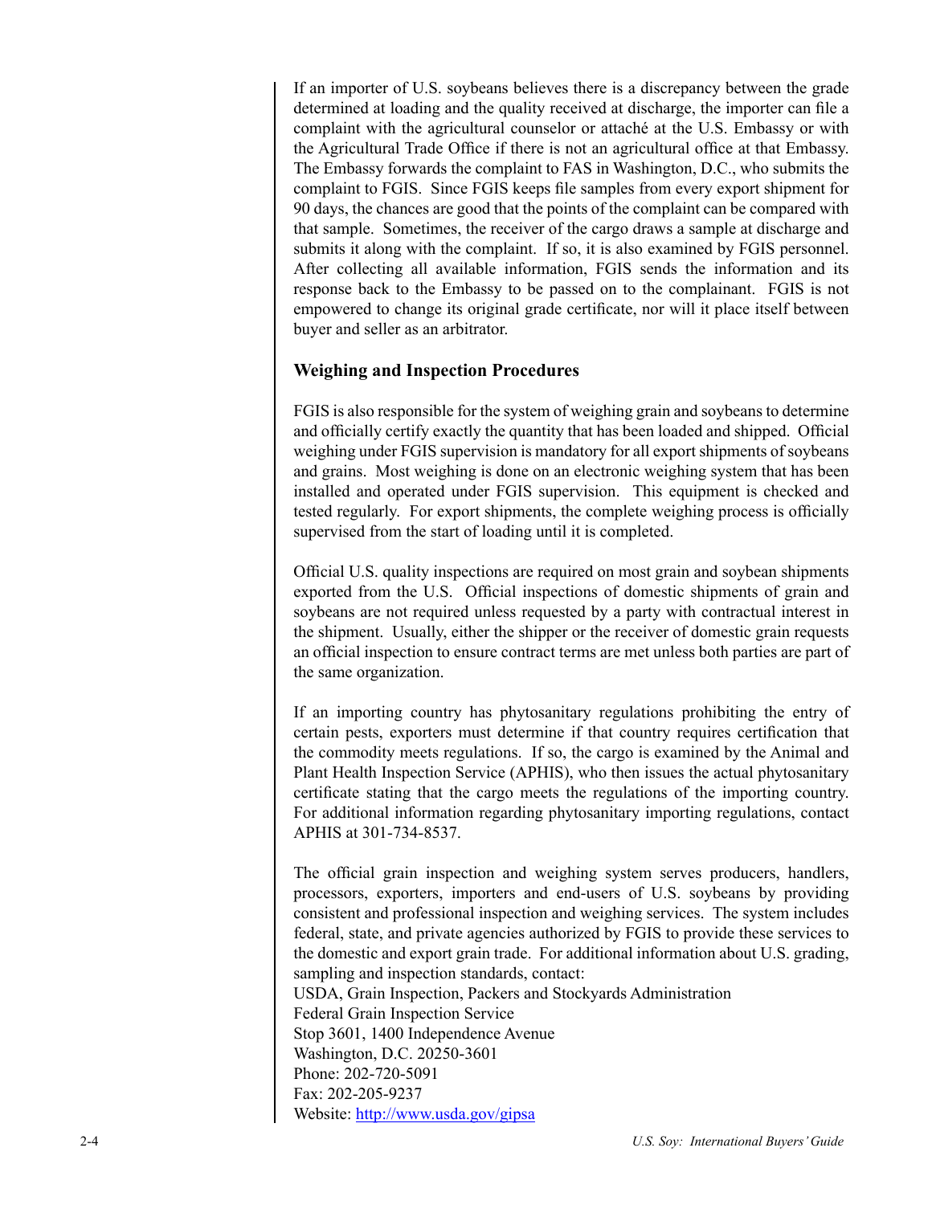If an importer of U.S. soybeans believes there is a discrepancy between the grade determined at loading and the quality received at discharge, the importer can file a complaint with the agricultural counselor or attaché at the U.S. Embassy or with the Agricultural Trade Office if there is not an agricultural office at that Embassy. The Embassy forwards the complaint to FAS in Washington, D.C., who submits the complaint to FGIS. Since FGIS keeps file samples from every export shipment for 90 days, the chances are good that the points of the complaint can be compared with that sample. Sometimes, the receiver of the cargo draws a sample at discharge and submits it along with the complaint. If so, it is also examined by FGIS personnel. After collecting all available information, FGIS sends the information and its response back to the Embassy to be passed on to the complainant. FGIS is not empowered to change its original grade certificate, nor will it place itself between buyer and seller as an arbitrator.

### Weighing and Inspection Procedures

FGIS is also responsible for the system of weighing grain and soybeans to determine and officially certify exactly the quantity that has been loaded and shipped. Official weighing under FGIS supervision is mandatory for all export shipments of soybeans and grains. Most weighing is done on an electronic weighing system that has been installed and operated under FGIS supervision. This equipment is checked and tested regularly. For export shipments, the complete weighing process is officially supervised from the start of loading until it is completed.

Official U.S. quality inspections are required on most grain and soybean shipments exported from the U.S. Official inspections of domestic shipments of grain and soybeans are not required unless requested by a party with contractual interest in the shipment. Usually, either the shipper or the receiver of domestic grain requests an official inspection to ensure contract terms are met unless both parties are part of the same organization.

If an importing country has phytosanitary regulations prohibiting the entry of certain pests, exporters must determine if that country requires certification that the commodity meets regulations. If so, the cargo is examined by the Animal and Plant Health Inspection Service (APHIS), who then issues the actual phytosanitary certificate stating that the cargo meets the regulations of the importing country. For additional information regarding phytosanitary importing regulations, contact APHIS at 301-734-8537.

The official grain inspection and weighing system serves producers, handlers, processors, exporters, importers and end-users of U.S. soybeans by providing consistent and professional inspection and weighing services. The system includes federal, state, and private agencies authorized by FGIS to provide these services to the domestic and export grain trade. For additional information about U.S. grading, sampling and inspection standards, contact:

USDA, Grain Inspection, Packers and Stockyards Administration
Federal Grain Inspection Service
Stop 3601, 1400 Independence Avenue
Washington, D.C. 20250-3601
Phone: 202-720-5091
Fax: 202-205-9237
Website: http://www.usda.gov/gipsa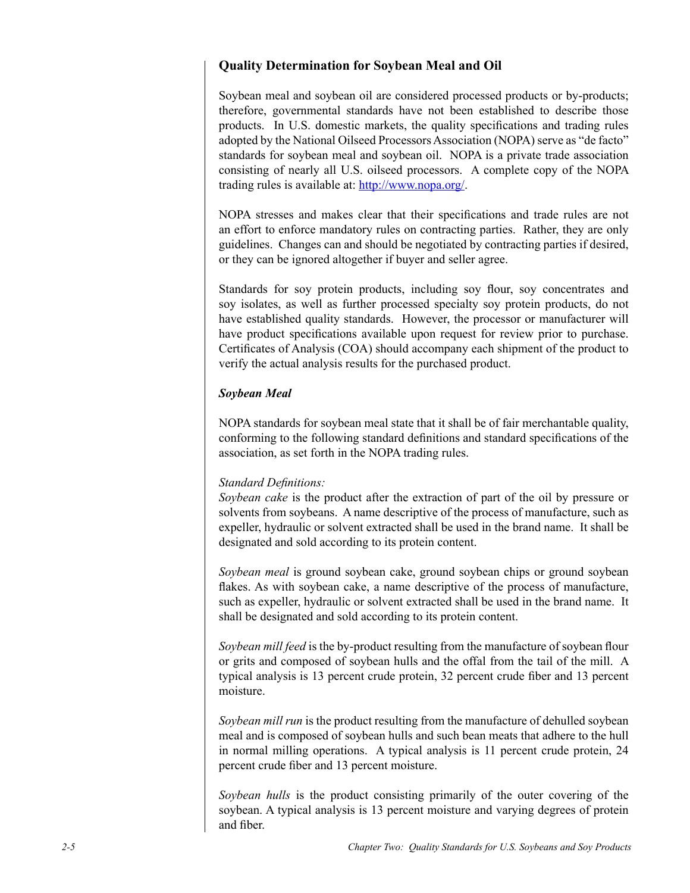## Quality Determination for Soybean Meal and Oil

Soybean meal and soybean oil are considered processed products or by-products; therefore, governmental standards have not been established to describe those products. In U.S. domestic markets, the quality specifications and trading rules adopted by the National Oilseed Processors Association (NOPA) serve as "de facto" standards for soybean meal and soybean oil. NOPA is a private trade association consisting of nearly all U.S. oilseed processors. A complete copy of the NOPA trading rules is available at: [http://www.nopa.org/](http://www.nopa.org/).

NOPA stresses and makes clear that their specifications and trade rules are not an effort to enforce mandatory rules on contracting parties. Rather, they are only guidelines. Changes can and should be negotiated by contracting parties if desired, or they can be ignored altogether if buyer and seller agree.

Standards for soy protein products, including soy flour, soy concentrates and soy isolates, as well as further processed specialty soy protein products, do not have established quality standards. However, the processor or manufacturer will have product specifications available upon request for review prior to purchase. Certificates of Analysis (COA) should accompany each shipment of the product to verify the actual analysis results for the purchased product.

### *Soybean Meal*

NOPA standards for soybean meal state that it shall be of fair merchantable quality, conforming to the following standard definitions and standard specifications of the association, as set forth in the NOPA trading rules.

*Standard Definitions:*
*Soybean cake* is the product after the extraction of part of the oil by pressure or solvents from soybeans. A name descriptive of the process of manufacture, such as expeller, hydraulic or solvent extracted shall be used in the brand name. It shall be designated and sold according to its protein content.

*Soybean meal* is ground soybean cake, ground soybean chips or ground soybean flakes. As with soybean cake, a name descriptive of the process of manufacture, such as expeller, hydraulic or solvent extracted shall be used in the brand name. It shall be designated and sold according to its protein content.

*Soybean mill feed* is the by-product resulting from the manufacture of soybean flour or grits and composed of soybean hulls and the offal from the tail of the mill. A typical analysis is 13 percent crude protein, 32 percent crude fiber and 13 percent moisture.

*Soybean mill run* is the product resulting from the manufacture of dehulled soybean meal and is composed of soybean hulls and such bean meats that adhere to the hull in normal milling operations. A typical analysis is 11 percent crude protein, 24 percent crude fiber and 13 percent moisture.

*Soybean hulls* is the product consisting primarily of the outer covering of the soybean. A typical analysis is 13 percent moisture and varying degrees of protein and fiber.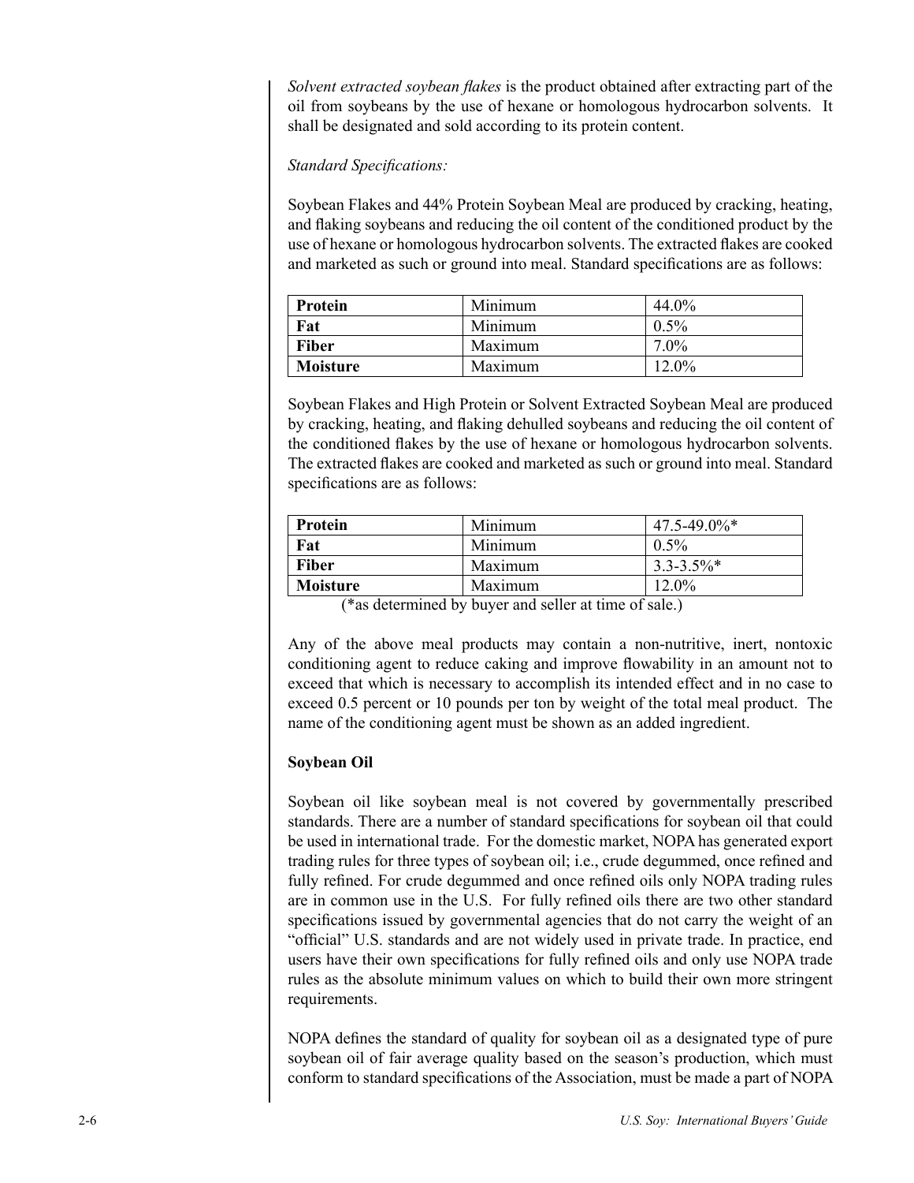*Solvent extracted soybean flakes* is the product obtained after extracting part of the oil from soybeans by the use of hexane or homologous hydrocarbon solvents. It shall be designated and sold according to its protein content.

*Standard Specifications:*

Soybean Flakes and 44% Protein Soybean Meal are produced by cracking, heating, and flaking soybeans and reducing the oil content of the conditioned product by the use of hexane or homologous hydrocarbon solvents. The extracted flakes are cooked and marketed as such or ground into meal. Standard specifications are as follows:

| | | |
|---|---|---|
| **Protein** | Minimum | 44.0% |
| **Fat** | Minimum | 0.5% |
| **Fiber** | Maximum | 7.0% |
| **Moisture** | Maximum | 12.0% |

Soybean Flakes and High Protein or Solvent Extracted Soybean Meal are produced by cracking, heating, and flaking dehulled soybeans and reducing the oil content of the conditioned flakes by the use of hexane or homologous hydrocarbon solvents. The extracted flakes are cooked and marketed as such or ground into meal. Standard specifications are as follows:

| | | |
|---|---|---|
| **Protein** | Minimum | 47.5-49.0%* |
| **Fat** | Minimum | 0.5% |
| **Fiber** | Maximum | 3.3-3.5%* |
| **Moisture** | Maximum | 12.0% |

(*as determined by buyer and seller at time of sale.)

Any of the above meal products may contain a non-nutritive, inert, nontoxic conditioning agent to reduce caking and improve flowability in an amount not to exceed that which is necessary to accomplish its intended effect and in no case to exceed 0.5 percent or 10 pounds per ton by weight of the total meal product. The name of the conditioning agent must be shown as an added ingredient.

**Soybean Oil**

Soybean oil like soybean meal is not covered by governmentally prescribed standards. There are a number of standard specifications for soybean oil that could be used in international trade. For the domestic market, NOPA has generated export trading rules for three types of soybean oil; i.e., crude degummed, once refined and fully refined. For crude degummed and once refined oils only NOPA trading rules are in common use in the U.S. For fully refined oils there are two other standard specifications issued by governmental agencies that do not carry the weight of an "official" U.S. standards and are not widely used in private trade. In practice, end users have their own specifications for fully refined oils and only use NOPA trade rules as the absolute minimum values on which to build their own more stringent requirements.

NOPA defines the standard of quality for soybean oil as a designated type of pure soybean oil of fair average quality based on the season's production, which must conform to standard specifications of the Association, must be made a part of NOPA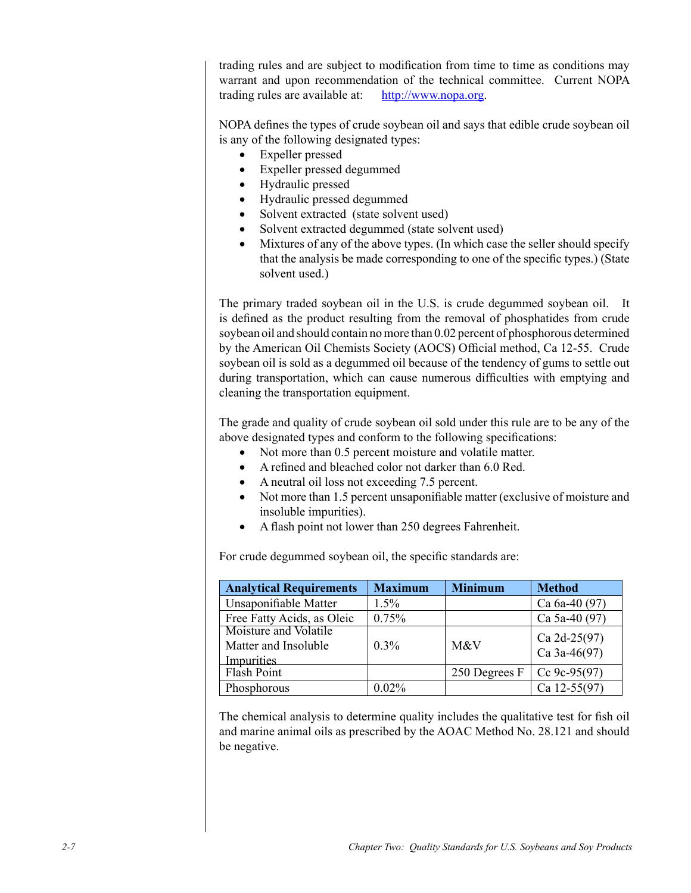trading rules and are subject to modification from time to time as conditions may warrant and upon recommendation of the technical committee. Current NOPA trading rules are available at: http://www.nopa.org.

NOPA defines the types of crude soybean oil and says that edible crude soybean oil is any of the following designated types:

- Expeller pressed
- Expeller pressed degummed
- Hydraulic pressed
- Hydraulic pressed degummed
- Solvent extracted (state solvent used)
- Solvent extracted degummed (state solvent used)
- Mixtures of any of the above types. (In which case the seller should specify that the analysis be made corresponding to one of the specific types.) (State solvent used.)

The primary traded soybean oil in the U.S. is crude degummed soybean oil. It is defined as the product resulting from the removal of phosphatides from crude soybean oil and should contain no more than 0.02 percent of phosphorous determined by the American Oil Chemists Society (AOCS) Official method, Ca 12-55. Crude soybean oil is sold as a degummed oil because of the tendency of gums to settle out during transportation, which can cause numerous difficulties with emptying and cleaning the transportation equipment.

The grade and quality of crude soybean oil sold under this rule are to be any of the above designated types and conform to the following specifications:

- Not more than 0.5 percent moisture and volatile matter.
- A refined and bleached color not darker than 6.0 Red.
- A neutral oil loss not exceeding 7.5 percent.
- Not more than 1.5 percent unsaponifiable matter (exclusive of moisture and insoluble impurities).
- A flash point not lower than 250 degrees Fahrenheit.

For crude degummed soybean oil, the specific standards are:

| Analytical Requirements | Maximum | Minimum | Method |
|---|---|---|---|
| Unsaponifiable Matter | 1.5% | | Ca 6a-40 (97) |
| Free Fatty Acids, as Oleic | 0.75% | | Ca 5a-40 (97) |
| Moisture and Volatile Matter and Insoluble Impurities | 0.3% | M&V | Ca 2d-25(97) Ca 3a-46(97) |
| Flash Point | | 250 Degrees F | Cc 9c-95(97) |
| Phosphorous | 0.02% | | Ca 12-55(97) |

The chemical analysis to determine quality includes the qualitative test for fish oil and marine animal oils as prescribed by the AOAC Method No. 28.121 and should be negative.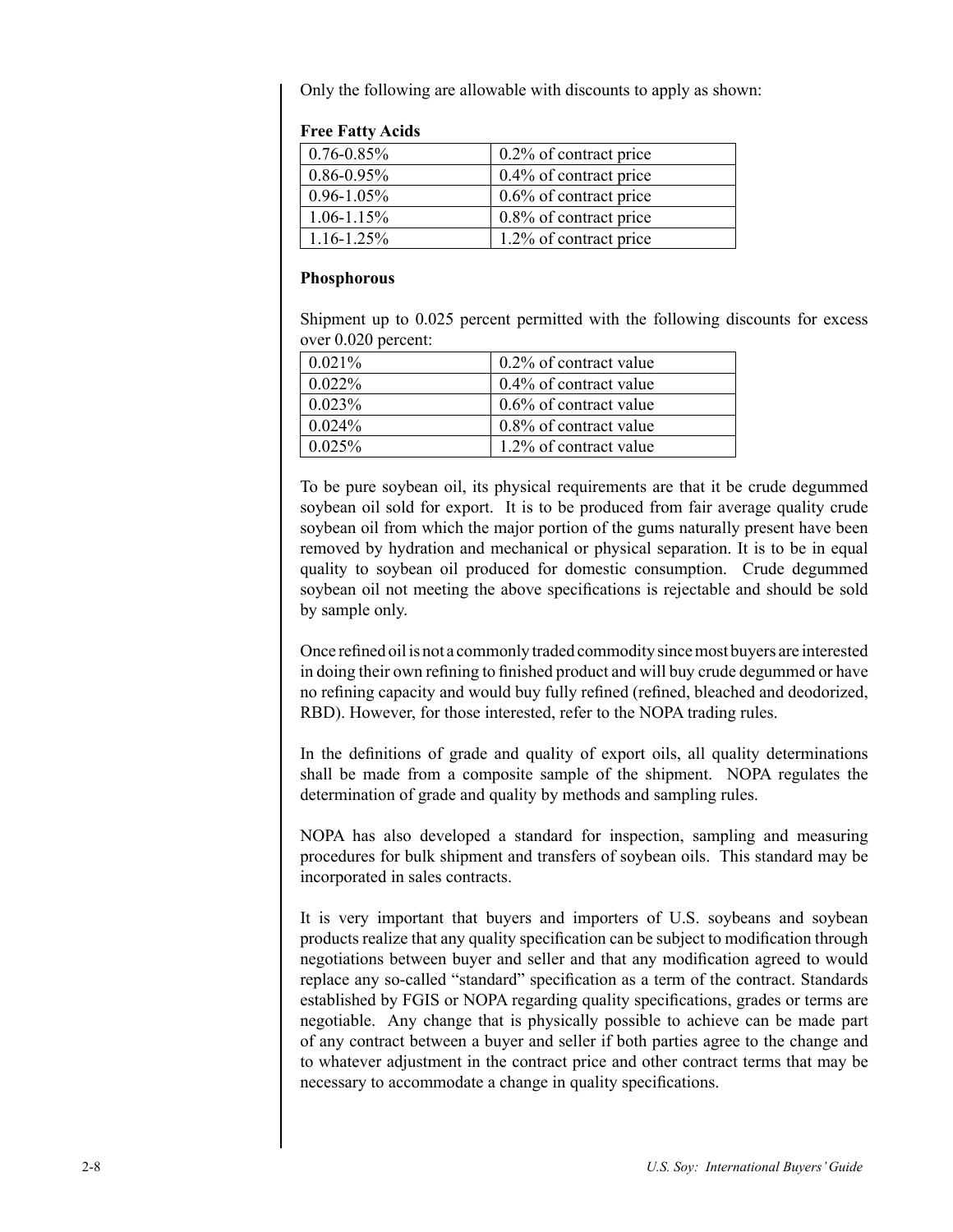Only the following are allowable with discounts to apply as shown:

**Free Fatty Acids**

| 0.76-0.85% | 0.2% of contract price |
|---|---|
| 0.86-0.95% | 0.4% of contract price |
| 0.96-1.05% | 0.6% of contract price |
| 1.06-1.15% | 0.8% of contract price |
| 1.16-1.25% | 1.2% of contract price |

**Phosphorous**

Shipment up to 0.025 percent permitted with the following discounts for excess over 0.020 percent:

| 0.021% | 0.2% of contract value |
|---|---|
| 0.022% | 0.4% of contract value |
| 0.023% | 0.6% of contract value |
| 0.024% | 0.8% of contract value |
| 0.025% | 1.2% of contract value |

To be pure soybean oil, its physical requirements are that it be crude degummed soybean oil sold for export. It is to be produced from fair average quality crude soybean oil from which the major portion of the gums naturally present have been removed by hydration and mechanical or physical separation. It is to be in equal quality to soybean oil produced for domestic consumption. Crude degummed soybean oil not meeting the above specifications is rejectable and should be sold by sample only.

Once refined oil is not a commonly traded commodity since most buyers are interested in doing their own refining to finished product and will buy crude degummed or have no refining capacity and would buy fully refined (refined, bleached and deodorized, RBD). However, for those interested, refer to the NOPA trading rules.

In the definitions of grade and quality of export oils, all quality determinations shall be made from a composite sample of the shipment. NOPA regulates the determination of grade and quality by methods and sampling rules.

NOPA has also developed a standard for inspection, sampling and measuring procedures for bulk shipment and transfers of soybean oils. This standard may be incorporated in sales contracts.

It is very important that buyers and importers of U.S. soybeans and soybean products realize that any quality specification can be subject to modification through negotiations between buyer and seller and that any modification agreed to would replace any so-called "standard" specification as a term of the contract. Standards established by FGIS or NOPA regarding quality specifications, grades or terms are negotiable. Any change that is physically possible to achieve can be made part of any contract between a buyer and seller if both parties agree to the change and to whatever adjustment in the contract price and other contract terms that may be necessary to accommodate a change in quality specifications.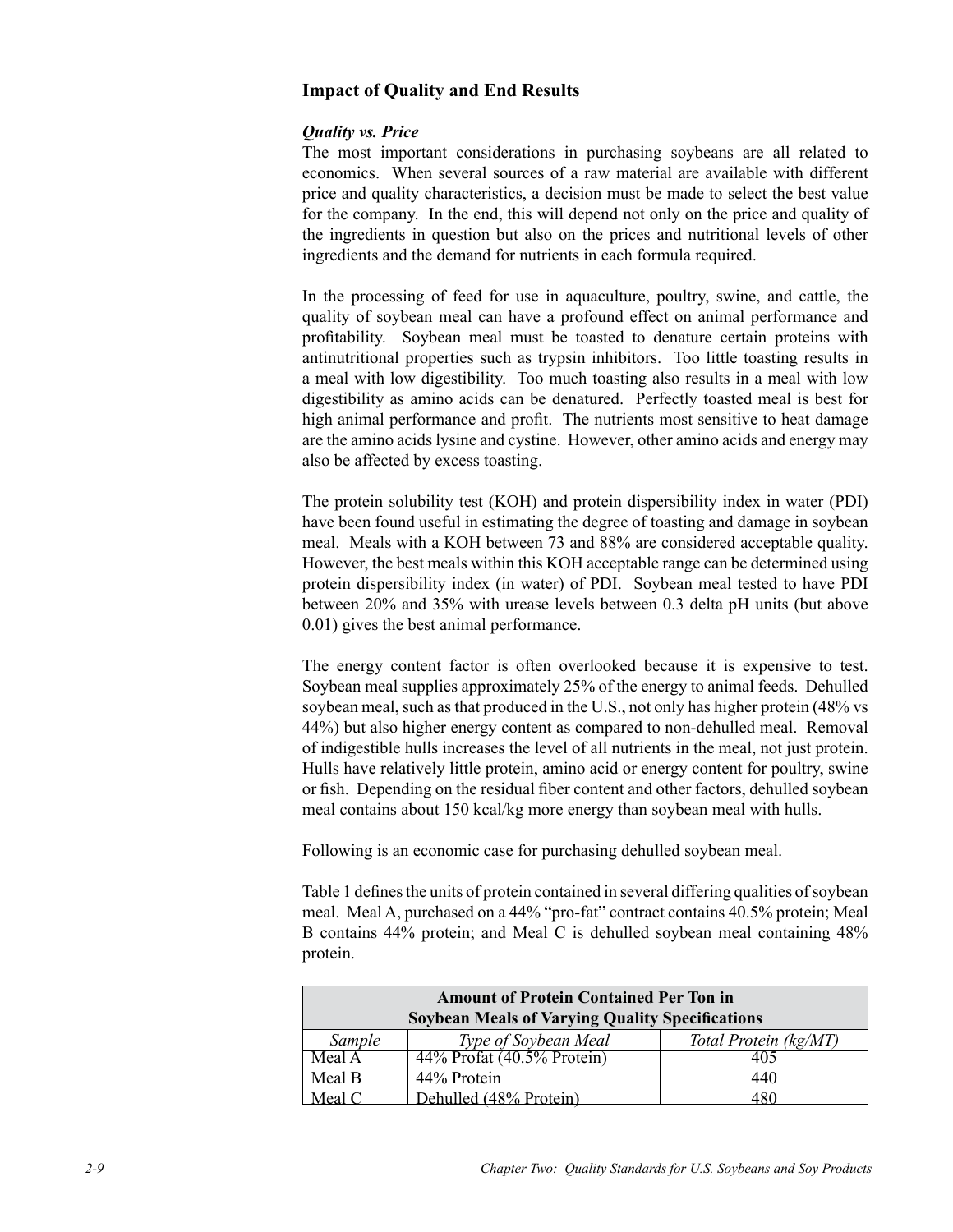## Impact of Quality and End Results

### *Quality vs. Price*

The most important considerations in purchasing soybeans are all related to economics. When several sources of a raw material are available with different price and quality characteristics, a decision must be made to select the best value for the company. In the end, this will depend not only on the price and quality of the ingredients in question but also on the prices and nutritional levels of other ingredients and the demand for nutrients in each formula required.

In the processing of feed for use in aquaculture, poultry, swine, and cattle, the quality of soybean meal can have a profound effect on animal performance and profitability. Soybean meal must be toasted to denature certain proteins with antinutritional properties such as trypsin inhibitors. Too little toasting results in a meal with low digestibility. Too much toasting also results in a meal with low digestibility as amino acids can be denatured. Perfectly toasted meal is best for high animal performance and profit. The nutrients most sensitive to heat damage are the amino acids lysine and cystine. However, other amino acids and energy may also be affected by excess toasting.

The protein solubility test (KOH) and protein dispersibility index in water (PDI) have been found useful in estimating the degree of toasting and damage in soybean meal. Meals with a KOH between 73 and 88% are considered acceptable quality. However, the best meals within this KOH acceptable range can be determined using protein dispersibility index (in water) of PDI. Soybean meal tested to have PDI between 20% and 35% with urease levels between 0.3 delta pH units (but above 0.01) gives the best animal performance.

The energy content factor is often overlooked because it is expensive to test. Soybean meal supplies approximately 25% of the energy to animal feeds. Dehulled soybean meal, such as that produced in the U.S., not only has higher protein (48% vs 44%) but also higher energy content as compared to non-dehulled meal. Removal of indigestible hulls increases the level of all nutrients in the meal, not just protein. Hulls have relatively little protein, amino acid or energy content for poultry, swine or fish. Depending on the residual fiber content and other factors, dehulled soybean meal contains about 150 kcal/kg more energy than soybean meal with hulls.

Following is an economic case for purchasing dehulled soybean meal.

Table 1 defines the units of protein contained in several differing qualities of soybean meal. Meal A, purchased on a 44% "pro-fat" contract contains 40.5% protein; Meal B contains 44% protein; and Meal C is dehulled soybean meal containing 48% protein.

**Amount of Protein Contained Per Ton in Soybean Meals of Varying Quality Specifications**

| *Sample* | *Type of Soybean Meal* | *Total Protein (kg/MT)* |
|---|---|---|
| Meal A | 44% Profat (40.5% Protein) | 405 |
| Meal B | 44% Protein | 440 |
| Meal C | Dehulled (48% Protein) | 480 |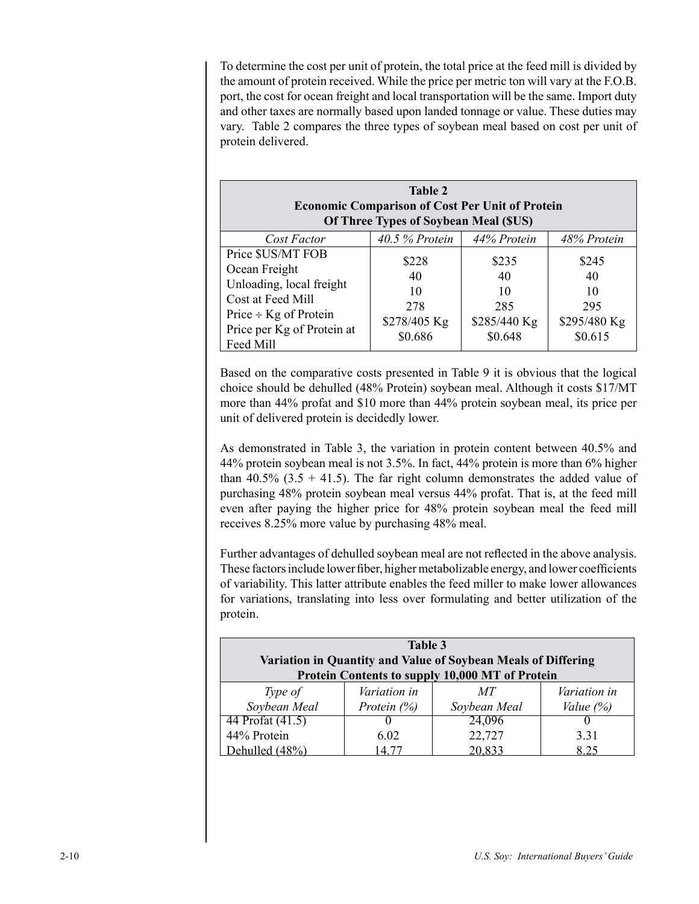To determine the cost per unit of protein, the total price at the feed mill is divided by the amount of protein received. While the price per metric ton will vary at the F.O.B. port, the cost for ocean freight and local transportation will be the same. Import duty and other taxes are normally based upon landed tonnage or value. These duties may vary. Table 2 compares the three types of soybean meal based on cost per unit of protein delivered.

**Table 2**
**Economic Comparison of Cost Per Unit of Protein Of Three Types of Soybean Meal ($US)**

| *Cost Factor* | *40.5 % Protein* | *44% Protein* | *48% Protein* |
|---|---|---|---|
| Price $US/MT FOB | $228 | $235 | $245 |
| Ocean Freight | 40 | 40 | 40 |
| Unloading, local freight | 10 | 10 | 10 |
| Cost at Feed Mill | 278 | 285 | 295 |
| Price ÷ Kg of Protein | $278/405 Kg | $285/440 Kg | $295/480 Kg |
| Price per Kg of Protein at Feed Mill | $0.686 | $0.648 | $0.615 |

Based on the comparative costs presented in Table 9 it is obvious that the logical choice should be dehulled (48% Protein) soybean meal. Although it costs $17/MT more than 44% profat and $10 more than 44% protein soybean meal, its price per unit of delivered protein is decidedly lower.

As demonstrated in Table 3, the variation in protein content between 40.5% and 44% protein soybean meal is not 3.5%. In fact, 44% protein is more than 6% higher than 40.5% (3.5 + 41.5). The far right column demonstrates the added value of purchasing 48% protein soybean meal versus 44% profat. That is, at the feed mill even after paying the higher price for 48% protein soybean meal the feed mill receives 8.25% more value by purchasing 48% meal.

Further advantages of dehulled soybean meal are not reflected in the above analysis. These factors include lower fiber, higher metabolizable energy, and lower coefficients of variability. This latter attribute enables the feed miller to make lower allowances for variations, translating into less over formulating and better utilization of the protein.

**Table 3**
**Variation in Quantity and Value of Soybean Meals of Differing Protein Contents to supply 10,000 MT of Protein**

| *Type of Soybean Meal* | *Variation in Protein (%)* | *MT Soybean Meal* | *Variation in Value (%)* |
|---|---|---|---|
| 44 Profat (41.5) | 0 | 24,096 | 0 |
| 44% Protein | 6.02 | 22,727 | 3.31 |
| Dehulled (48%) | 14.77 | 20,833 | 8.25 |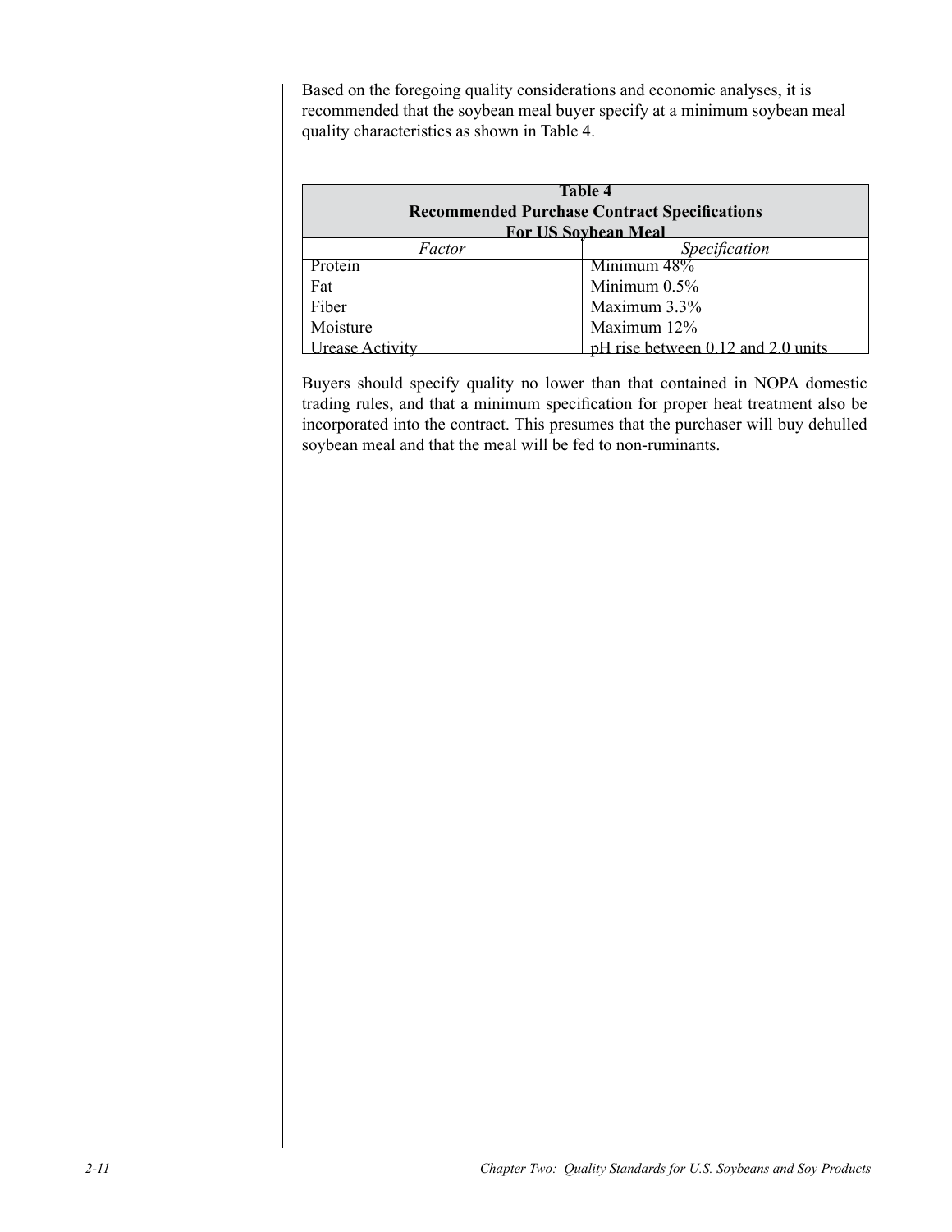Based on the foregoing quality considerations and economic analyses, it is recommended that the soybean meal buyer specify at a minimum soybean meal quality characteristics as shown in Table 4.

**Table 4**
**Recommended Purchase Contract Specifications**
**For US Soybean Meal**

| *Factor* | *Specification* |
|---|---|
| Protein | Minimum 48% |
| Fat | Minimum 0.5% |
| Fiber | Maximum 3.3% |
| Moisture | Maximum 12% |
| Urease Activity | pH rise between 0.12 and 2.0 units |

Buyers should specify quality no lower than that contained in NOPA domestic trading rules, and that a minimum specification for proper heat treatment also be incorporated into the contract. This presumes that the purchaser will buy dehulled soybean meal and that the meal will be fed to non-ruminants.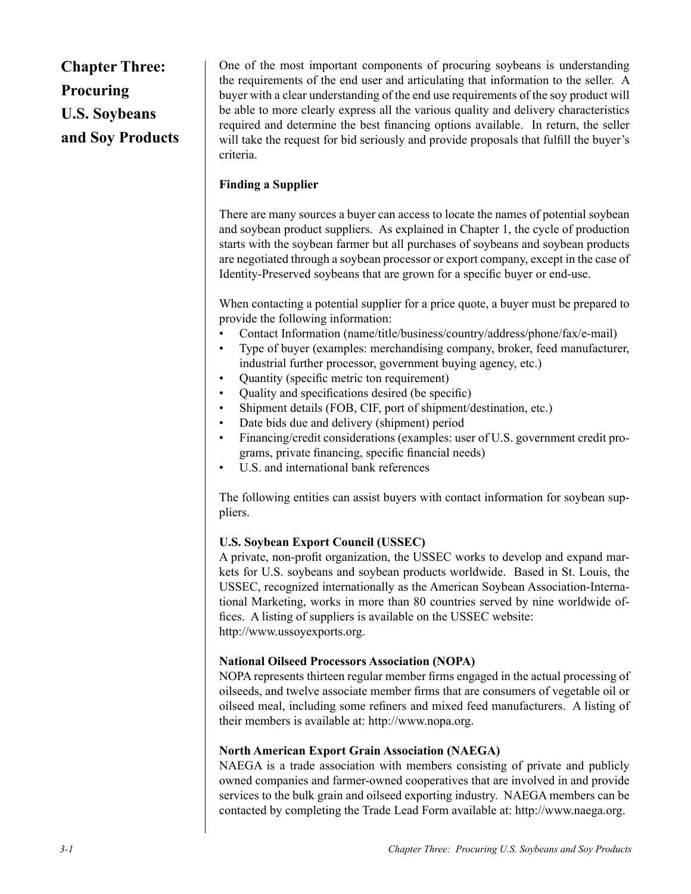# Chapter Three: Procuring U.S. Soybeans and Soy Products

One of the most important components of procuring soybeans is understanding the requirements of the end user and articulating that information to the seller. A buyer with a clear understanding of the end use requirements of the soy product will be able to more clearly express all the various quality and delivery characteristics required and determine the best financing options available. In return, the seller will take the request for bid seriously and provide proposals that fulfill the buyer's criteria.

**Finding a Supplier**

There are many sources a buyer can access to locate the names of potential soybean and soybean product suppliers. As explained in Chapter 1, the cycle of production starts with the soybean farmer but all purchases of soybeans and soybean products are negotiated through a soybean processor or export company, except in the case of Identity-Preserved soybeans that are grown for a specific buyer or end-use.

When contacting a potential supplier for a price quote, a buyer must be prepared to provide the following information:

- Contact Information (name/title/business/country/address/phone/fax/e-mail)
- Type of buyer (examples: merchandising company, broker, feed manufacturer, industrial further processor, government buying agency, etc.)
- Quantity (specific metric ton requirement)
- Quality and specifications desired (be specific)
- Shipment details (FOB, CIF, port of shipment/destination, etc.)
- Date bids due and delivery (shipment) period
- Financing/credit considerations (examples: user of U.S. government credit programs, private financing, specific financial needs)
- U.S. and international bank references

The following entities can assist buyers with contact information for soybean suppliers.

**U.S. Soybean Export Council (USSEC)**
A private, non-profit organization, the USSEC works to develop and expand markets for U.S. soybeans and soybean products worldwide. Based in St. Louis, the USSEC, recognized internationally as the American Soybean Association-International Marketing, works in more than 80 countries served by nine worldwide offices. A listing of suppliers is available on the USSEC website: http://www.ussoyexports.org.

**National Oilseed Processors Association (NOPA)**
NOPA represents thirteen regular member firms engaged in the actual processing of oilseeds, and twelve associate member firms that are consumers of vegetable oil or oilseed meal, including some refiners and mixed feed manufacturers. A listing of their members is available at: http://www.nopa.org.

**North American Export Grain Association (NAEGA)**
NAEGA is a trade association with members consisting of private and publicly owned companies and farmer-owned cooperatives that are involved in and provide services to the bulk grain and oilseed exporting industry. NAEGA members can be contacted by completing the Trade Lead Form available at: http://www.naega.org.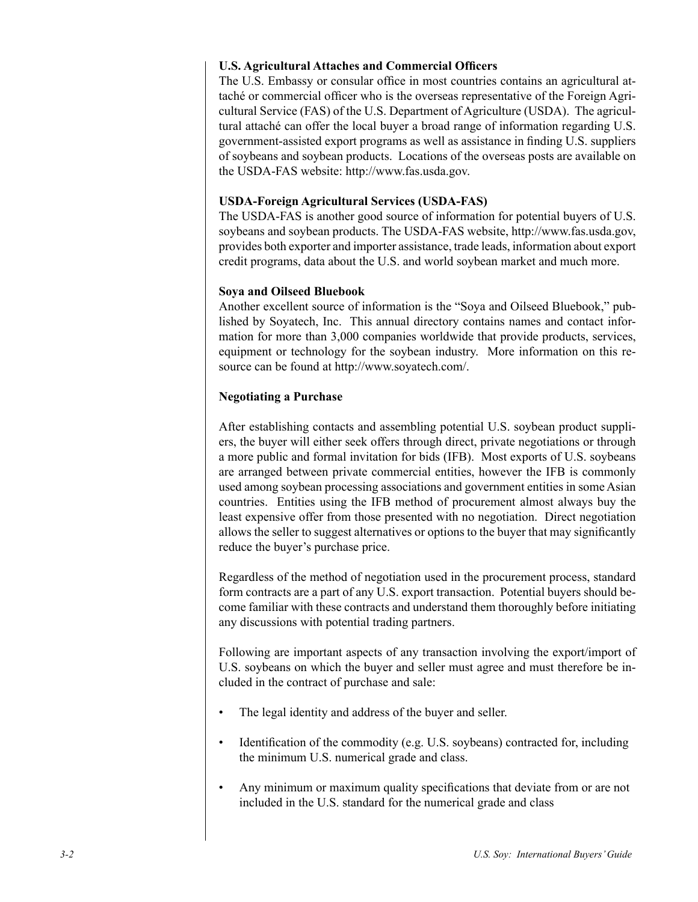**U.S. Agricultural Attaches and Commercial Officers**

The U.S. Embassy or consular office in most countries contains an agricultural attaché or commercial officer who is the overseas representative of the Foreign Agricultural Service (FAS) of the U.S. Department of Agriculture (USDA). The agricultural attaché can offer the local buyer a broad range of information regarding U.S. government-assisted export programs as well as assistance in finding U.S. suppliers of soybeans and soybean products. Locations of the overseas posts are available on the USDA-FAS website: http://www.fas.usda.gov.

**USDA-Foreign Agricultural Services (USDA-FAS)**

The USDA-FAS is another good source of information for potential buyers of U.S. soybeans and soybean products. The USDA-FAS website, http://www.fas.usda.gov, provides both exporter and importer assistance, trade leads, information about export credit programs, data about the U.S. and world soybean market and much more.

**Soya and Oilseed Bluebook**

Another excellent source of information is the "Soya and Oilseed Bluebook," published by Soyatech, Inc. This annual directory contains names and contact information for more than 3,000 companies worldwide that provide products, services, equipment or technology for the soybean industry. More information on this resource can be found at http://www.soyatech.com/.

**Negotiating a Purchase**

After establishing contacts and assembling potential U.S. soybean product suppliers, the buyer will either seek offers through direct, private negotiations or through a more public and formal invitation for bids (IFB). Most exports of U.S. soybeans are arranged between private commercial entities, however the IFB is commonly used among soybean processing associations and government entities in some Asian countries. Entities using the IFB method of procurement almost always buy the least expensive offer from those presented with no negotiation. Direct negotiation allows the seller to suggest alternatives or options to the buyer that may significantly reduce the buyer's purchase price.

Regardless of the method of negotiation used in the procurement process, standard form contracts are a part of any U.S. export transaction. Potential buyers should become familiar with these contracts and understand them thoroughly before initiating any discussions with potential trading partners.

Following are important aspects of any transaction involving the export/import of U.S. soybeans on which the buyer and seller must agree and must therefore be included in the contract of purchase and sale:

- The legal identity and address of the buyer and seller.
- Identification of the commodity (e.g. U.S. soybeans) contracted for, including the minimum U.S. numerical grade and class.
- Any minimum or maximum quality specifications that deviate from or are not included in the U.S. standard for the numerical grade and class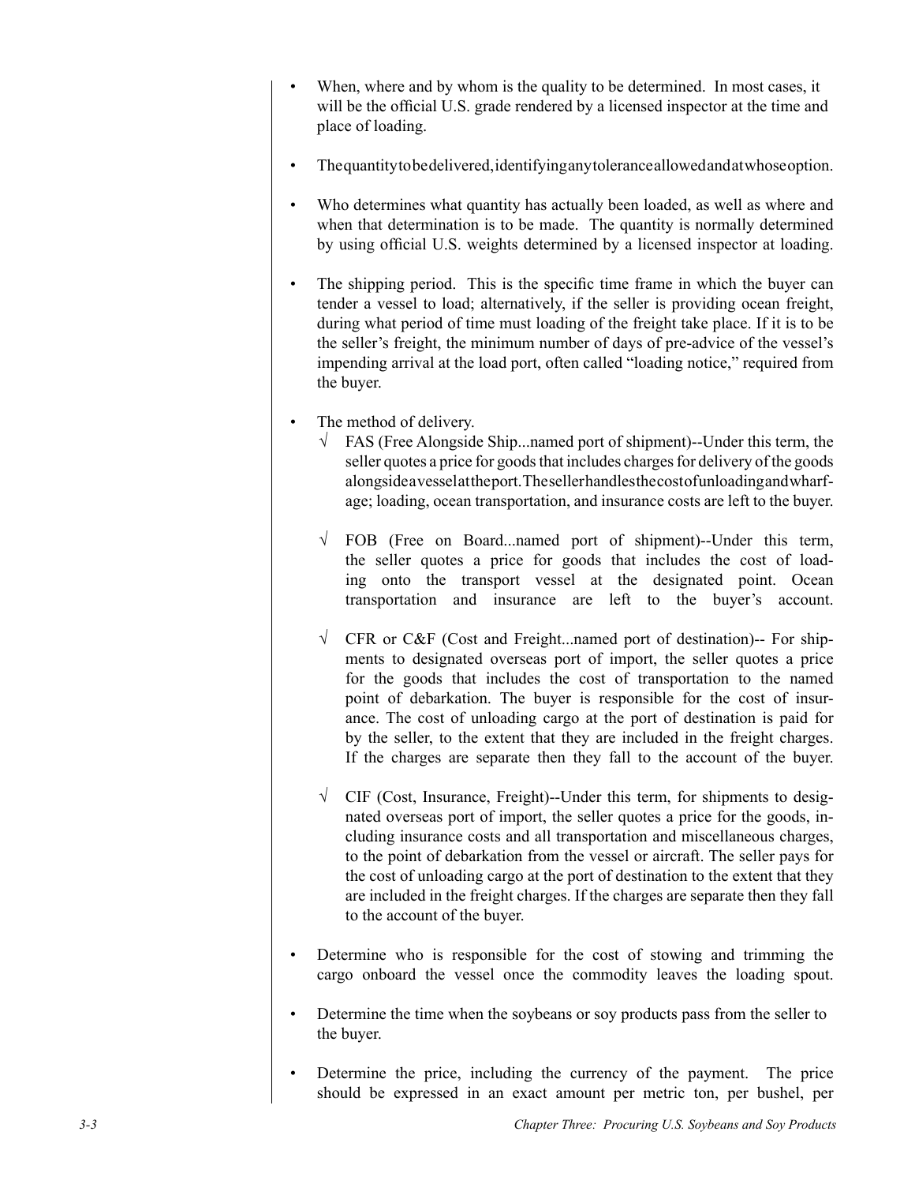- When, where and by whom is the quality to be determined. In most cases, it will be the official U.S. grade rendered by a licensed inspector at the time and place of loading.

- The quantity to be delivered, identifying any tolerance allowed and at whose option.

- Who determines what quantity has actually been loaded, as well as where and when that determination is to be made. The quantity is normally determined by using official U.S. weights determined by a licensed inspector at loading.

- The shipping period. This is the specific time frame in which the buyer can tender a vessel to load; alternatively, if the seller is providing ocean freight, during what period of time must loading of the freight take place. If it is to be the seller's freight, the minimum number of days of pre-advice of the vessel's impending arrival at the load port, often called "loading notice," required from the buyer.

- The method of delivery.
  - √ FAS (Free Alongside Ship...named port of shipment)--Under this term, the seller quotes a price for goods that includes charges for delivery of the goods alongside a vessel at the port. The seller handles the cost of unloading and wharfage; loading, ocean transportation, and insurance costs are left to the buyer.

  - √ FOB (Free on Board...named port of shipment)--Under this term, the seller quotes a price for goods that includes the cost of loading onto the transport vessel at the designated point. Ocean transportation and insurance are left to the buyer's account.

  - √ CFR or C&F (Cost and Freight...named port of destination)-- For shipments to designated overseas port of import, the seller quotes a price for the goods that includes the cost of transportation to the named point of debarkation. The buyer is responsible for the cost of insurance. The cost of unloading cargo at the port of destination is paid for by the seller, to the extent that they are included in the freight charges. If the charges are separate then they fall to the account of the buyer.

  - √ CIF (Cost, Insurance, Freight)--Under this term, for shipments to designated overseas port of import, the seller quotes a price for the goods, including insurance costs and all transportation and miscellaneous charges, to the point of debarkation from the vessel or aircraft. The seller pays for the cost of unloading cargo at the port of destination to the extent that they are included in the freight charges. If the charges are separate then they fall to the account of the buyer.

- Determine who is responsible for the cost of stowing and trimming the cargo onboard the vessel once the commodity leaves the loading spout.

- Determine the time when the soybeans or soy products pass from the seller to the buyer.

- Determine the price, including the currency of the payment. The price should be expressed in an exact amount per metric ton, per bushel, per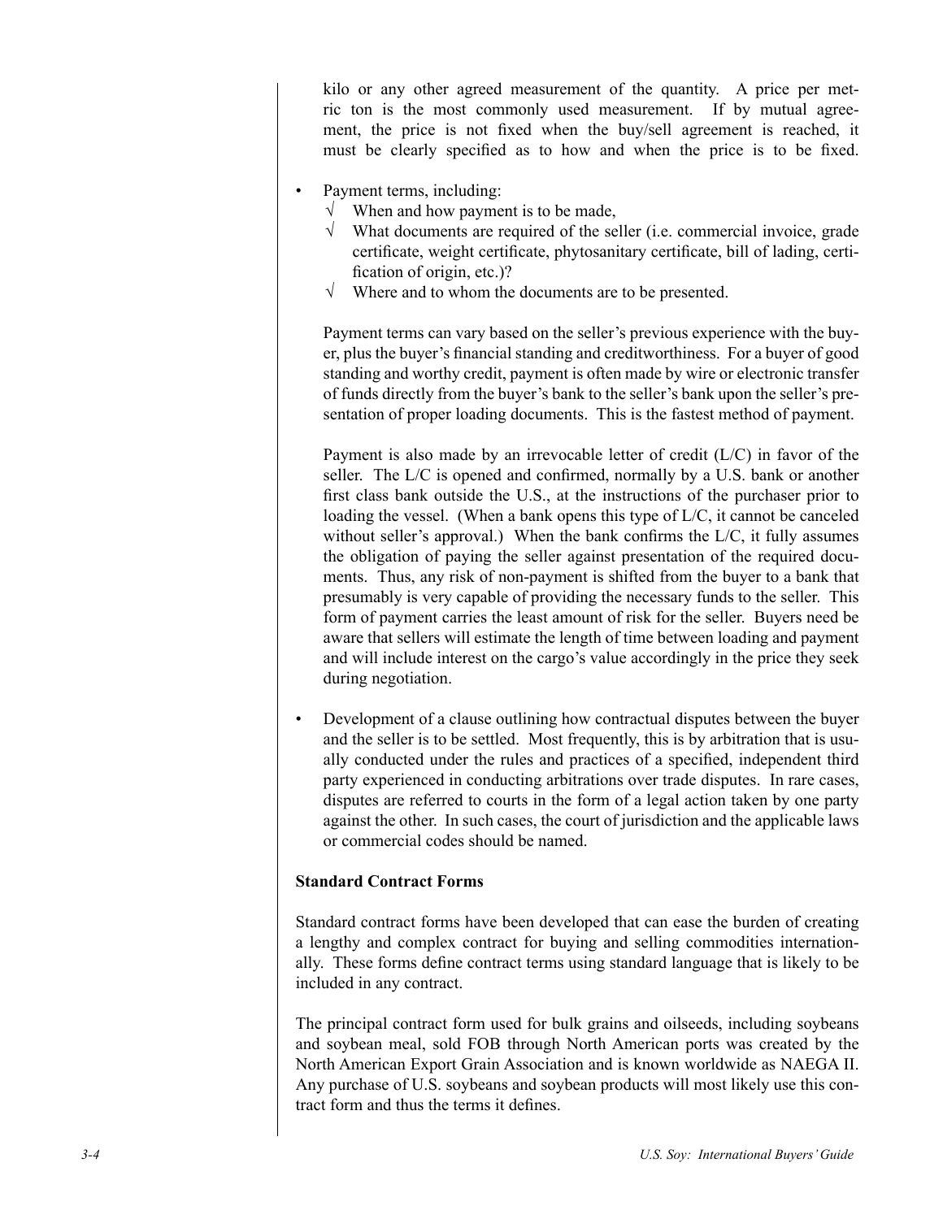kilo or any other agreed measurement of the quantity. A price per metric ton is the most commonly used measurement. If by mutual agreement, the price is not fixed when the buy/sell agreement is reached, it must be clearly specified as to how and when the price is to be fixed.

- Payment terms, including:
  - √ When and how payment is to be made,
  - √ What documents are required of the seller (i.e. commercial invoice, grade certificate, weight certificate, phytosanitary certificate, bill of lading, certification of origin, etc.)?
  - √ Where and to whom the documents are to be presented.

  Payment terms can vary based on the seller's previous experience with the buyer, plus the buyer's financial standing and creditworthiness. For a buyer of good standing and worthy credit, payment is often made by wire or electronic transfer of funds directly from the buyer's bank to the seller's bank upon the seller's presentation of proper loading documents. This is the fastest method of payment.

  Payment is also made by an irrevocable letter of credit (L/C) in favor of the seller. The L/C is opened and confirmed, normally by a U.S. bank or another first class bank outside the U.S., at the instructions of the purchaser prior to loading the vessel. (When a bank opens this type of L/C, it cannot be canceled without seller's approval.) When the bank confirms the L/C, it fully assumes the obligation of paying the seller against presentation of the required documents. Thus, any risk of non-payment is shifted from the buyer to a bank that presumably is very capable of providing the necessary funds to the seller. This form of payment carries the least amount of risk for the seller. Buyers need be aware that sellers will estimate the length of time between loading and payment and will include interest on the cargo's value accordingly in the price they seek during negotiation.

- Development of a clause outlining how contractual disputes between the buyer and the seller is to be settled. Most frequently, this is by arbitration that is usually conducted under the rules and practices of a specified, independent third party experienced in conducting arbitrations over trade disputes. In rare cases, disputes are referred to courts in the form of a legal action taken by one party against the other. In such cases, the court of jurisdiction and the applicable laws or commercial codes should be named.

**Standard Contract Forms**

Standard contract forms have been developed that can ease the burden of creating a lengthy and complex contract for buying and selling commodities internationally. These forms define contract terms using standard language that is likely to be included in any contract.

The principal contract form used for bulk grains and oilseeds, including soybeans and soybean meal, sold FOB through North American ports was created by the North American Export Grain Association and is known worldwide as NAEGA II. Any purchase of U.S. soybeans and soybean products will most likely use this contract form and thus the terms it defines.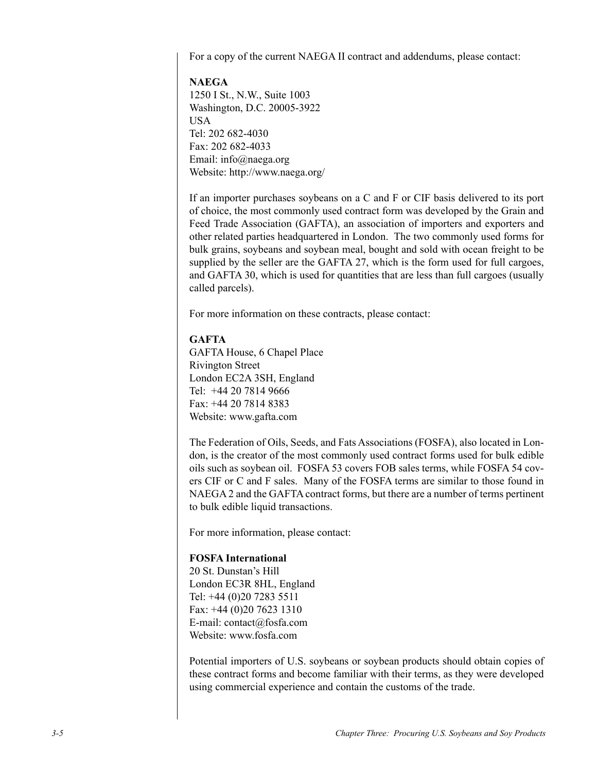For a copy of the current NAEGA II contract and addendums, please contact:

**NAEGA**  
1250 I St., N.W., Suite 1003  
Washington, D.C. 20005-3922  
USA  
Tel: 202 682-4030  
Fax: 202 682-4033  
Email: info@naega.org  
Website: http://www.naega.org/

If an importer purchases soybeans on a C and F or CIF basis delivered to its port of choice, the most commonly used contract form was developed by the Grain and Feed Trade Association (GAFTA), an association of importers and exporters and other related parties headquartered in London. The two commonly used forms for bulk grains, soybeans and soybean meal, bought and sold with ocean freight to be supplied by the seller are the GAFTA 27, which is the form used for full cargoes, and GAFTA 30, which is used for quantities that are less than full cargoes (usually called parcels).

For more information on these contracts, please contact:

**GAFTA**  
GAFTA House, 6 Chapel Place  
Rivington Street  
London EC2A 3SH, England  
Tel: +44 20 7814 9666  
Fax: +44 20 7814 8383  
Website: www.gafta.com

The Federation of Oils, Seeds, and Fats Associations (FOSFA), also located in London, is the creator of the most commonly used contract forms used for bulk edible oils such as soybean oil. FOSFA 53 covers FOB sales terms, while FOSFA 54 covers CIF or C and F sales. Many of the FOSFA terms are similar to those found in NAEGA 2 and the GAFTA contract forms, but there are a number of terms pertinent to bulk edible liquid transactions.

For more information, please contact:

**FOSFA International**  
20 St. Dunstan's Hill  
London EC3R 8HL, England  
Tel: +44 (0)20 7283 5511  
Fax: +44 (0)20 7623 1310  
E-mail: contact@fosfa.com  
Website: www.fosfa.com

Potential importers of U.S. soybeans or soybean products should obtain copies of these contract forms and become familiar with their terms, as they were developed using commercial experience and contain the customs of the trade.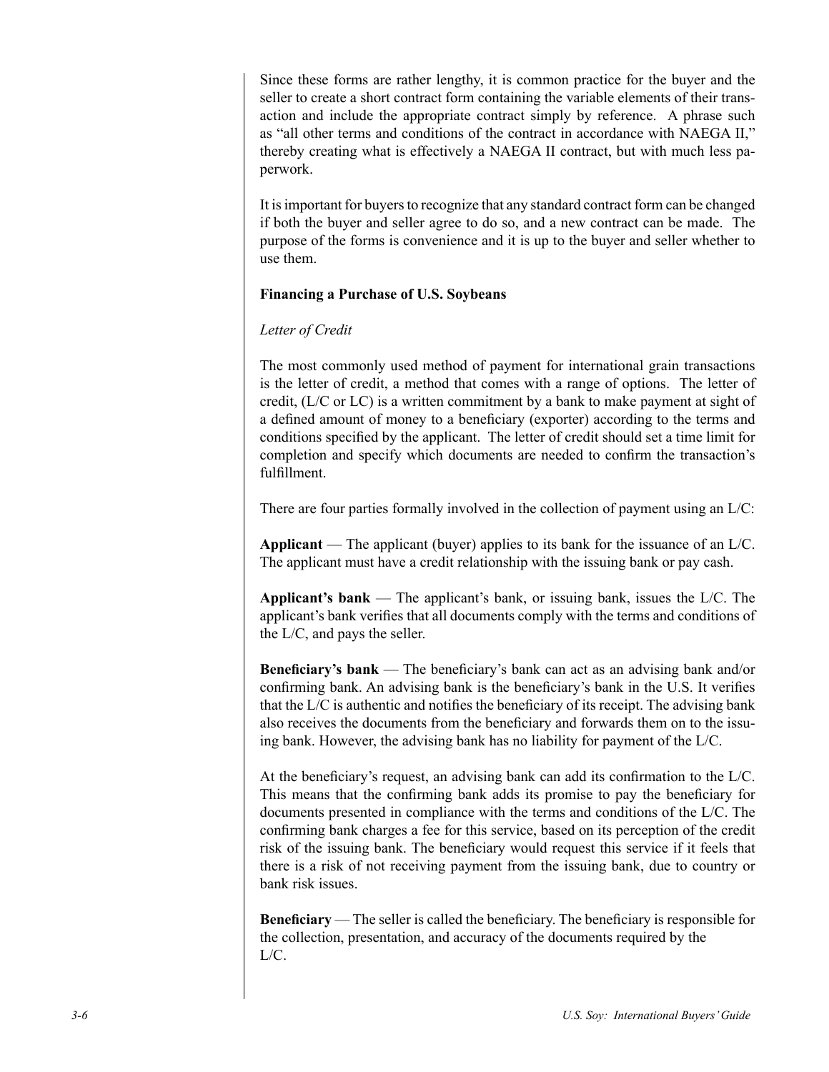Since these forms are rather lengthy, it is common practice for the buyer and the seller to create a short contract form containing the variable elements of their transaction and include the appropriate contract simply by reference. A phrase such as "all other terms and conditions of the contract in accordance with NAEGA II," thereby creating what is effectively a NAEGA II contract, but with much less paperwork.

It is important for buyers to recognize that any standard contract form can be changed if both the buyer and seller agree to do so, and a new contract can be made. The purpose of the forms is convenience and it is up to the buyer and seller whether to use them.

**Financing a Purchase of U.S. Soybeans**

*Letter of Credit*

The most commonly used method of payment for international grain transactions is the letter of credit, a method that comes with a range of options. The letter of credit, (L/C or LC) is a written commitment by a bank to make payment at sight of a defined amount of money to a beneficiary (exporter) according to the terms and conditions specified by the applicant. The letter of credit should set a time limit for completion and specify which documents are needed to confirm the transaction's fulfillment.

There are four parties formally involved in the collection of payment using an L/C:

**Applicant** — The applicant (buyer) applies to its bank for the issuance of an L/C. The applicant must have a credit relationship with the issuing bank or pay cash.

**Applicant's bank** — The applicant's bank, or issuing bank, issues the L/C. The applicant's bank verifies that all documents comply with the terms and conditions of the L/C, and pays the seller.

**Beneficiary's bank** — The beneficiary's bank can act as an advising bank and/or confirming bank. An advising bank is the beneficiary's bank in the U.S. It verifies that the L/C is authentic and notifies the beneficiary of its receipt. The advising bank also receives the documents from the beneficiary and forwards them on to the issuing bank. However, the advising bank has no liability for payment of the L/C.

At the beneficiary's request, an advising bank can add its confirmation to the L/C. This means that the confirming bank adds its promise to pay the beneficiary for documents presented in compliance with the terms and conditions of the L/C. The confirming bank charges a fee for this service, based on its perception of the credit risk of the issuing bank. The beneficiary would request this service if it feels that there is a risk of not receiving payment from the issuing bank, due to country or bank risk issues.

**Beneficiary** — The seller is called the beneficiary. The beneficiary is responsible for the collection, presentation, and accuracy of the documents required by the L/C.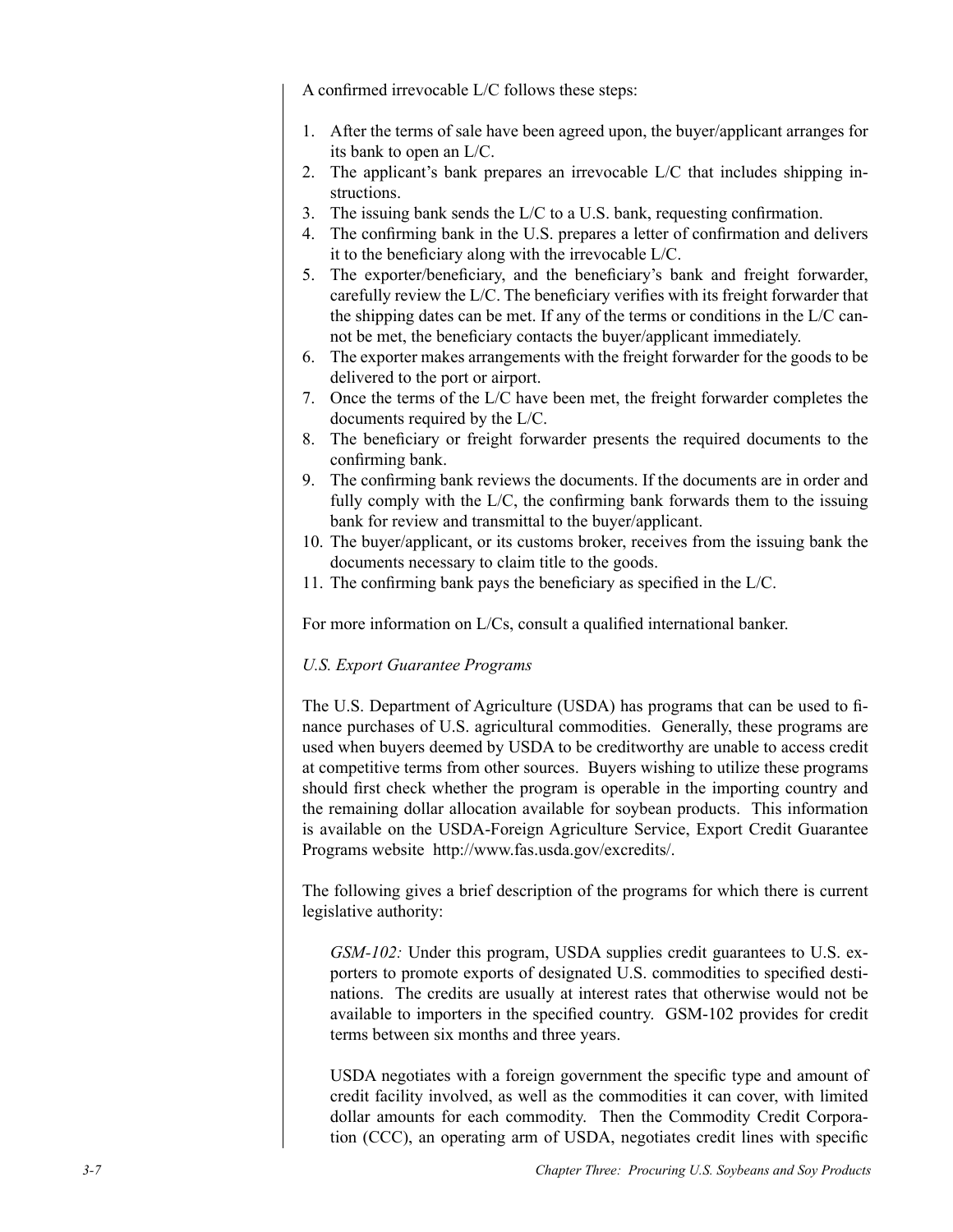A confirmed irrevocable L/C follows these steps:

1. After the terms of sale have been agreed upon, the buyer/applicant arranges for its bank to open an L/C.
2. The applicant's bank prepares an irrevocable L/C that includes shipping instructions.
3. The issuing bank sends the L/C to a U.S. bank, requesting confirmation.
4. The confirming bank in the U.S. prepares a letter of confirmation and delivers it to the beneficiary along with the irrevocable L/C.
5. The exporter/beneficiary, and the beneficiary's bank and freight forwarder, carefully review the L/C. The beneficiary verifies with its freight forwarder that the shipping dates can be met. If any of the terms or conditions in the L/C cannot be met, the beneficiary contacts the buyer/applicant immediately.
6. The exporter makes arrangements with the freight forwarder for the goods to be delivered to the port or airport.
7. Once the terms of the L/C have been met, the freight forwarder completes the documents required by the L/C.
8. The beneficiary or freight forwarder presents the required documents to the confirming bank.
9. The confirming bank reviews the documents. If the documents are in order and fully comply with the L/C, the confirming bank forwards them to the issuing bank for review and transmittal to the buyer/applicant.
10. The buyer/applicant, or its customs broker, receives from the issuing bank the documents necessary to claim title to the goods.
11. The confirming bank pays the beneficiary as specified in the L/C.

For more information on L/Cs, consult a qualified international banker.

*U.S. Export Guarantee Programs*

The U.S. Department of Agriculture (USDA) has programs that can be used to finance purchases of U.S. agricultural commodities. Generally, these programs are used when buyers deemed by USDA to be creditworthy are unable to access credit at competitive terms from other sources. Buyers wishing to utilize these programs should first check whether the program is operable in the importing country and the remaining dollar allocation available for soybean products. This information is available on the USDA-Foreign Agriculture Service, Export Credit Guarantee Programs website http://www.fas.usda.gov/excredits/.

The following gives a brief description of the programs for which there is current legislative authority:

*GSM-102:* Under this program, USDA supplies credit guarantees to U.S. exporters to promote exports of designated U.S. commodities to specified destinations. The credits are usually at interest rates that otherwise would not be available to importers in the specified country. GSM-102 provides for credit terms between six months and three years.

USDA negotiates with a foreign government the specific type and amount of credit facility involved, as well as the commodities it can cover, with limited dollar amounts for each commodity. Then the Commodity Credit Corporation (CCC), an operating arm of USDA, negotiates credit lines with specific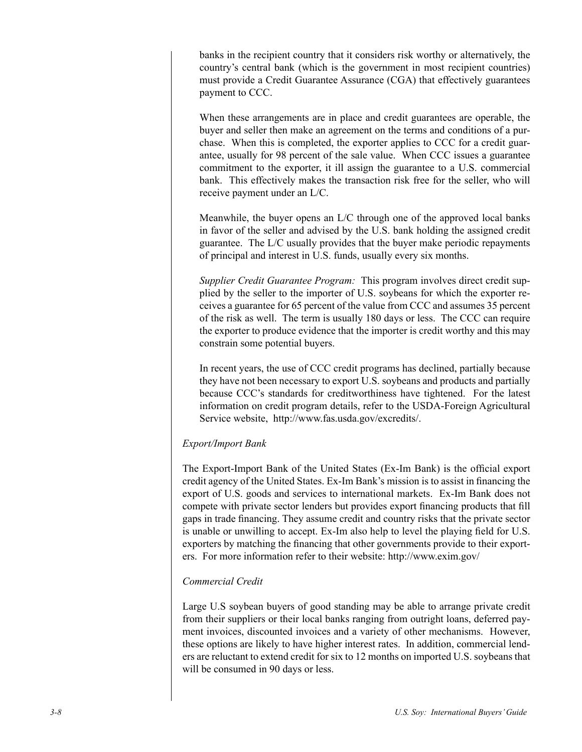banks in the recipient country that it considers risk worthy or alternatively, the country's central bank (which is the government in most recipient countries) must provide a Credit Guarantee Assurance (CGA) that effectively guarantees payment to CCC.

When these arrangements are in place and credit guarantees are operable, the buyer and seller then make an agreement on the terms and conditions of a purchase. When this is completed, the exporter applies to CCC for a credit guarantee, usually for 98 percent of the sale value. When CCC issues a guarantee commitment to the exporter, it ill assign the guarantee to a U.S. commercial bank. This effectively makes the transaction risk free for the seller, who will receive payment under an L/C.

Meanwhile, the buyer opens an L/C through one of the approved local banks in favor of the seller and advised by the U.S. bank holding the assigned credit guarantee. The L/C usually provides that the buyer make periodic repayments of principal and interest in U.S. funds, usually every six months.

*Supplier Credit Guarantee Program:* This program involves direct credit supplied by the seller to the importer of U.S. soybeans for which the exporter receives a guarantee for 65 percent of the value from CCC and assumes 35 percent of the risk as well. The term is usually 180 days or less. The CCC can require the exporter to produce evidence that the importer is credit worthy and this may constrain some potential buyers.

In recent years, the use of CCC credit programs has declined, partially because they have not been necessary to export U.S. soybeans and products and partially because CCC's standards for creditworthiness have tightened. For the latest information on credit program details, refer to the USDA-Foreign Agricultural Service website, http://www.fas.usda.gov/excredits/.

### *Export/Import Bank*

The Export-Import Bank of the United States (Ex-Im Bank) is the official export credit agency of the United States. Ex-Im Bank's mission is to assist in financing the export of U.S. goods and services to international markets. Ex-Im Bank does not compete with private sector lenders but provides export financing products that fill gaps in trade financing. They assume credit and country risks that the private sector is unable or unwilling to accept. Ex-Im also help to level the playing field for U.S. exporters by matching the financing that other governments provide to their exporters. For more information refer to their website: http://www.exim.gov/

### *Commercial Credit*

Large U.S soybean buyers of good standing may be able to arrange private credit from their suppliers or their local banks ranging from outright loans, deferred payment invoices, discounted invoices and a variety of other mechanisms. However, these options are likely to have higher interest rates. In addition, commercial lenders are reluctant to extend credit for six to 12 months on imported U.S. soybeans that will be consumed in 90 days or less.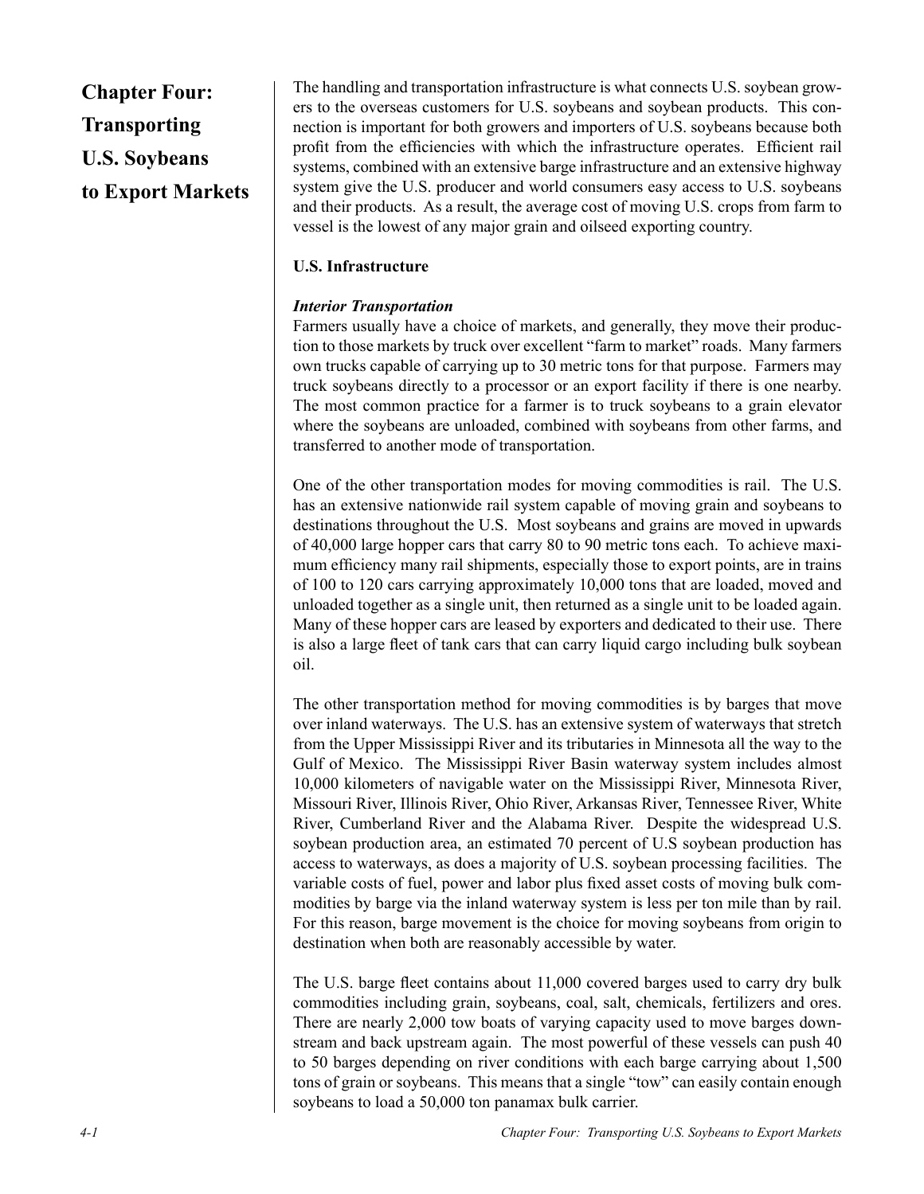# Chapter Four: Transporting U.S. Soybeans to Export Markets

The handling and transportation infrastructure is what connects U.S. soybean growers to the overseas customers for U.S. soybeans and soybean products. This connection is important for both growers and importers of U.S. soybeans because both profit from the efficiencies with which the infrastructure operates. Efficient rail systems, combined with an extensive barge infrastructure and an extensive highway system give the U.S. producer and world consumers easy access to U.S. soybeans and their products. As a result, the average cost of moving U.S. crops from farm to vessel is the lowest of any major grain and oilseed exporting country.

## U.S. Infrastructure

### *Interior Transportation*

Farmers usually have a choice of markets, and generally, they move their production to those markets by truck over excellent "farm to market" roads. Many farmers own trucks capable of carrying up to 30 metric tons for that purpose. Farmers may truck soybeans directly to a processor or an export facility if there is one nearby. The most common practice for a farmer is to truck soybeans to a grain elevator where the soybeans are unloaded, combined with soybeans from other farms, and transferred to another mode of transportation.

One of the other transportation modes for moving commodities is rail. The U.S. has an extensive nationwide rail system capable of moving grain and soybeans to destinations throughout the U.S. Most soybeans and grains are moved in upwards of 40,000 large hopper cars that carry 80 to 90 metric tons each. To achieve maximum efficiency many rail shipments, especially those to export points, are in trains of 100 to 120 cars carrying approximately 10,000 tons that are loaded, moved and unloaded together as a single unit, then returned as a single unit to be loaded again. Many of these hopper cars are leased by exporters and dedicated to their use. There is also a large fleet of tank cars that can carry liquid cargo including bulk soybean oil.

The other transportation method for moving commodities is by barges that move over inland waterways. The U.S. has an extensive system of waterways that stretch from the Upper Mississippi River and its tributaries in Minnesota all the way to the Gulf of Mexico. The Mississippi River Basin waterway system includes almost 10,000 kilometers of navigable water on the Mississippi River, Minnesota River, Missouri River, Illinois River, Ohio River, Arkansas River, Tennessee River, White River, Cumberland River and the Alabama River. Despite the widespread U.S. soybean production area, an estimated 70 percent of U.S soybean production has access to waterways, as does a majority of U.S. soybean processing facilities. The variable costs of fuel, power and labor plus fixed asset costs of moving bulk commodities by barge via the inland waterway system is less per ton mile than by rail. For this reason, barge movement is the choice for moving soybeans from origin to destination when both are reasonably accessible by water.

The U.S. barge fleet contains about 11,000 covered barges used to carry dry bulk commodities including grain, soybeans, coal, salt, chemicals, fertilizers and ores. There are nearly 2,000 tow boats of varying capacity used to move barges downstream and back upstream again. The most powerful of these vessels can push 40 to 50 barges depending on river conditions with each barge carrying about 1,500 tons of grain or soybeans. This means that a single "tow" can easily contain enough soybeans to load a 50,000 ton panamax bulk carrier.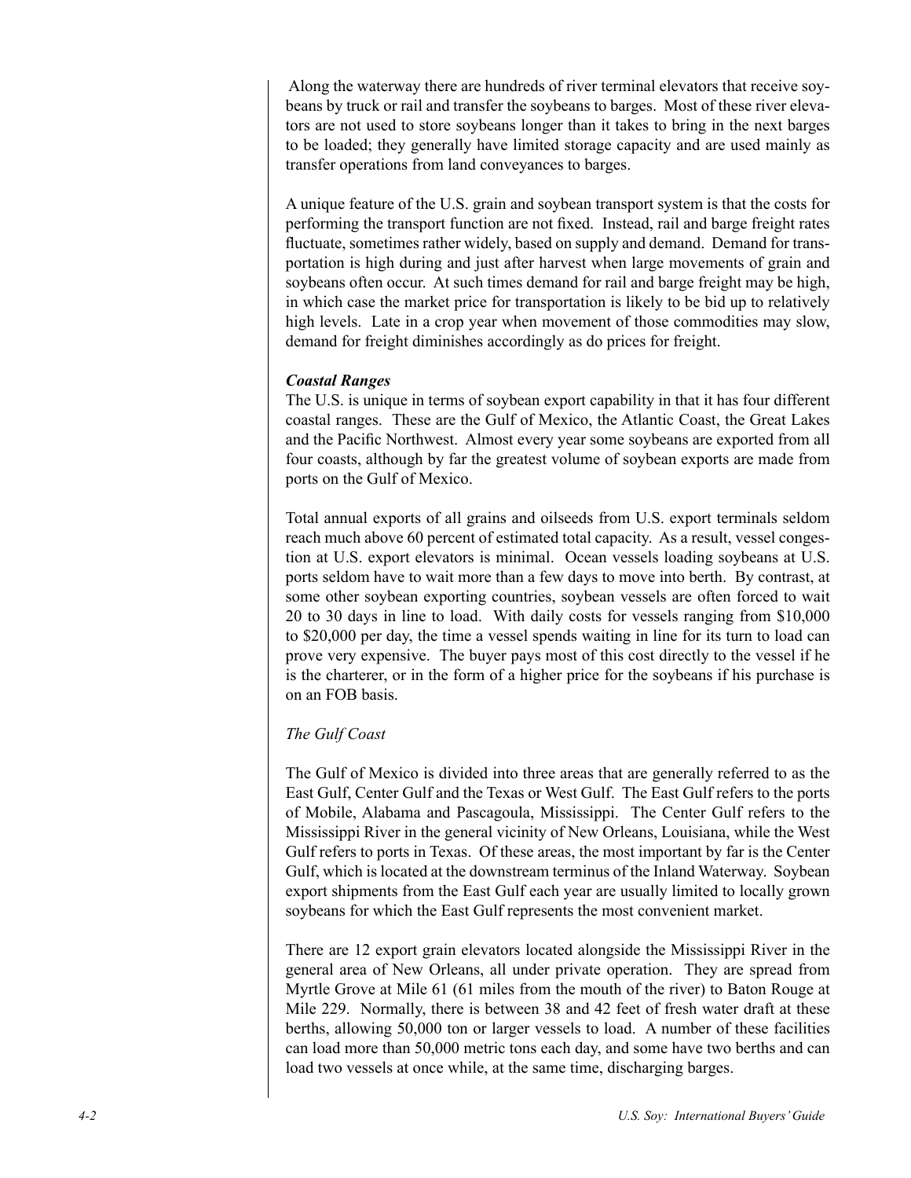Along the waterway there are hundreds of river terminal elevators that receive soybeans by truck or rail and transfer the soybeans to barges. Most of these river elevators are not used to store soybeans longer than it takes to bring in the next barges to be loaded; they generally have limited storage capacity and are used mainly as transfer operations from land conveyances to barges.

A unique feature of the U.S. grain and soybean transport system is that the costs for performing the transport function are not fixed. Instead, rail and barge freight rates fluctuate, sometimes rather widely, based on supply and demand. Demand for transportation is high during and just after harvest when large movements of grain and soybeans often occur. At such times demand for rail and barge freight may be high, in which case the market price for transportation is likely to be bid up to relatively high levels. Late in a crop year when movement of those commodities may slow, demand for freight diminishes accordingly as do prices for freight.

***Coastal Ranges***

The U.S. is unique in terms of soybean export capability in that it has four different coastal ranges. These are the Gulf of Mexico, the Atlantic Coast, the Great Lakes and the Pacific Northwest. Almost every year some soybeans are exported from all four coasts, although by far the greatest volume of soybean exports are made from ports on the Gulf of Mexico.

Total annual exports of all grains and oilseeds from U.S. export terminals seldom reach much above 60 percent of estimated total capacity. As a result, vessel congestion at U.S. export elevators is minimal. Ocean vessels loading soybeans at U.S. ports seldom have to wait more than a few days to move into berth. By contrast, at some other soybean exporting countries, soybean vessels are often forced to wait 20 to 30 days in line to load. With daily costs for vessels ranging from $10,000 to $20,000 per day, the time a vessel spends waiting in line for its turn to load can prove very expensive. The buyer pays most of this cost directly to the vessel if he is the charterer, or in the form of a higher price for the soybeans if his purchase is on an FOB basis.

*The Gulf Coast*

The Gulf of Mexico is divided into three areas that are generally referred to as the East Gulf, Center Gulf and the Texas or West Gulf. The East Gulf refers to the ports of Mobile, Alabama and Pascagoula, Mississippi. The Center Gulf refers to the Mississippi River in the general vicinity of New Orleans, Louisiana, while the West Gulf refers to ports in Texas. Of these areas, the most important by far is the Center Gulf, which is located at the downstream terminus of the Inland Waterway. Soybean export shipments from the East Gulf each year are usually limited to locally grown soybeans for which the East Gulf represents the most convenient market.

There are 12 export grain elevators located alongside the Mississippi River in the general area of New Orleans, all under private operation. They are spread from Myrtle Grove at Mile 61 (61 miles from the mouth of the river) to Baton Rouge at Mile 229. Normally, there is between 38 and 42 feet of fresh water draft at these berths, allowing 50,000 ton or larger vessels to load. A number of these facilities can load more than 50,000 metric tons each day, and some have two berths and can load two vessels at once while, at the same time, discharging barges.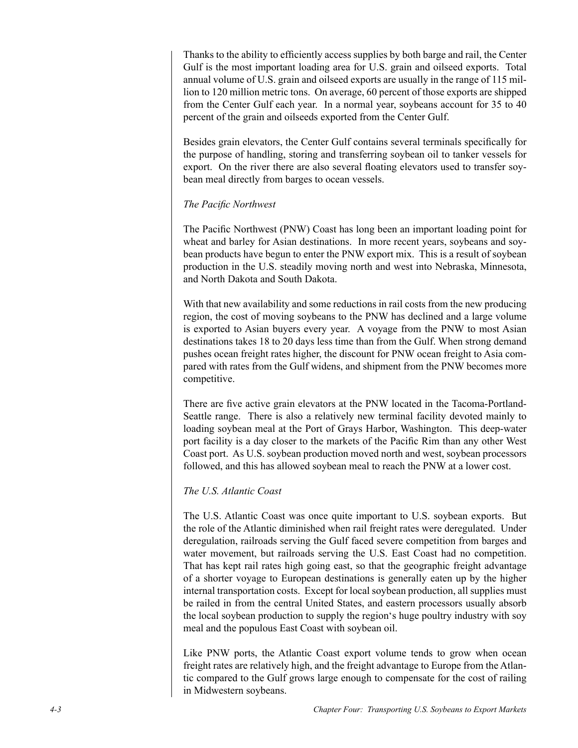Thanks to the ability to efficiently access supplies by both barge and rail, the Center Gulf is the most important loading area for U.S. grain and oilseed exports. Total annual volume of U.S. grain and oilseed exports are usually in the range of 115 million to 120 million metric tons. On average, 60 percent of those exports are shipped from the Center Gulf each year. In a normal year, soybeans account for 35 to 40 percent of the grain and oilseeds exported from the Center Gulf.

Besides grain elevators, the Center Gulf contains several terminals specifically for the purpose of handling, storing and transferring soybean oil to tanker vessels for export. On the river there are also several floating elevators used to transfer soybean meal directly from barges to ocean vessels.

### *The Pacific Northwest*

The Pacific Northwest (PNW) Coast has long been an important loading point for wheat and barley for Asian destinations. In more recent years, soybeans and soybean products have begun to enter the PNW export mix. This is a result of soybean production in the U.S. steadily moving north and west into Nebraska, Minnesota, and North Dakota and South Dakota.

With that new availability and some reductions in rail costs from the new producing region, the cost of moving soybeans to the PNW has declined and a large volume is exported to Asian buyers every year. A voyage from the PNW to most Asian destinations takes 18 to 20 days less time than from the Gulf. When strong demand pushes ocean freight rates higher, the discount for PNW ocean freight to Asia compared with rates from the Gulf widens, and shipment from the PNW becomes more competitive.

There are five active grain elevators at the PNW located in the Tacoma-Portland-Seattle range. There is also a relatively new terminal facility devoted mainly to loading soybean meal at the Port of Grays Harbor, Washington. This deep-water port facility is a day closer to the markets of the Pacific Rim than any other West Coast port. As U.S. soybean production moved north and west, soybean processors followed, and this has allowed soybean meal to reach the PNW at a lower cost.

### *The U.S. Atlantic Coast*

The U.S. Atlantic Coast was once quite important to U.S. soybean exports. But the role of the Atlantic diminished when rail freight rates were deregulated. Under deregulation, railroads serving the Gulf faced severe competition from barges and water movement, but railroads serving the U.S. East Coast had no competition. That has kept rail rates high going east, so that the geographic freight advantage of a shorter voyage to European destinations is generally eaten up by the higher internal transportation costs. Except for local soybean production, all supplies must be railed in from the central United States, and eastern processors usually absorb the local soybean production to supply the region's huge poultry industry with soy meal and the populous East Coast with soybean oil.

Like PNW ports, the Atlantic Coast export volume tends to grow when ocean freight rates are relatively high, and the freight advantage to Europe from the Atlantic compared to the Gulf grows large enough to compensate for the cost of railing in Midwestern soybeans.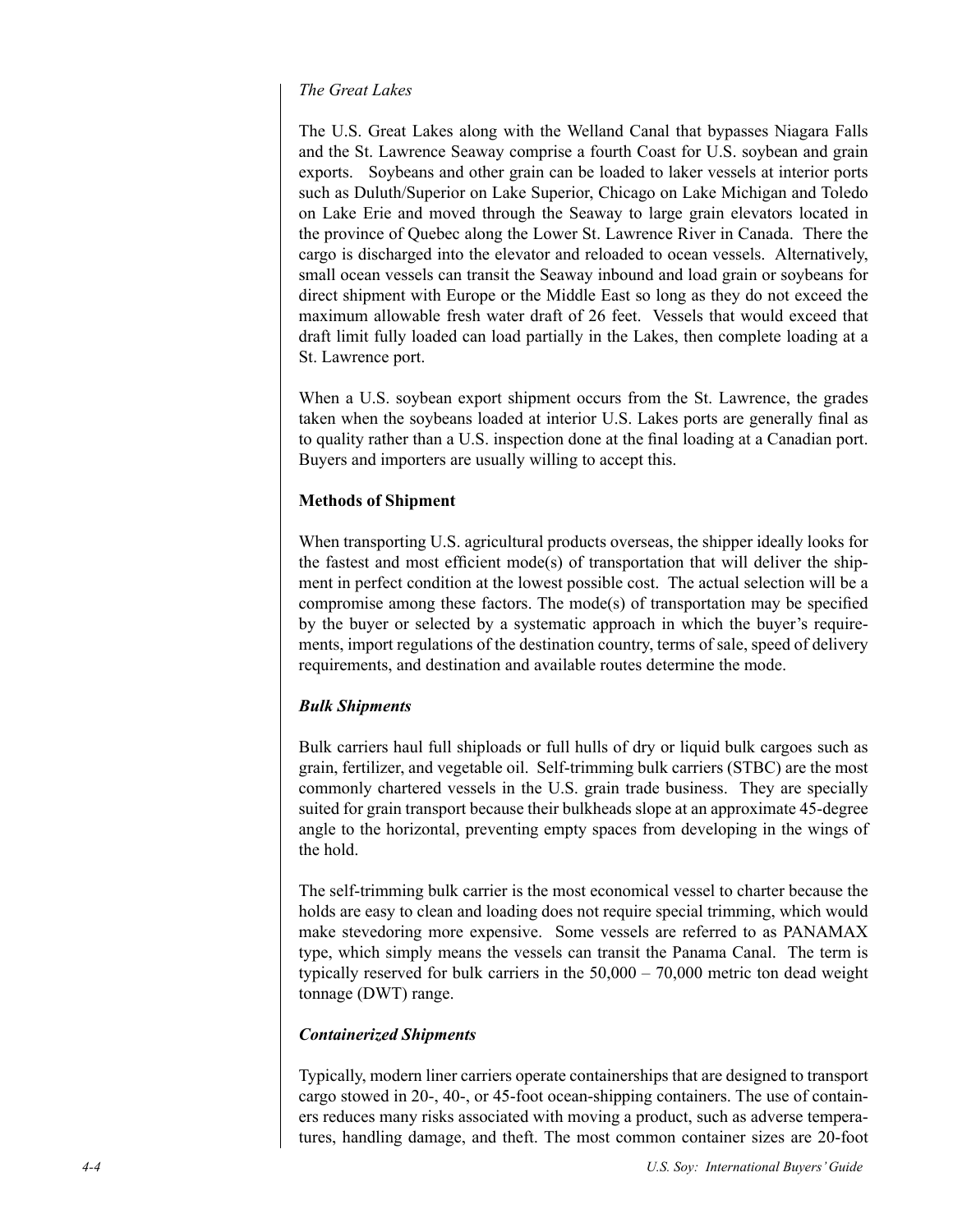*The Great Lakes*

The U.S. Great Lakes along with the Welland Canal that bypasses Niagara Falls and the St. Lawrence Seaway comprise a fourth Coast for U.S. soybean and grain exports. Soybeans and other grain can be loaded to laker vessels at interior ports such as Duluth/Superior on Lake Superior, Chicago on Lake Michigan and Toledo on Lake Erie and moved through the Seaway to large grain elevators located in the province of Quebec along the Lower St. Lawrence River in Canada. There the cargo is discharged into the elevator and reloaded to ocean vessels. Alternatively, small ocean vessels can transit the Seaway inbound and load grain or soybeans for direct shipment with Europe or the Middle East so long as they do not exceed the maximum allowable fresh water draft of 26 feet. Vessels that would exceed that draft limit fully loaded can load partially in the Lakes, then complete loading at a St. Lawrence port.

When a U.S. soybean export shipment occurs from the St. Lawrence, the grades taken when the soybeans loaded at interior U.S. Lakes ports are generally final as to quality rather than a U.S. inspection done at the final loading at a Canadian port. Buyers and importers are usually willing to accept this.

## Methods of Shipment

When transporting U.S. agricultural products overseas, the shipper ideally looks for the fastest and most efficient mode(s) of transportation that will deliver the shipment in perfect condition at the lowest possible cost. The actual selection will be a compromise among these factors. The mode(s) of transportation may be specified by the buyer or selected by a systematic approach in which the buyer's requirements, import regulations of the destination country, terms of sale, speed of delivery requirements, and destination and available routes determine the mode.

### *Bulk Shipments*

Bulk carriers haul full shiploads or full hulls of dry or liquid bulk cargoes such as grain, fertilizer, and vegetable oil. Self-trimming bulk carriers (STBC) are the most commonly chartered vessels in the U.S. grain trade business. They are specially suited for grain transport because their bulkheads slope at an approximate 45-degree angle to the horizontal, preventing empty spaces from developing in the wings of the hold.

The self-trimming bulk carrier is the most economical vessel to charter because the holds are easy to clean and loading does not require special trimming, which would make stevedoring more expensive. Some vessels are referred to as PANAMAX type, which simply means the vessels can transit the Panama Canal. The term is typically reserved for bulk carriers in the 50,000 – 70,000 metric ton dead weight tonnage (DWT) range.

### *Containerized Shipments*

Typically, modern liner carriers operate containerships that are designed to transport cargo stowed in 20-, 40-, or 45-foot ocean-shipping containers. The use of containers reduces many risks associated with moving a product, such as adverse temperatures, handling damage, and theft. The most common container sizes are 20-foot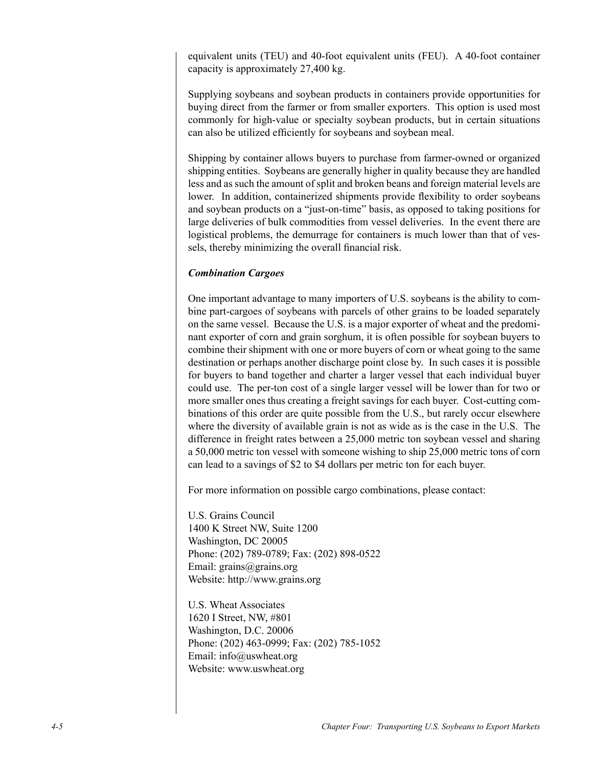equivalent units (TEU) and 40-foot equivalent units (FEU). A 40-foot container capacity is approximately 27,400 kg.

Supplying soybeans and soybean products in containers provide opportunities for buying direct from the farmer or from smaller exporters. This option is used most commonly for high-value or specialty soybean products, but in certain situations can also be utilized efficiently for soybeans and soybean meal.

Shipping by container allows buyers to purchase from farmer-owned or organized shipping entities. Soybeans are generally higher in quality because they are handled less and as such the amount of split and broken beans and foreign material levels are lower. In addition, containerized shipments provide flexibility to order soybeans and soybean products on a "just-on-time" basis, as opposed to taking positions for large deliveries of bulk commodities from vessel deliveries. In the event there are logistical problems, the demurrage for containers is much lower than that of vessels, thereby minimizing the overall financial risk.

***Combination Cargoes***

One important advantage to many importers of U.S. soybeans is the ability to combine part-cargoes of soybeans with parcels of other grains to be loaded separately on the same vessel. Because the U.S. is a major exporter of wheat and the predominant exporter of corn and grain sorghum, it is often possible for soybean buyers to combine their shipment with one or more buyers of corn or wheat going to the same destination or perhaps another discharge point close by. In such cases it is possible for buyers to band together and charter a larger vessel that each individual buyer could use. The per-ton cost of a single larger vessel will be lower than for two or more smaller ones thus creating a freight savings for each buyer. Cost-cutting combinations of this order are quite possible from the U.S., but rarely occur elsewhere where the diversity of available grain is not as wide as is the case in the U.S. The difference in freight rates between a 25,000 metric ton soybean vessel and sharing a 50,000 metric ton vessel with someone wishing to ship 25,000 metric tons of corn can lead to a savings of $2 to $4 dollars per metric ton for each buyer.

For more information on possible cargo combinations, please contact:

U.S. Grains Council
1400 K Street NW, Suite 1200
Washington, DC 20005
Phone: (202) 789-0789; Fax: (202) 898-0522
Email: grains@grains.org
Website: http://www.grains.org

U.S. Wheat Associates
1620 I Street, NW, #801
Washington, D.C. 20006
Phone: (202) 463-0999; Fax: (202) 785-1052
Email: info@uswheat.org
Website: www.uswheat.org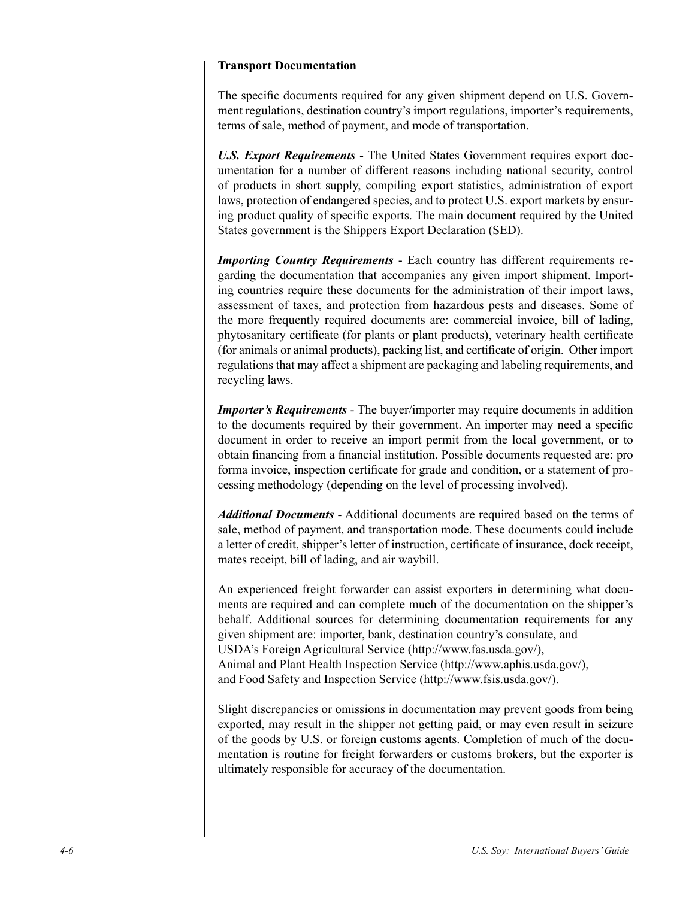## Transport Documentation

The specific documents required for any given shipment depend on U.S. Government regulations, destination country's import regulations, importer's requirements, terms of sale, method of payment, and mode of transportation.

***U.S. Export Requirements*** - The United States Government requires export documentation for a number of different reasons including national security, control of products in short supply, compiling export statistics, administration of export laws, protection of endangered species, and to protect U.S. export markets by ensuring product quality of specific exports. The main document required by the United States government is the Shippers Export Declaration (SED).

***Importing Country Requirements*** - Each country has different requirements regarding the documentation that accompanies any given import shipment. Importing countries require these documents for the administration of their import laws, assessment of taxes, and protection from hazardous pests and diseases. Some of the more frequently required documents are: commercial invoice, bill of lading, phytosanitary certificate (for plants or plant products), veterinary health certificate (for animals or animal products), packing list, and certificate of origin. Other import regulations that may affect a shipment are packaging and labeling requirements, and recycling laws.

***Importer's Requirements*** - The buyer/importer may require documents in addition to the documents required by their government. An importer may need a specific document in order to receive an import permit from the local government, or to obtain financing from a financial institution. Possible documents requested are: pro forma invoice, inspection certificate for grade and condition, or a statement of processing methodology (depending on the level of processing involved).

***Additional Documents*** - Additional documents are required based on the terms of sale, method of payment, and transportation mode. These documents could include a letter of credit, shipper's letter of instruction, certificate of insurance, dock receipt, mates receipt, bill of lading, and air waybill.

An experienced freight forwarder can assist exporters in determining what documents are required and can complete much of the documentation on the shipper's behalf. Additional sources for determining documentation requirements for any given shipment are: importer, bank, destination country's consulate, and USDA's Foreign Agricultural Service (http://www.fas.usda.gov/), Animal and Plant Health Inspection Service (http://www.aphis.usda.gov/), and Food Safety and Inspection Service (http://www.fsis.usda.gov/).

Slight discrepancies or omissions in documentation may prevent goods from being exported, may result in the shipper not getting paid, or may even result in seizure of the goods by U.S. or foreign customs agents. Completion of much of the documentation is routine for freight forwarders or customs brokers, but the exporter is ultimately responsible for accuracy of the documentation.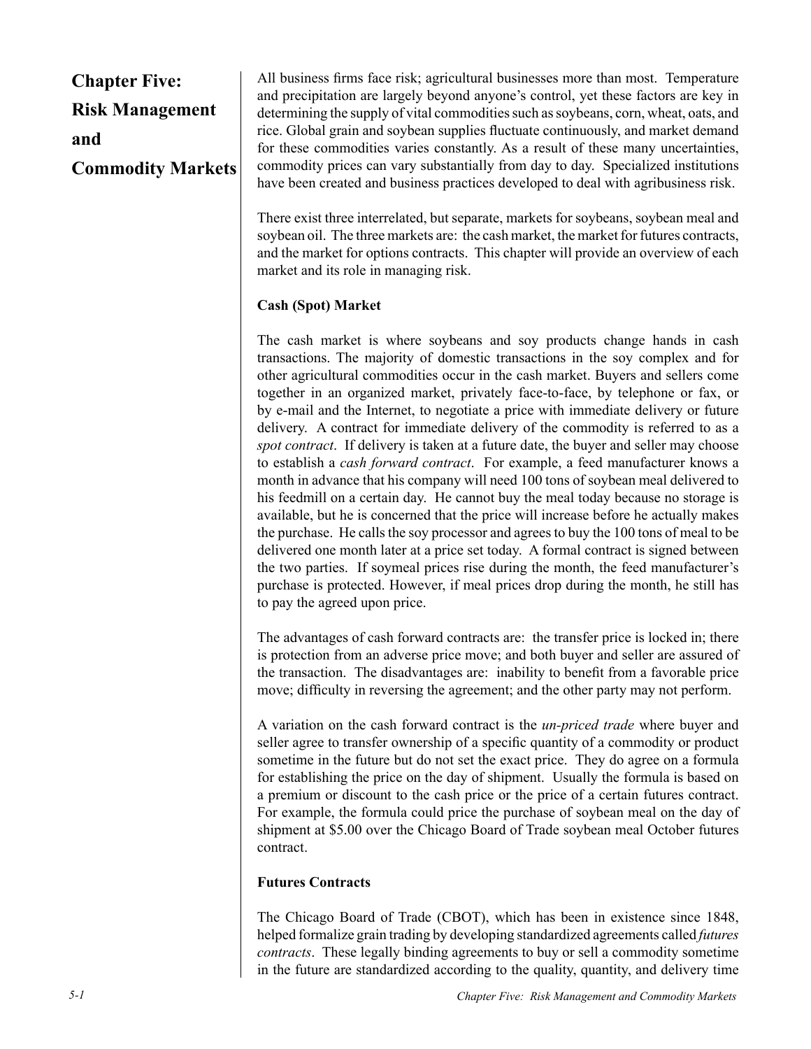# Chapter Five: Risk Management and Commodity Markets

All business firms face risk; agricultural businesses more than most. Temperature and precipitation are largely beyond anyone's control, yet these factors are key in determining the supply of vital commodities such as soybeans, corn, wheat, oats, and rice. Global grain and soybean supplies fluctuate continuously, and market demand for these commodities varies constantly. As a result of these many uncertainties, commodity prices can vary substantially from day to day. Specialized institutions have been created and business practices developed to deal with agribusiness risk.

There exist three interrelated, but separate, markets for soybeans, soybean meal and soybean oil. The three markets are: the cash market, the market for futures contracts, and the market for options contracts. This chapter will provide an overview of each market and its role in managing risk.

## Cash (Spot) Market

The cash market is where soybeans and soy products change hands in cash transactions. The majority of domestic transactions in the soy complex and for other agricultural commodities occur in the cash market. Buyers and sellers come together in an organized market, privately face-to-face, by telephone or fax, or by e-mail and the Internet, to negotiate a price with immediate delivery or future delivery. A contract for immediate delivery of the commodity is referred to as a *spot contract*. If delivery is taken at a future date, the buyer and seller may choose to establish a *cash forward contract*. For example, a feed manufacturer knows a month in advance that his company will need 100 tons of soybean meal delivered to his feedmill on a certain day. He cannot buy the meal today because no storage is available, but he is concerned that the price will increase before he actually makes the purchase. He calls the soy processor and agrees to buy the 100 tons of meal to be delivered one month later at a price set today. A formal contract is signed between the two parties. If soymeal prices rise during the month, the feed manufacturer's purchase is protected. However, if meal prices drop during the month, he still has to pay the agreed upon price.

The advantages of cash forward contracts are: the transfer price is locked in; there is protection from an adverse price move; and both buyer and seller are assured of the transaction. The disadvantages are: inability to benefit from a favorable price move; difficulty in reversing the agreement; and the other party may not perform.

A variation on the cash forward contract is the *un-priced trade* where buyer and seller agree to transfer ownership of a specific quantity of a commodity or product sometime in the future but do not set the exact price. They do agree on a formula for establishing the price on the day of shipment. Usually the formula is based on a premium or discount to the cash price or the price of a certain futures contract. For example, the formula could price the purchase of soybean meal on the day of shipment at $5.00 over the Chicago Board of Trade soybean meal October futures contract.

## Futures Contracts

The Chicago Board of Trade (CBOT), which has been in existence since 1848, helped formalize grain trading by developing standardized agreements called *futures contracts*. These legally binding agreements to buy or sell a commodity sometime in the future are standardized according to the quality, quantity, and delivery time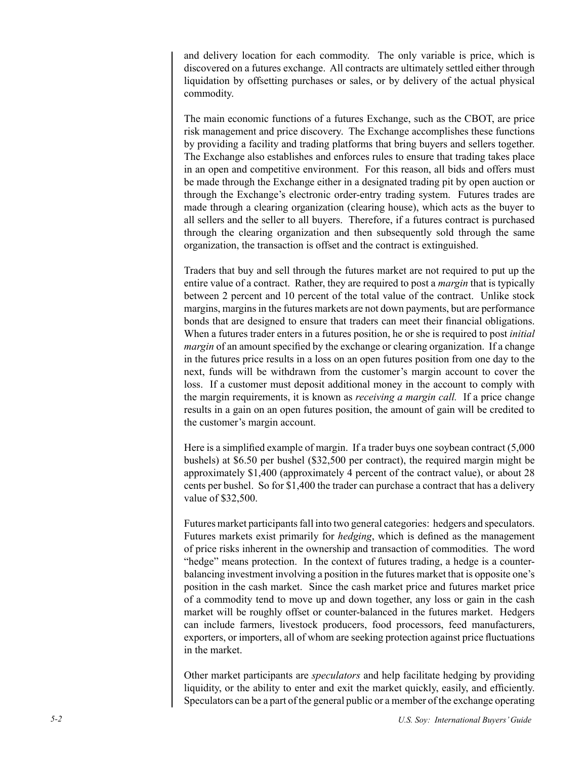and delivery location for each commodity. The only variable is price, which is discovered on a futures exchange. All contracts are ultimately settled either through liquidation by offsetting purchases or sales, or by delivery of the actual physical commodity.

The main economic functions of a futures Exchange, such as the CBOT, are price risk management and price discovery. The Exchange accomplishes these functions by providing a facility and trading platforms that bring buyers and sellers together. The Exchange also establishes and enforces rules to ensure that trading takes place in an open and competitive environment. For this reason, all bids and offers must be made through the Exchange either in a designated trading pit by open auction or through the Exchange's electronic order-entry trading system. Futures trades are made through a clearing organization (clearing house), which acts as the buyer to all sellers and the seller to all buyers. Therefore, if a futures contract is purchased through the clearing organization and then subsequently sold through the same organization, the transaction is offset and the contract is extinguished.

Traders that buy and sell through the futures market are not required to put up the entire value of a contract. Rather, they are required to post a *margin* that is typically between 2 percent and 10 percent of the total value of the contract. Unlike stock margins, margins in the futures markets are not down payments, but are performance bonds that are designed to ensure that traders can meet their financial obligations. When a futures trader enters in a futures position, he or she is required to post *initial margin* of an amount specified by the exchange or clearing organization. If a change in the futures price results in a loss on an open futures position from one day to the next, funds will be withdrawn from the customer's margin account to cover the loss. If a customer must deposit additional money in the account to comply with the margin requirements, it is known as *receiving a margin call.* If a price change results in a gain on an open futures position, the amount of gain will be credited to the customer's margin account.

Here is a simplified example of margin. If a trader buys one soybean contract (5,000 bushels) at $6.50 per bushel ($32,500 per contract), the required margin might be approximately $1,400 (approximately 4 percent of the contract value), or about 28 cents per bushel. So for $1,400 the trader can purchase a contract that has a delivery value of $32,500.

Futures market participants fall into two general categories: hedgers and speculators. Futures markets exist primarily for *hedging*, which is defined as the management of price risks inherent in the ownership and transaction of commodities. The word "hedge" means protection. In the context of futures trading, a hedge is a counter-balancing investment involving a position in the futures market that is opposite one's position in the cash market. Since the cash market price and futures market price of a commodity tend to move up and down together, any loss or gain in the cash market will be roughly offset or counter-balanced in the futures market. Hedgers can include farmers, livestock producers, food processors, feed manufacturers, exporters, or importers, all of whom are seeking protection against price fluctuations in the market.

Other market participants are *speculators* and help facilitate hedging by providing liquidity, or the ability to enter and exit the market quickly, easily, and efficiently. Speculators can be a part of the general public or a member of the exchange operating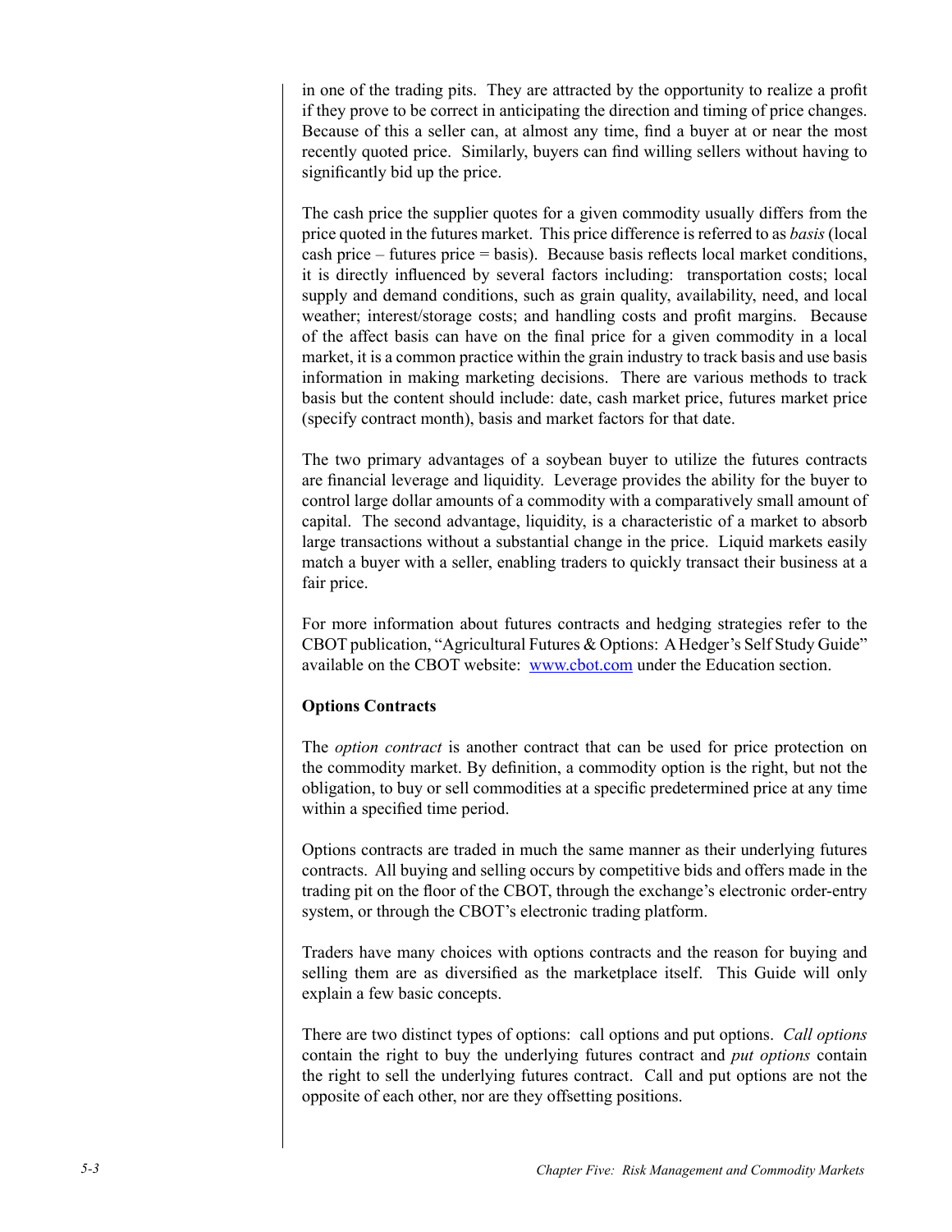in one of the trading pits. They are attracted by the opportunity to realize a profit if they prove to be correct in anticipating the direction and timing of price changes. Because of this a seller can, at almost any time, find a buyer at or near the most recently quoted price. Similarly, buyers can find willing sellers without having to significantly bid up the price.

The cash price the supplier quotes for a given commodity usually differs from the price quoted in the futures market. This price difference is referred to as *basis* (local cash price – futures price = basis). Because basis reflects local market conditions, it is directly influenced by several factors including: transportation costs; local supply and demand conditions, such as grain quality, availability, need, and local weather; interest/storage costs; and handling costs and profit margins. Because of the affect basis can have on the final price for a given commodity in a local market, it is a common practice within the grain industry to track basis and use basis information in making marketing decisions. There are various methods to track basis but the content should include: date, cash market price, futures market price (specify contract month), basis and market factors for that date.

The two primary advantages of a soybean buyer to utilize the futures contracts are financial leverage and liquidity. Leverage provides the ability for the buyer to control large dollar amounts of a commodity with a comparatively small amount of capital. The second advantage, liquidity, is a characteristic of a market to absorb large transactions without a substantial change in the price. Liquid markets easily match a buyer with a seller, enabling traders to quickly transact their business at a fair price.

For more information about futures contracts and hedging strategies refer to the CBOT publication, "Agricultural Futures & Options: A Hedger's Self Study Guide" available on the CBOT website: [www.cbot.com](http://www.cbot.com) under the Education section.

**Options Contracts**

The *option contract* is another contract that can be used for price protection on the commodity market. By definition, a commodity option is the right, but not the obligation, to buy or sell commodities at a specific predetermined price at any time within a specified time period.

Options contracts are traded in much the same manner as their underlying futures contracts. All buying and selling occurs by competitive bids and offers made in the trading pit on the floor of the CBOT, through the exchange's electronic order-entry system, or through the CBOT's electronic trading platform.

Traders have many choices with options contracts and the reason for buying and selling them are as diversified as the marketplace itself. This Guide will only explain a few basic concepts.

There are two distinct types of options: call options and put options. *Call options* contain the right to buy the underlying futures contract and *put options* contain the right to sell the underlying futures contract. Call and put options are not the opposite of each other, nor are they offsetting positions.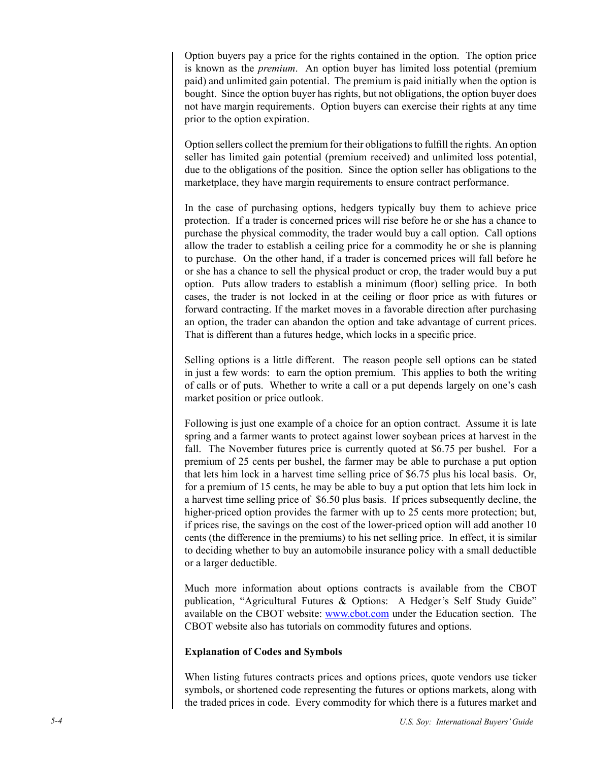Option buyers pay a price for the rights contained in the option. The option price is known as the *premium*. An option buyer has limited loss potential (premium paid) and unlimited gain potential. The premium is paid initially when the option is bought. Since the option buyer has rights, but not obligations, the option buyer does not have margin requirements. Option buyers can exercise their rights at any time prior to the option expiration.

Option sellers collect the premium for their obligations to fulfill the rights. An option seller has limited gain potential (premium received) and unlimited loss potential, due to the obligations of the position. Since the option seller has obligations to the marketplace, they have margin requirements to ensure contract performance.

In the case of purchasing options, hedgers typically buy them to achieve price protection. If a trader is concerned prices will rise before he or she has a chance to purchase the physical commodity, the trader would buy a call option. Call options allow the trader to establish a ceiling price for a commodity he or she is planning to purchase. On the other hand, if a trader is concerned prices will fall before he or she has a chance to sell the physical product or crop, the trader would buy a put option. Puts allow traders to establish a minimum (floor) selling price. In both cases, the trader is not locked in at the ceiling or floor price as with futures or forward contracting. If the market moves in a favorable direction after purchasing an option, the trader can abandon the option and take advantage of current prices. That is different than a futures hedge, which locks in a specific price.

Selling options is a little different. The reason people sell options can be stated in just a few words: to earn the option premium. This applies to both the writing of calls or of puts. Whether to write a call or a put depends largely on one's cash market position or price outlook.

Following is just one example of a choice for an option contract. Assume it is late spring and a farmer wants to protect against lower soybean prices at harvest in the fall. The November futures price is currently quoted at $6.75 per bushel. For a premium of 25 cents per bushel, the farmer may be able to purchase a put option that lets him lock in a harvest time selling price of $6.75 plus his local basis. Or, for a premium of 15 cents, he may be able to buy a put option that lets him lock in a harvest time selling price of $6.50 plus basis. If prices subsequently decline, the higher-priced option provides the farmer with up to 25 cents more protection; but, if prices rise, the savings on the cost of the lower-priced option will add another 10 cents (the difference in the premiums) to his net selling price. In effect, it is similar to deciding whether to buy an automobile insurance policy with a small deductible or a larger deductible.

Much more information about options contracts is available from the CBOT publication, "Agricultural Futures & Options: A Hedger's Self Study Guide" available on the CBOT website: www.cbot.com under the Education section. The CBOT website also has tutorials on commodity futures and options.

**Explanation of Codes and Symbols**

When listing futures contracts prices and options prices, quote vendors use ticker symbols, or shortened code representing the futures or options markets, along with the traded prices in code. Every commodity for which there is a futures market and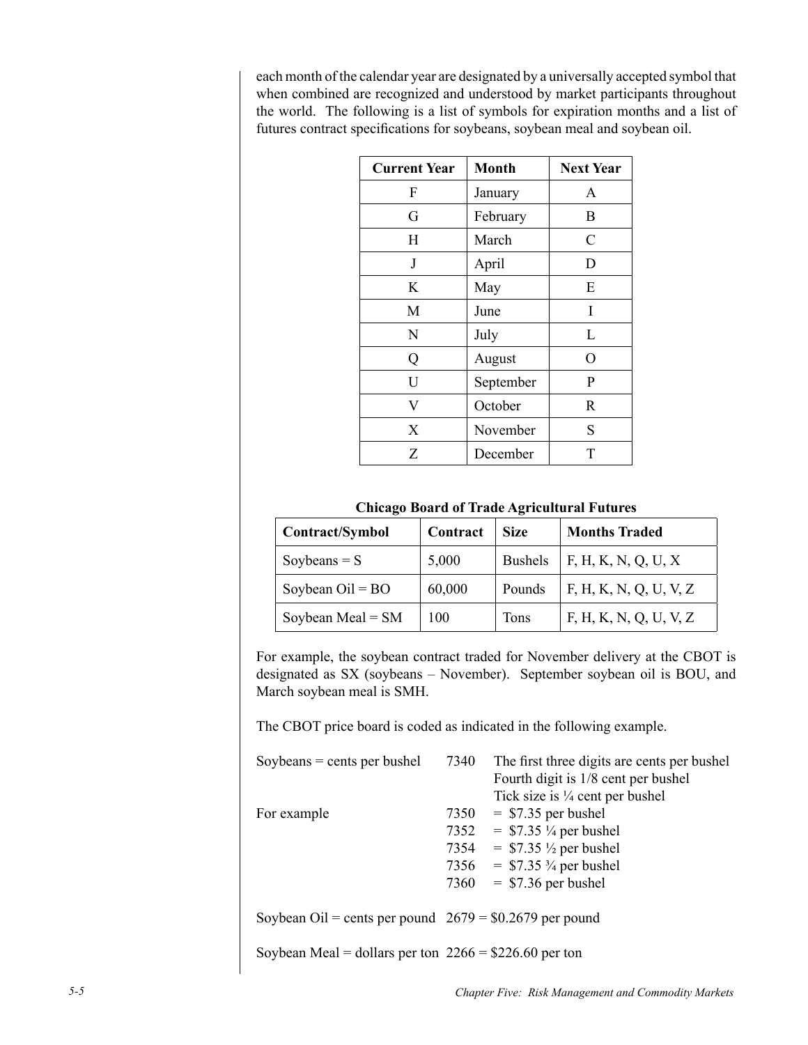each month of the calendar year are designated by a universally accepted symbol that when combined are recognized and understood by market participants throughout the world. The following is a list of symbols for expiration months and a list of futures contract specifications for soybeans, soybean meal and soybean oil.

| Current Year | Month | Next Year |
|---|---|---|
| F | January | A |
| G | February | B |
| H | March | C |
| J | April | D |
| K | May | E |
| M | June | I |
| N | July | L |
| Q | August | O |
| U | September | P |
| V | October | R |
| X | November | S |
| Z | December | T |

**Chicago Board of Trade Agricultural Futures**

| Contract/Symbol | Contract | Size | Months Traded |
|---|---|---|---|
| Soybeans = S | 5,000 | Bushels | F, H, K, N, Q, U, X |
| Soybean Oil = BO | 60,000 | Pounds | F, H, K, N, Q, U, V, Z |
| Soybean Meal = SM | 100 | Tons | F, H, K, N, Q, U, V, Z |

For example, the soybean contract traded for November delivery at the CBOT is designated as SX (soybeans – November). September soybean oil is BOU, and March soybean meal is SMH.

The CBOT price board is coded as indicated in the following example.

| | | |
|---|---|---|
| Soybeans = cents per bushel | 7340 | The first three digits are cents per bushel<br>Fourth digit is 1/8 cent per bushel<br>Tick size is ¼ cent per bushel |
| For example | 7350 | = $7.35 per bushel |
| | 7352 | = $7.35 ¼ per bushel |
| | 7354 | = $7.35 ½ per bushel |
| | 7356 | = $7.35 ¾ per bushel |
| | 7360 | = $7.36 per bushel |

Soybean Oil = cents per pound 2679 = $0.2679 per pound

Soybean Meal = dollars per ton 2266 = $226.60 per ton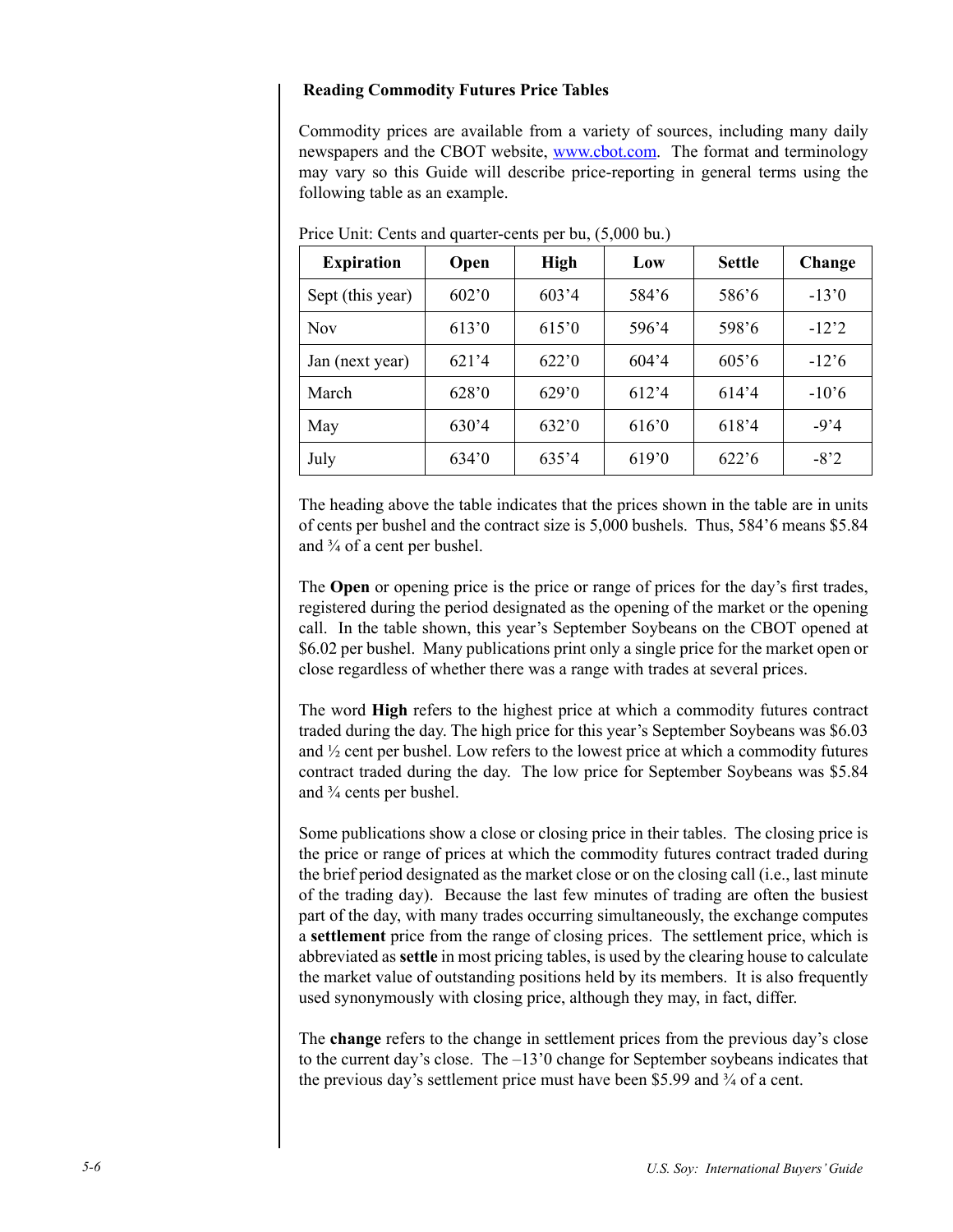### Reading Commodity Futures Price Tables

Commodity prices are available from a variety of sources, including many daily newspapers and the CBOT website, www.cbot.com. The format and terminology may vary so this Guide will describe price-reporting in general terms using the following table as an example.

Price Unit: Cents and quarter-cents per bu, (5,000 bu.)

| Expiration | Open | High | Low | Settle | Change |
|---|---|---|---|---|---|
| Sept (this year) | 602’0 | 603’4 | 584’6 | 586’6 | -13’0 |
| Nov | 613’0 | 615’0 | 596’4 | 598’6 | -12’2 |
| Jan (next year) | 621’4 | 622’0 | 604’4 | 605’6 | -12’6 |
| March | 628’0 | 629’0 | 612’4 | 614’4 | -10’6 |
| May | 630’4 | 632’0 | 616’0 | 618’4 | -9’4 |
| July | 634’0 | 635’4 | 619’0 | 622’6 | -8’2 |

The heading above the table indicates that the prices shown in the table are in units of cents per bushel and the contract size is 5,000 bushels. Thus, 584’6 means $5.84 and ¾ of a cent per bushel.

The **Open** or opening price is the price or range of prices for the day’s first trades, registered during the period designated as the opening of the market or the opening call. In the table shown, this year’s September Soybeans on the CBOT opened at $6.02 per bushel. Many publications print only a single price for the market open or close regardless of whether there was a range with trades at several prices.

The word **High** refers to the highest price at which a commodity futures contract traded during the day. The high price for this year’s September Soybeans was $6.03 and ½ cent per bushel. Low refers to the lowest price at which a commodity futures contract traded during the day. The low price for September Soybeans was $5.84 and ¾ cents per bushel.

Some publications show a close or closing price in their tables. The closing price is the price or range of prices at which the commodity futures contract traded during the brief period designated as the market close or on the closing call (i.e., last minute of the trading day). Because the last few minutes of trading are often the busiest part of the day, with many trades occurring simultaneously, the exchange computes a **settlement** price from the range of closing prices. The settlement price, which is abbreviated as **settle** in most pricing tables, is used by the clearing house to calculate the market value of outstanding positions held by its members. It is also frequently used synonymously with closing price, although they may, in fact, differ.

The **change** refers to the change in settlement prices from the previous day’s close to the current day’s close. The –13’0 change for September soybeans indicates that the previous day’s settlement price must have been $5.99 and ¾ of a cent.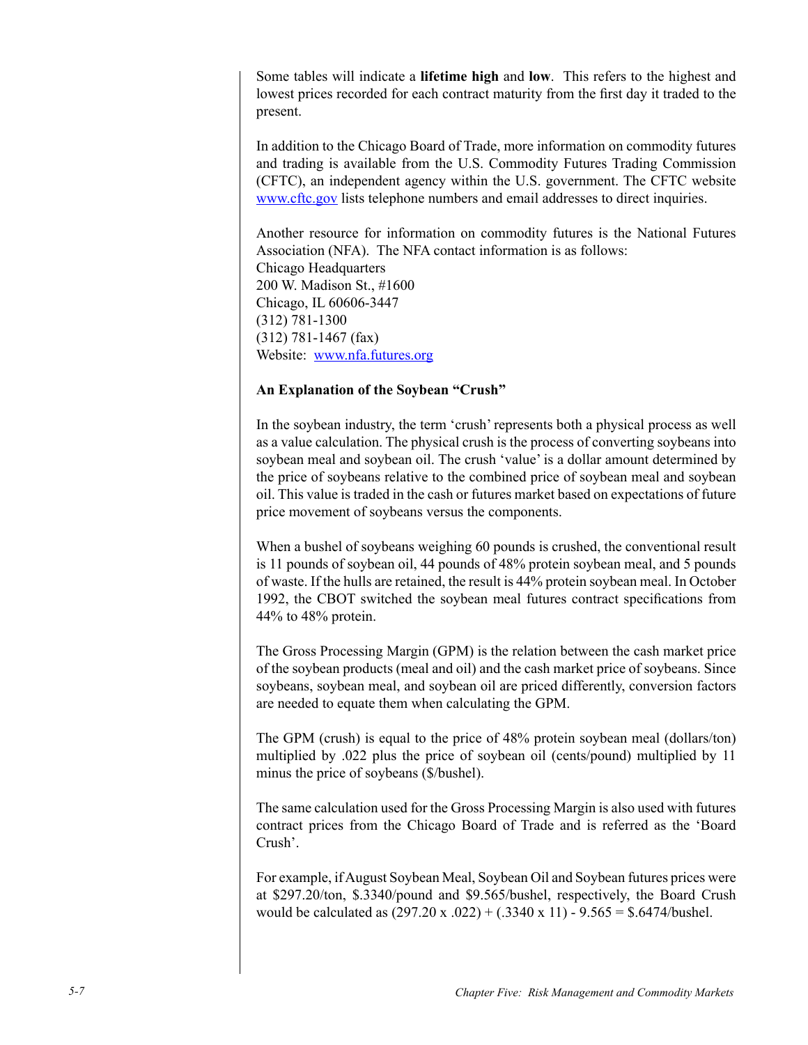Some tables will indicate a **lifetime high** and **low**. This refers to the highest and lowest prices recorded for each contract maturity from the first day it traded to the present.

In addition to the Chicago Board of Trade, more information on commodity futures and trading is available from the U.S. Commodity Futures Trading Commission (CFTC), an independent agency within the U.S. government. The CFTC website www.cftc.gov lists telephone numbers and email addresses to direct inquiries.

Another resource for information on commodity futures is the National Futures Association (NFA). The NFA contact information is as follows:
Chicago Headquarters
200 W. Madison St., #1600
Chicago, IL 60606-3447
(312) 781-1300
(312) 781-1467 (fax)
Website: www.nfa.futures.org

**An Explanation of the Soybean "Crush"**

In the soybean industry, the term 'crush' represents both a physical process as well as a value calculation. The physical crush is the process of converting soybeans into soybean meal and soybean oil. The crush 'value' is a dollar amount determined by the price of soybeans relative to the combined price of soybean meal and soybean oil. This value is traded in the cash or futures market based on expectations of future price movement of soybeans versus the components.

When a bushel of soybeans weighing 60 pounds is crushed, the conventional result is 11 pounds of soybean oil, 44 pounds of 48% protein soybean meal, and 5 pounds of waste. If the hulls are retained, the result is 44% protein soybean meal. In October 1992, the CBOT switched the soybean meal futures contract specifications from 44% to 48% protein.

The Gross Processing Margin (GPM) is the relation between the cash market price of the soybean products (meal and oil) and the cash market price of soybeans. Since soybeans, soybean meal, and soybean oil are priced differently, conversion factors are needed to equate them when calculating the GPM.

The GPM (crush) is equal to the price of 48% protein soybean meal (dollars/ton) multiplied by .022 plus the price of soybean oil (cents/pound) multiplied by 11 minus the price of soybeans ($/bushel).

The same calculation used for the Gross Processing Margin is also used with futures contract prices from the Chicago Board of Trade and is referred as the 'Board Crush'.

For example, if August Soybean Meal, Soybean Oil and Soybean futures prices were at $297.20/ton, $.3340/pound and $9.565/bushel, respectively, the Board Crush would be calculated as (297.20 x .022) + (.3340 x 11) - 9.565 = $.6474/bushel.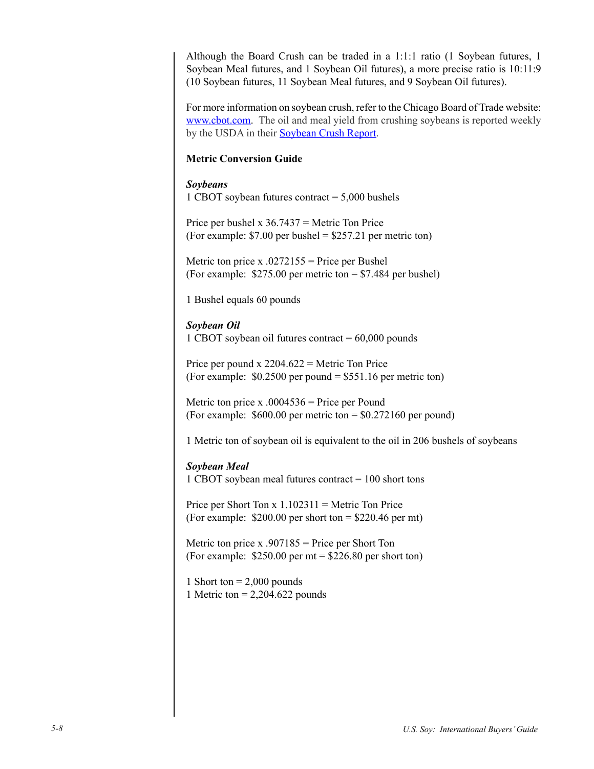Although the Board Crush can be traded in a 1:1:1 ratio (1 Soybean futures, 1 Soybean Meal futures, and 1 Soybean Oil futures), a more precise ratio is 10:11:9 (10 Soybean futures, 11 Soybean Meal futures, and 9 Soybean Oil futures).

For more information on soybean crush, refer to the Chicago Board of Trade website: www.cbot.com. The oil and meal yield from crushing soybeans is reported weekly by the USDA in their Soybean Crush Report.

**Metric Conversion Guide**

***Soybeans***

1 CBOT soybean futures contract = 5,000 bushels

Price per bushel x 36.7437 = Metric Ton Price
(For example: $7.00 per bushel = $257.21 per metric ton)

Metric ton price x .0272155 = Price per Bushel
(For example: $275.00 per metric ton = $7.484 per bushel)

1 Bushel equals 60 pounds

***Soybean Oil***

1 CBOT soybean oil futures contract = 60,000 pounds

Price per pound x 2204.622 = Metric Ton Price
(For example: $0.2500 per pound = $551.16 per metric ton)

Metric ton price x .0004536 = Price per Pound
(For example: $600.00 per metric ton = $0.272160 per pound)

1 Metric ton of soybean oil is equivalent to the oil in 206 bushels of soybeans

***Soybean Meal***

1 CBOT soybean meal futures contract = 100 short tons

Price per Short Ton x 1.102311 = Metric Ton Price
(For example: $200.00 per short ton = $220.46 per mt)

Metric ton price x .907185 = Price per Short Ton
(For example: $250.00 per mt = $226.80 per short ton)

1 Short ton = 2,000 pounds
1 Metric ton = 2,204.622 pounds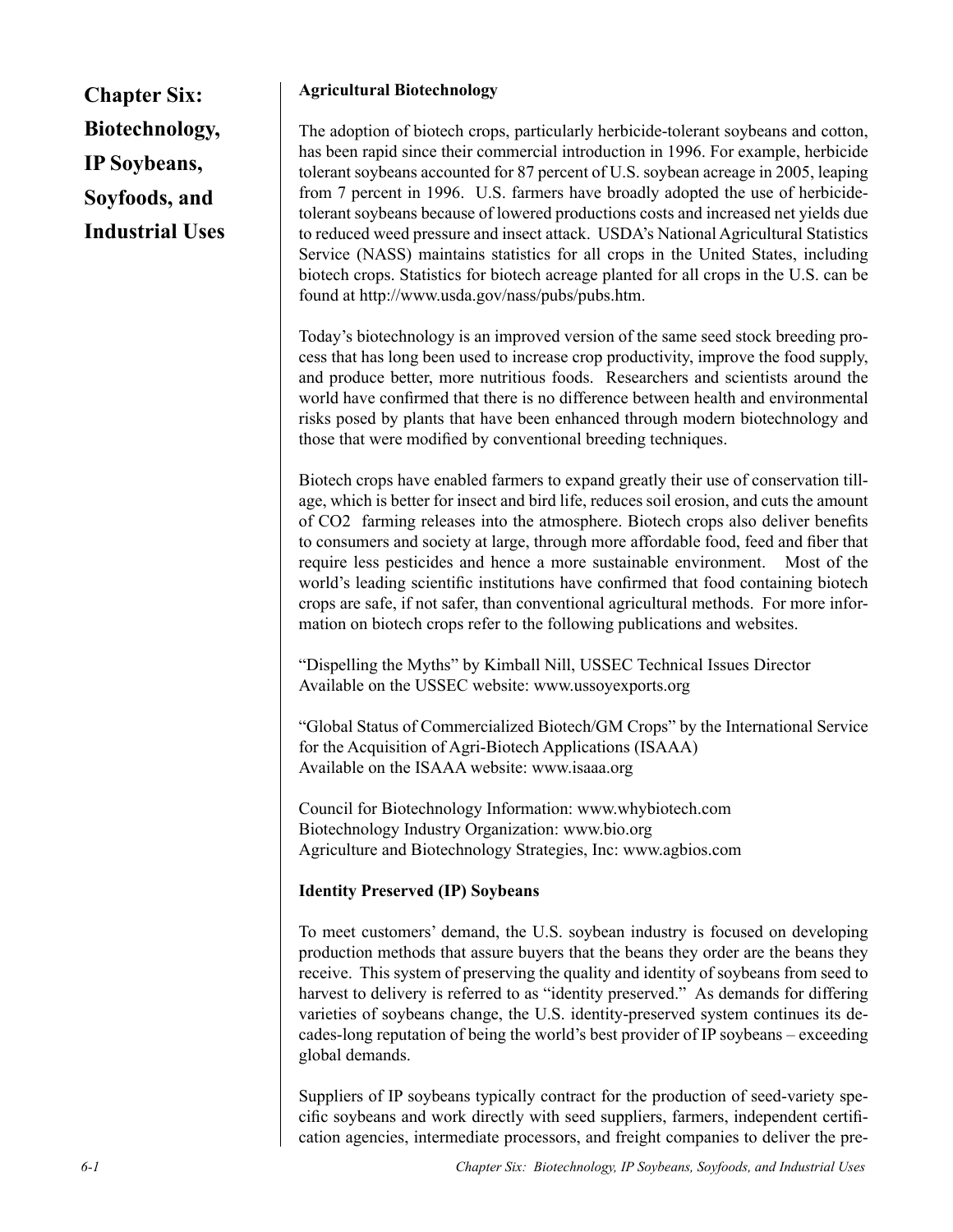# Chapter Six: Biotechnology, IP Soybeans, Soyfoods, and Industrial Uses

**Agricultural Biotechnology**

The adoption of biotech crops, particularly herbicide-tolerant soybeans and cotton, has been rapid since their commercial introduction in 1996. For example, herbicide tolerant soybeans accounted for 87 percent of U.S. soybean acreage in 2005, leaping from 7 percent in 1996. U.S. farmers have broadly adopted the use of herbicide-tolerant soybeans because of lowered productions costs and increased net yields due to reduced weed pressure and insect attack. USDA's National Agricultural Statistics Service (NASS) maintains statistics for all crops in the United States, including biotech crops. Statistics for biotech acreage planted for all crops in the U.S. can be found at http://www.usda.gov/nass/pubs/pubs.htm.

Today's biotechnology is an improved version of the same seed stock breeding process that has long been used to increase crop productivity, improve the food supply, and produce better, more nutritious foods. Researchers and scientists around the world have confirmed that there is no difference between health and environmental risks posed by plants that have been enhanced through modern biotechnology and those that were modified by conventional breeding techniques.

Biotech crops have enabled farmers to expand greatly their use of conservation tillage, which is better for insect and bird life, reduces soil erosion, and cuts the amount of $CO_2$ farming releases into the atmosphere. Biotech crops also deliver benefits to consumers and society at large, through more affordable food, feed and fiber that require less pesticides and hence a more sustainable environment. Most of the world's leading scientific institutions have confirmed that food containing biotech crops are safe, if not safer, than conventional agricultural methods. For more information on biotech crops refer to the following publications and websites.

"Dispelling the Myths" by Kimball Nill, USSEC Technical Issues Director
Available on the USSEC website: www.ussoyexports.org

"Global Status of Commercialized Biotech/GM Crops" by the International Service for the Acquisition of Agri-Biotech Applications (ISAAA)
Available on the ISAAA website: www.isaaa.org

Council for Biotechnology Information: www.whybiotech.com
Biotechnology Industry Organization: www.bio.org
Agriculture and Biotechnology Strategies, Inc: www.agbios.com

**Identity Preserved (IP) Soybeans**

To meet customers' demand, the U.S. soybean industry is focused on developing production methods that assure buyers that the beans they order are the beans they receive. This system of preserving the quality and identity of soybeans from seed to harvest to delivery is referred to as "identity preserved." As demands for differing varieties of soybeans change, the U.S. identity-preserved system continues its decades-long reputation of being the world's best provider of IP soybeans – exceeding global demands.

Suppliers of IP soybeans typically contract for the production of seed-variety specific soybeans and work directly with seed suppliers, farmers, independent certification agencies, intermediate processors, and freight companies to deliver the pre-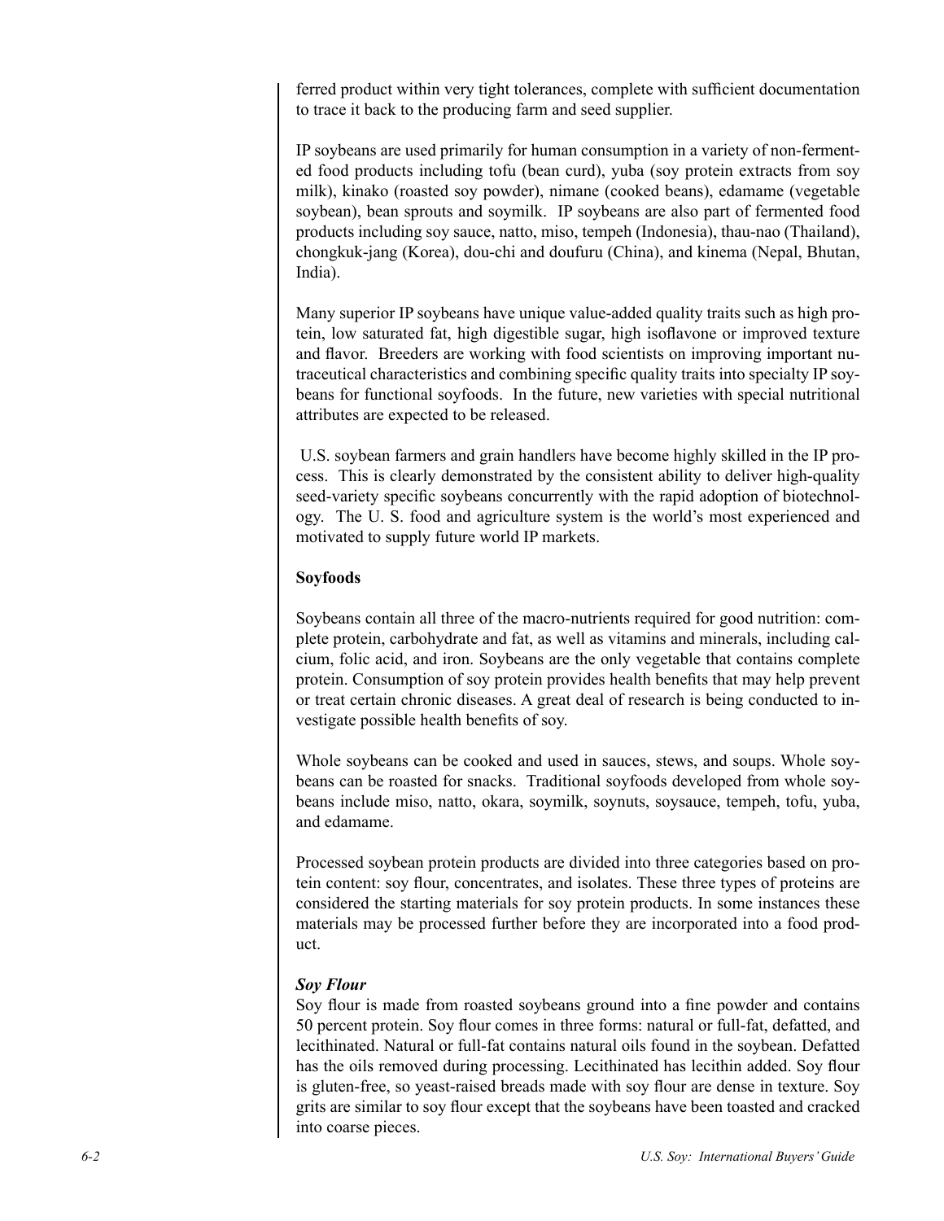ferred product within very tight tolerances, complete with sufficient documentation to trace it back to the producing farm and seed supplier.

IP soybeans are used primarily for human consumption in a variety of non-fermented food products including tofu (bean curd), yuba (soy protein extracts from soy milk), kinako (roasted soy powder), nimane (cooked beans), edamame (vegetable soybean), bean sprouts and soymilk. IP soybeans are also part of fermented food products including soy sauce, natto, miso, tempeh (Indonesia), thau-nao (Thailand), chongkuk-jang (Korea), dou-chi and doufuru (China), and kinema (Nepal, Bhutan, India).

Many superior IP soybeans have unique value-added quality traits such as high protein, low saturated fat, high digestible sugar, high isoflavone or improved texture and flavor. Breeders are working with food scientists on improving important nutraceutical characteristics and combining specific quality traits into specialty IP soybeans for functional soyfoods. In the future, new varieties with special nutritional attributes are expected to be released.

U.S. soybean farmers and grain handlers have become highly skilled in the IP process. This is clearly demonstrated by the consistent ability to deliver high-quality seed-variety specific soybeans concurrently with the rapid adoption of biotechnology. The U. S. food and agriculture system is the world's most experienced and motivated to supply future world IP markets.

**Soyfoods**

Soybeans contain all three of the macro-nutrients required for good nutrition: complete protein, carbohydrate and fat, as well as vitamins and minerals, including calcium, folic acid, and iron. Soybeans are the only vegetable that contains complete protein. Consumption of soy protein provides health benefits that may help prevent or treat certain chronic diseases. A great deal of research is being conducted to investigate possible health benefits of soy.

Whole soybeans can be cooked and used in sauces, stews, and soups. Whole soybeans can be roasted for snacks. Traditional soyfoods developed from whole soybeans include miso, natto, okara, soymilk, soynuts, soysauce, tempeh, tofu, yuba, and edamame.

Processed soybean protein products are divided into three categories based on protein content: soy flour, concentrates, and isolates. These three types of proteins are considered the starting materials for soy protein products. In some instances these materials may be processed further before they are incorporated into a food product.

***Soy Flour***

Soy flour is made from roasted soybeans ground into a fine powder and contains 50 percent protein. Soy flour comes in three forms: natural or full-fat, defatted, and lecithinated. Natural or full-fat contains natural oils found in the soybean. Defatted has the oils removed during processing. Lecithinated has lecithin added. Soy flour is gluten-free, so yeast-raised breads made with soy flour are dense in texture. Soy grits are similar to soy flour except that the soybeans have been toasted and cracked into coarse pieces.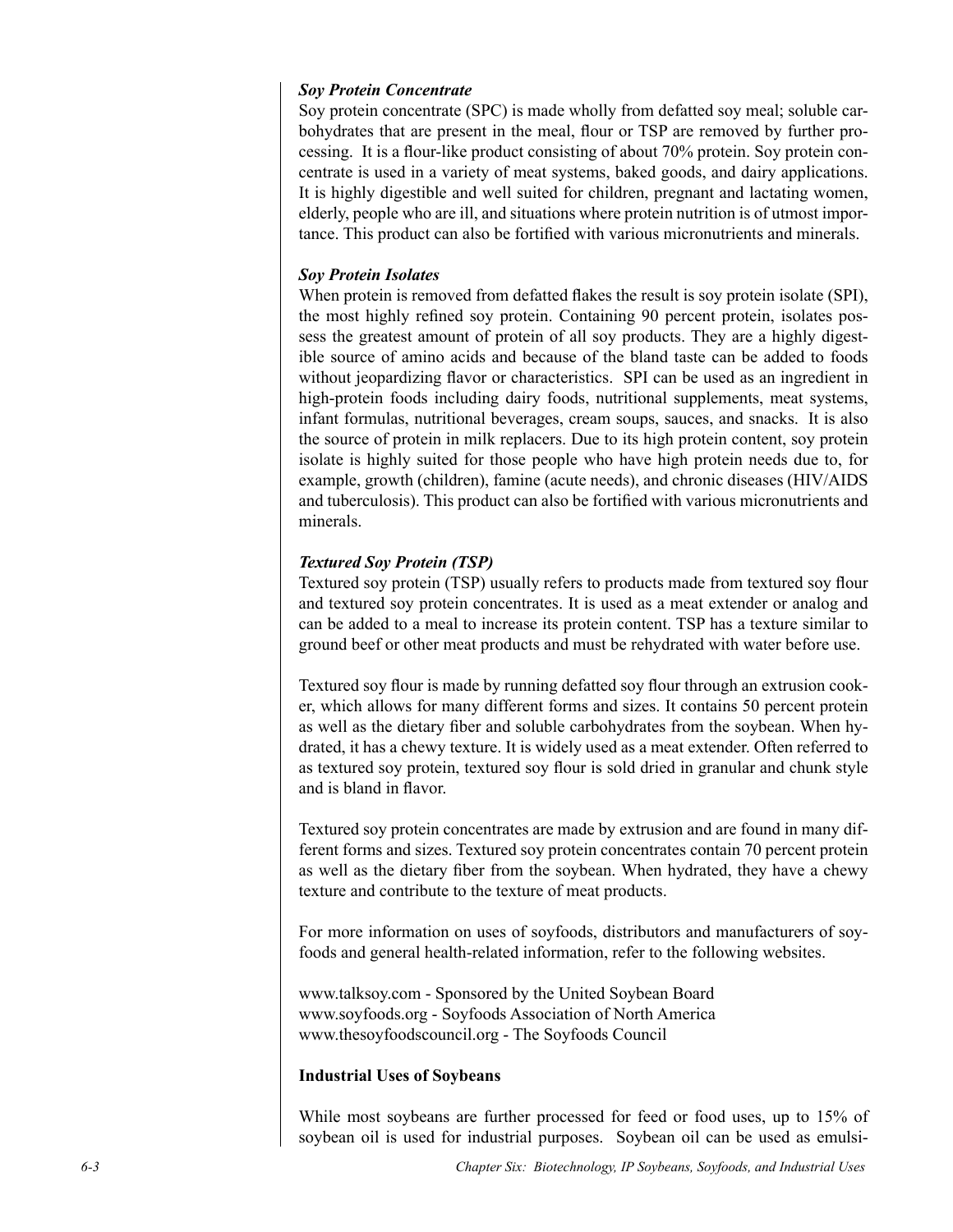### *Soy Protein Concentrate*

Soy protein concentrate (SPC) is made wholly from defatted soy meal; soluble carbohydrates that are present in the meal, flour or TSP are removed by further processing. It is a flour-like product consisting of about 70% protein. Soy protein concentrate is used in a variety of meat systems, baked goods, and dairy applications. It is highly digestible and well suited for children, pregnant and lactating women, elderly, people who are ill, and situations where protein nutrition is of utmost importance. This product can also be fortified with various micronutrients and minerals.

### *Soy Protein Isolates*

When protein is removed from defatted flakes the result is soy protein isolate (SPI), the most highly refined soy protein. Containing 90 percent protein, isolates possess the greatest amount of protein of all soy products. They are a highly digestible source of amino acids and because of the bland taste can be added to foods without jeopardizing flavor or characteristics. SPI can be used as an ingredient in high-protein foods including dairy foods, nutritional supplements, meat systems, infant formulas, nutritional beverages, cream soups, sauces, and snacks. It is also the source of protein in milk replacers. Due to its high protein content, soy protein isolate is highly suited for those people who have high protein needs due to, for example, growth (children), famine (acute needs), and chronic diseases (HIV/AIDS and tuberculosis). This product can also be fortified with various micronutrients and minerals.

### *Textured Soy Protein (TSP)*

Textured soy protein (TSP) usually refers to products made from textured soy flour and textured soy protein concentrates. It is used as a meat extender or analog and can be added to a meal to increase its protein content. TSP has a texture similar to ground beef or other meat products and must be rehydrated with water before use.

Textured soy flour is made by running defatted soy flour through an extrusion cooker, which allows for many different forms and sizes. It contains 50 percent protein as well as the dietary fiber and soluble carbohydrates from the soybean. When hydrated, it has a chewy texture. It is widely used as a meat extender. Often referred to as textured soy protein, textured soy flour is sold dried in granular and chunk style and is bland in flavor.

Textured soy protein concentrates are made by extrusion and are found in many different forms and sizes. Textured soy protein concentrates contain 70 percent protein as well as the dietary fiber from the soybean. When hydrated, they have a chewy texture and contribute to the texture of meat products.

For more information on uses of soyfoods, distributors and manufacturers of soyfoods and general health-related information, refer to the following websites.

www.talksoy.com - Sponsored by the United Soybean Board
www.soyfoods.org - Soyfoods Association of North America
www.thesoyfoodscouncil.org - The Soyfoods Council

### **Industrial Uses of Soybeans**

While most soybeans are further processed for feed or food uses, up to 15% of soybean oil is used for industrial purposes. Soybean oil can be used as emulsi-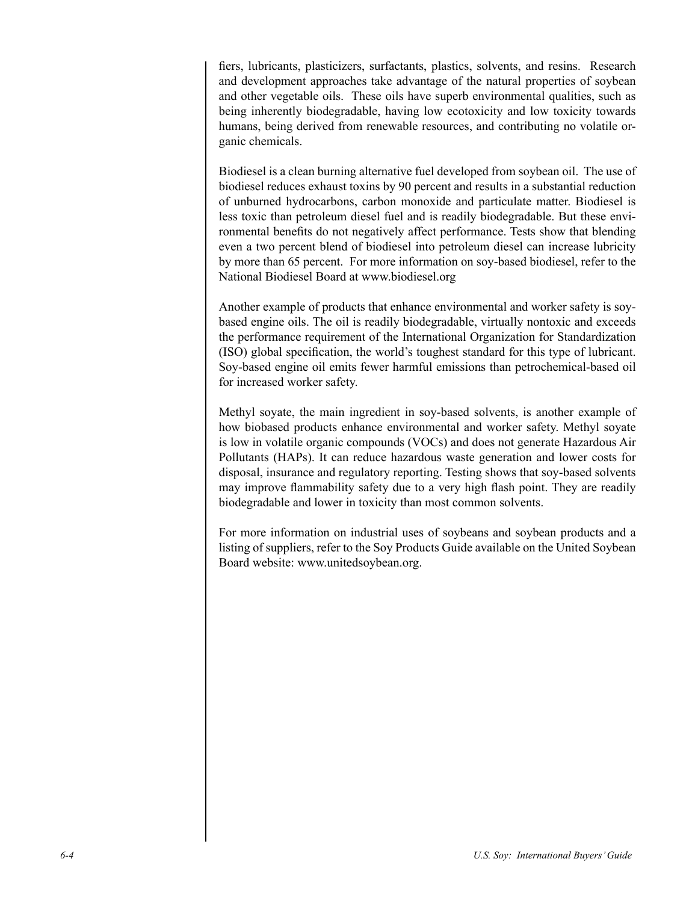fiers, lubricants, plasticizers, surfactants, plastics, solvents, and resins. Research and development approaches take advantage of the natural properties of soybean and other vegetable oils. These oils have superb environmental qualities, such as being inherently biodegradable, having low ecotoxicity and low toxicity towards humans, being derived from renewable resources, and contributing no volatile organic chemicals.

Biodiesel is a clean burning alternative fuel developed from soybean oil. The use of biodiesel reduces exhaust toxins by 90 percent and results in a substantial reduction of unburned hydrocarbons, carbon monoxide and particulate matter. Biodiesel is less toxic than petroleum diesel fuel and is readily biodegradable. But these environmental benefits do not negatively affect performance. Tests show that blending even a two percent blend of biodiesel into petroleum diesel can increase lubricity by more than 65 percent. For more information on soy-based biodiesel, refer to the National Biodiesel Board at www.biodiesel.org

Another example of products that enhance environmental and worker safety is soy-based engine oils. The oil is readily biodegradable, virtually nontoxic and exceeds the performance requirement of the International Organization for Standardization (ISO) global specification, the world's toughest standard for this type of lubricant. Soy-based engine oil emits fewer harmful emissions than petrochemical-based oil for increased worker safety.

Methyl soyate, the main ingredient in soy-based solvents, is another example of how biobased products enhance environmental and worker safety. Methyl soyate is low in volatile organic compounds (VOCs) and does not generate Hazardous Air Pollutants (HAPs). It can reduce hazardous waste generation and lower costs for disposal, insurance and regulatory reporting. Testing shows that soy-based solvents may improve flammability safety due to a very high flash point. They are readily biodegradable and lower in toxicity than most common solvents.

For more information on industrial uses of soybeans and soybean products and a listing of suppliers, refer to the Soy Products Guide available on the United Soybean Board website: www.unitedsoybean.org.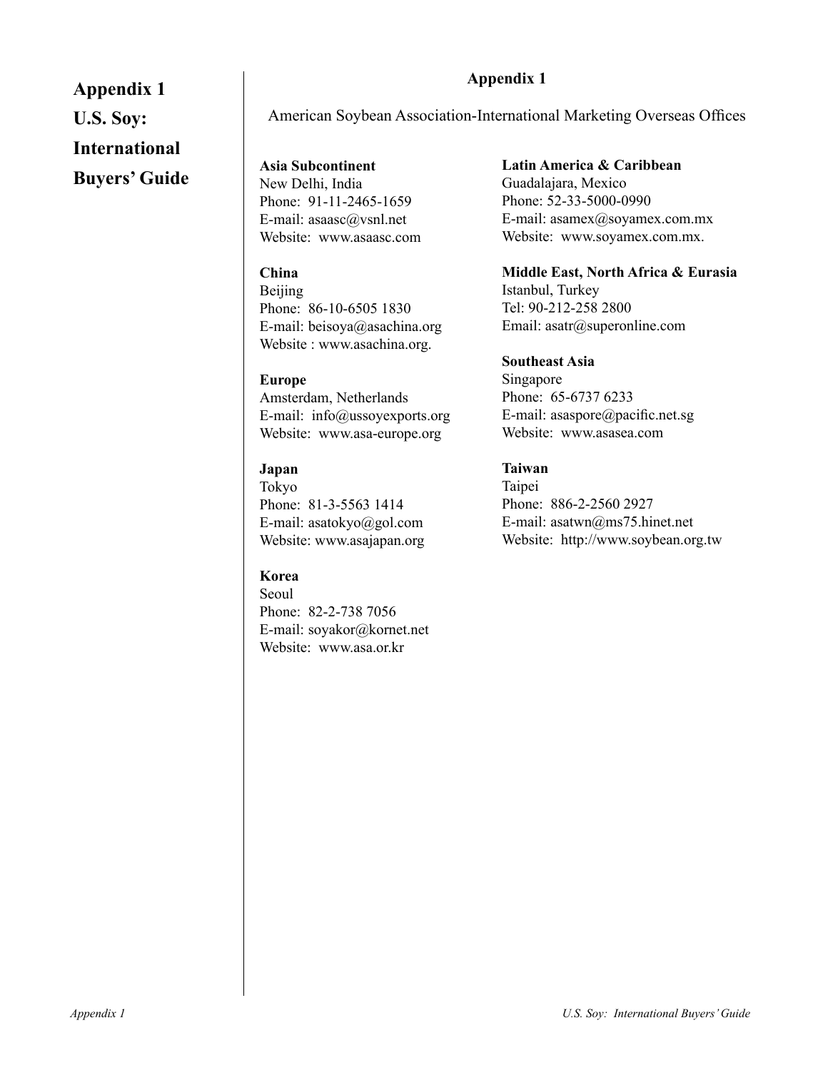# Appendix 1

American Soybean Association-International Marketing Overseas Offices

**Asia Subcontinent**
New Delhi, India
Phone: 91-11-2465-1659
E-mail: asaasc@vsnl.net
Website: www.asaasc.com

**China**
Beijing
Phone: 86-10-6505 1830
E-mail: beisoya@asachina.org
Website : www.asachina.org.

**Europe**
Amsterdam, Netherlands
E-mail: info@ussoyexports.org
Website: www.asa-europe.org

**Japan**
Tokyo
Phone: 81-3-5563 1414
E-mail: asatokyo@gol.com
Website: www.asajapan.org

**Korea**
Seoul
Phone: 82-2-738 7056
E-mail: soyakor@kornet.net
Website: www.asa.or.kr

**Latin America & Caribbean**
Guadalajara, Mexico
Phone: 52-33-5000-0990
E-mail: asamex@soyamex.com.mx
Website: www.soyamex.com.mx.

**Middle East, North Africa & Eurasia**
Istanbul, Turkey
Tel: 90-212-258 2800
Email: asatr@superonline.com

**Southeast Asia**
Singapore
Phone: 65-6737 6233
E-mail: asaspore@pacific.net.sg
Website: www.asasea.com

**Taiwan**
Taipei
Phone: 886-2-2560 2927
E-mail: asatwn@ms75.hinet.net
Website: http://www.soybean.org.tw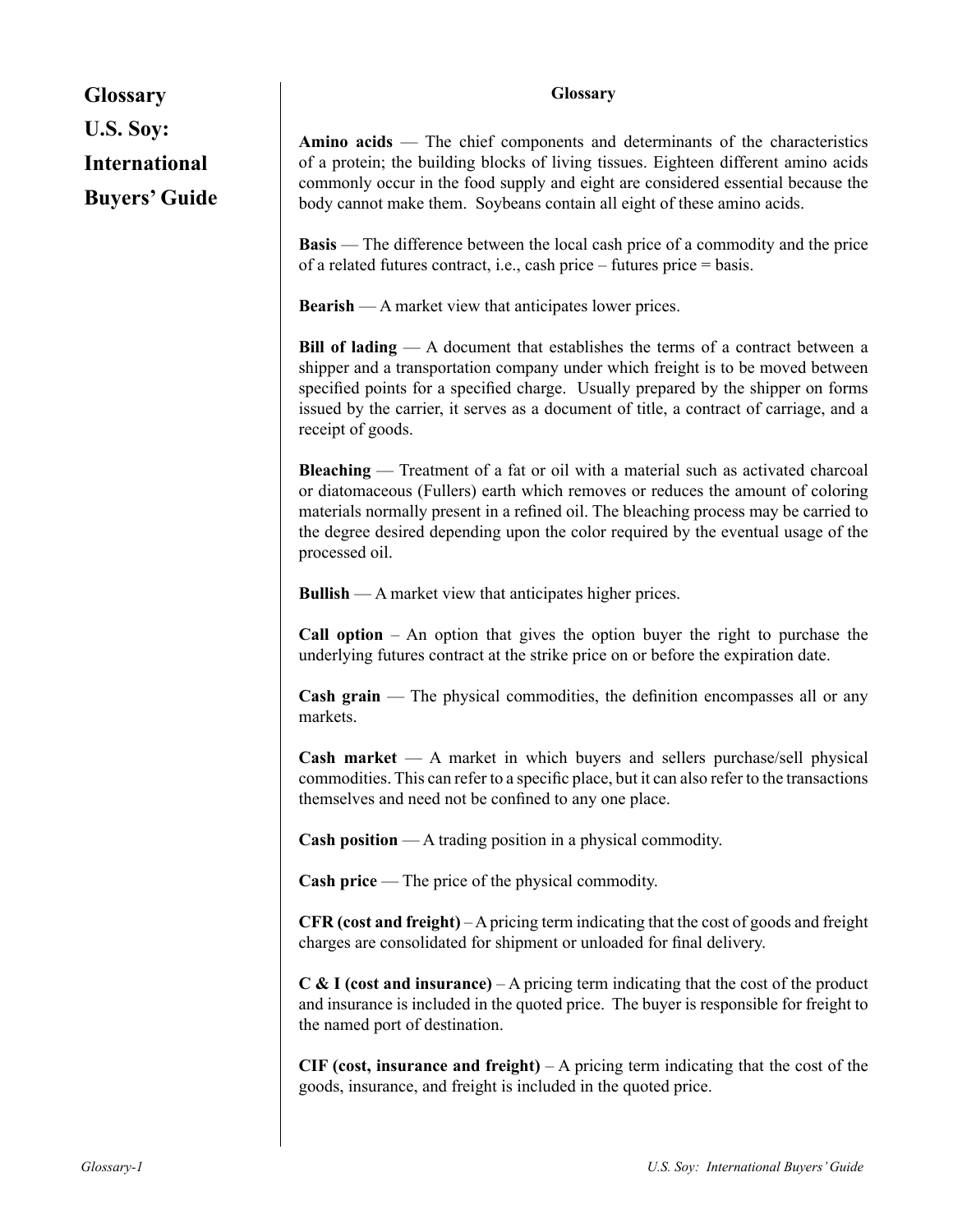# Glossary

**Amino acids** — The chief components and determinants of the characteristics of a protein; the building blocks of living tissues. Eighteen different amino acids commonly occur in the food supply and eight are considered essential because the body cannot make them. Soybeans contain all eight of these amino acids.

**Basis** — The difference between the local cash price of a commodity and the price of a related futures contract, i.e., cash price – futures price = basis.

**Bearish** — A market view that anticipates lower prices.

**Bill of lading** — A document that establishes the terms of a contract between a shipper and a transportation company under which freight is to be moved between specified points for a specified charge. Usually prepared by the shipper on forms issued by the carrier, it serves as a document of title, a contract of carriage, and a receipt of goods.

**Bleaching** — Treatment of a fat or oil with a material such as activated charcoal or diatomaceous (Fullers) earth which removes or reduces the amount of coloring materials normally present in a refined oil. The bleaching process may be carried to the degree desired depending upon the color required by the eventual usage of the processed oil.

**Bullish** — A market view that anticipates higher prices.

**Call option** – An option that gives the option buyer the right to purchase the underlying futures contract at the strike price on or before the expiration date.

**Cash grain** — The physical commodities, the definition encompasses all or any markets.

**Cash market** — A market in which buyers and sellers purchase/sell physical commodities. This can refer to a specific place, but it can also refer to the transactions themselves and need not be confined to any one place.

**Cash position** — A trading position in a physical commodity.

**Cash price** — The price of the physical commodity.

**CFR (cost and freight)** – A pricing term indicating that the cost of goods and freight charges are consolidated for shipment or unloaded for final delivery.

**C & I (cost and insurance)** – A pricing term indicating that the cost of the product and insurance is included in the quoted price. The buyer is responsible for freight to the named port of destination.

**CIF (cost, insurance and freight)** – A pricing term indicating that the cost of the goods, insurance, and freight is included in the quoted price.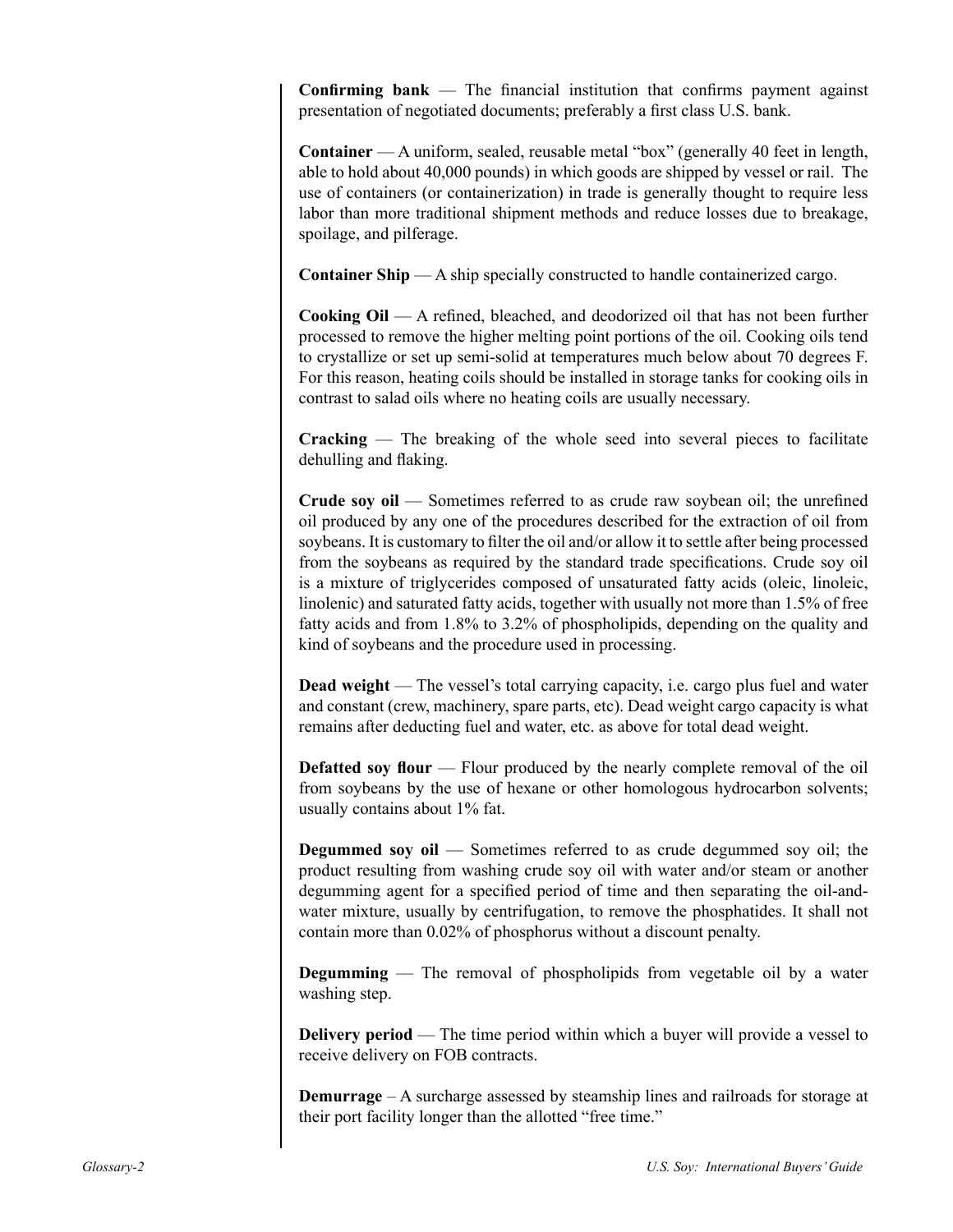**Confirming bank** — The financial institution that confirms payment against presentation of negotiated documents; preferably a first class U.S. bank.

**Container** — A uniform, sealed, reusable metal "box" (generally 40 feet in length, able to hold about 40,000 pounds) in which goods are shipped by vessel or rail. The use of containers (or containerization) in trade is generally thought to require less labor than more traditional shipment methods and reduce losses due to breakage, spoilage, and pilferage.

**Container Ship** — A ship specially constructed to handle containerized cargo.

**Cooking Oil** — A refined, bleached, and deodorized oil that has not been further processed to remove the higher melting point portions of the oil. Cooking oils tend to crystallize or set up semi-solid at temperatures much below about 70 degrees F. For this reason, heating coils should be installed in storage tanks for cooking oils in contrast to salad oils where no heating coils are usually necessary.

**Cracking** — The breaking of the whole seed into several pieces to facilitate dehulling and flaking.

**Crude soy oil** — Sometimes referred to as crude raw soybean oil; the unrefined oil produced by any one of the procedures described for the extraction of oil from soybeans. It is customary to filter the oil and/or allow it to settle after being processed from the soybeans as required by the standard trade specifications. Crude soy oil is a mixture of triglycerides composed of unsaturated fatty acids (oleic, linoleic, linolenic) and saturated fatty acids, together with usually not more than 1.5% of free fatty acids and from 1.8% to 3.2% of phospholipids, depending on the quality and kind of soybeans and the procedure used in processing.

**Dead weight** — The vessel's total carrying capacity, i.e. cargo plus fuel and water and constant (crew, machinery, spare parts, etc). Dead weight cargo capacity is what remains after deducting fuel and water, etc. as above for total dead weight.

**Defatted soy flour** — Flour produced by the nearly complete removal of the oil from soybeans by the use of hexane or other homologous hydrocarbon solvents; usually contains about 1% fat.

**Degummed soy oil** — Sometimes referred to as crude degummed soy oil; the product resulting from washing crude soy oil with water and/or steam or another degumming agent for a specified period of time and then separating the oil-and-water mixture, usually by centrifugation, to remove the phosphatides. It shall not contain more than 0.02% of phosphorus without a discount penalty.

**Degumming** — The removal of phospholipids from vegetable oil by a water washing step.

**Delivery period** — The time period within which a buyer will provide a vessel to receive delivery on FOB contracts.

**Demurrage** – A surcharge assessed by steamship lines and railroads for storage at their port facility longer than the allotted "free time."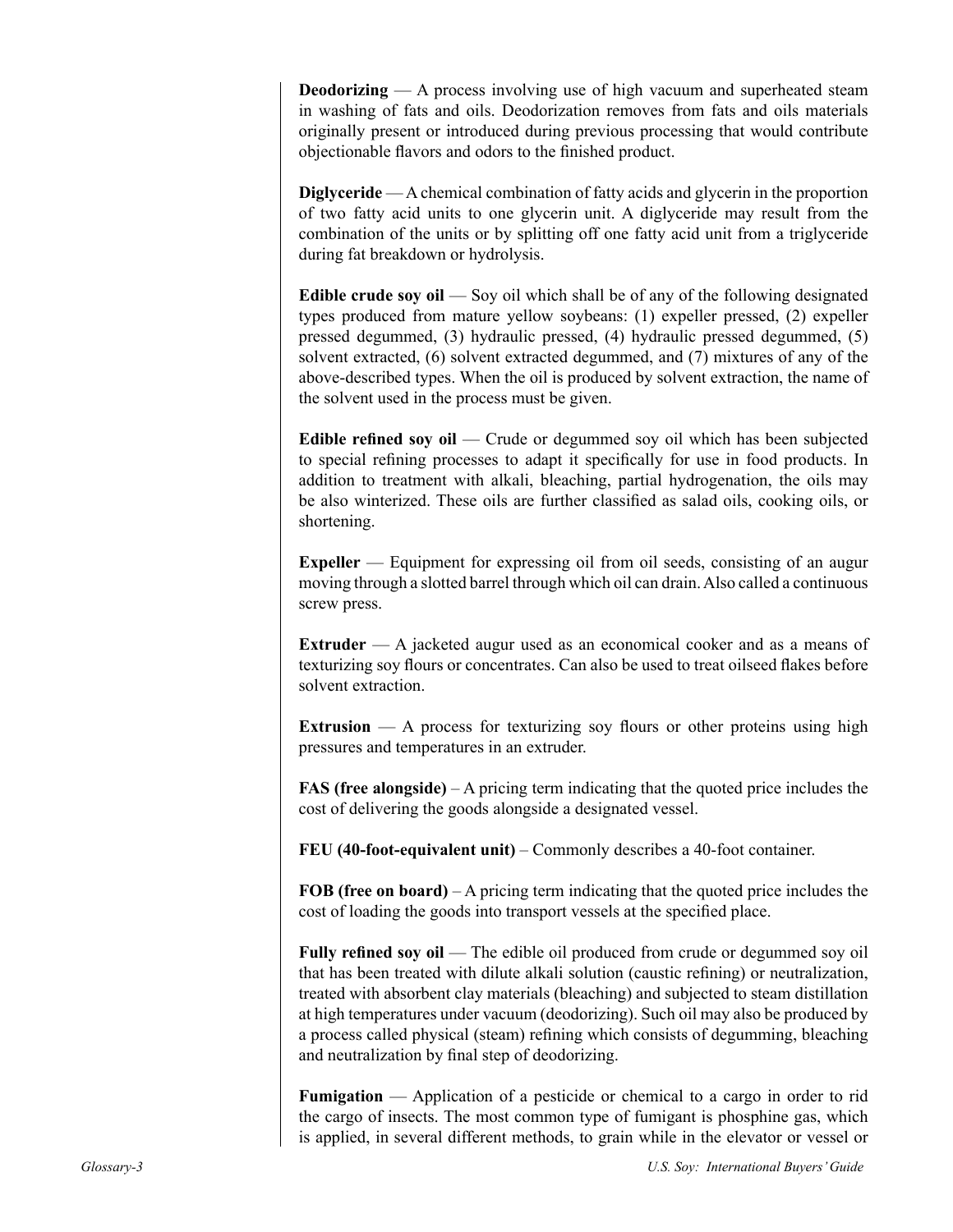**Deodorizing** — A process involving use of high vacuum and superheated steam in washing of fats and oils. Deodorization removes from fats and oils materials originally present or introduced during previous processing that would contribute objectionable flavors and odors to the finished product.

**Diglyceride** — A chemical combination of fatty acids and glycerin in the proportion of two fatty acid units to one glycerin unit. A diglyceride may result from the combination of the units or by splitting off one fatty acid unit from a triglyceride during fat breakdown or hydrolysis.

**Edible crude soy oil** — Soy oil which shall be of any of the following designated types produced from mature yellow soybeans: (1) expeller pressed, (2) expeller pressed degummed, (3) hydraulic pressed, (4) hydraulic pressed degummed, (5) solvent extracted, (6) solvent extracted degummed, and (7) mixtures of any of the above-described types. When the oil is produced by solvent extraction, the name of the solvent used in the process must be given.

**Edible refined soy oil** — Crude or degummed soy oil which has been subjected to special refining processes to adapt it specifically for use in food products. In addition to treatment with alkali, bleaching, partial hydrogenation, the oils may be also winterized. These oils are further classified as salad oils, cooking oils, or shortening.

**Expeller** — Equipment for expressing oil from oil seeds, consisting of an augur moving through a slotted barrel through which oil can drain. Also called a continuous screw press.

**Extruder** — A jacketed augur used as an economical cooker and as a means of texturizing soy flours or concentrates. Can also be used to treat oilseed flakes before solvent extraction.

**Extrusion** — A process for texturizing soy flours or other proteins using high pressures and temperatures in an extruder.

**FAS (free alongside)** – A pricing term indicating that the quoted price includes the cost of delivering the goods alongside a designated vessel.

**FEU (40-foot-equivalent unit)** – Commonly describes a 40-foot container.

**FOB (free on board)** – A pricing term indicating that the quoted price includes the cost of loading the goods into transport vessels at the specified place.

**Fully refined soy oil** — The edible oil produced from crude or degummed soy oil that has been treated with dilute alkali solution (caustic refining) or neutralization, treated with absorbent clay materials (bleaching) and subjected to steam distillation at high temperatures under vacuum (deodorizing). Such oil may also be produced by a process called physical (steam) refining which consists of degumming, bleaching and neutralization by final step of deodorizing.

**Fumigation** — Application of a pesticide or chemical to a cargo in order to rid the cargo of insects. The most common type of fumigant is phosphine gas, which is applied, in several different methods, to grain while in the elevator or vessel or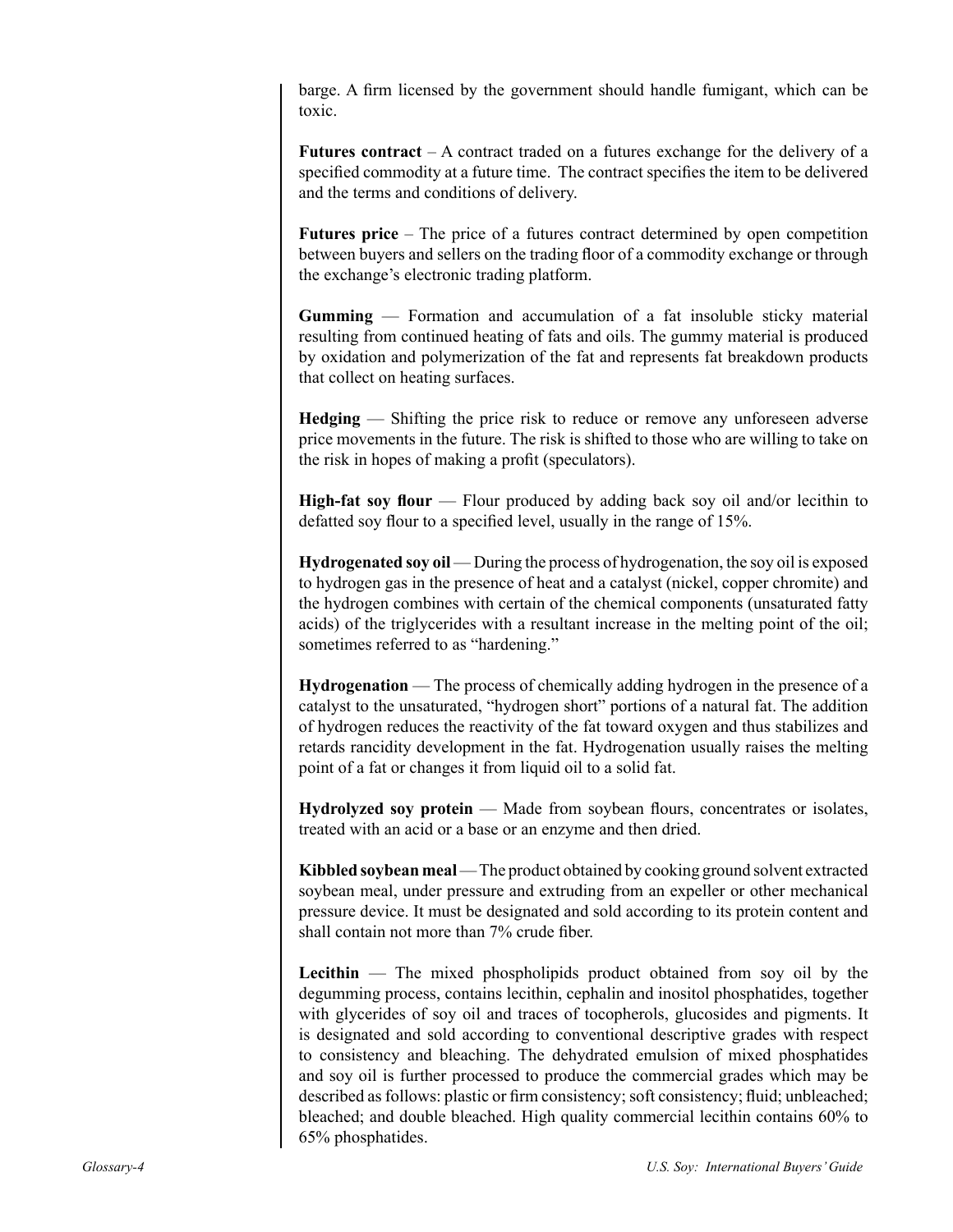barge. A firm licensed by the government should handle fumigant, which can be toxic.

**Futures contract** – A contract traded on a futures exchange for the delivery of a specified commodity at a future time. The contract specifies the item to be delivered and the terms and conditions of delivery.

**Futures price** – The price of a futures contract determined by open competition between buyers and sellers on the trading floor of a commodity exchange or through the exchange's electronic trading platform.

**Gumming** — Formation and accumulation of a fat insoluble sticky material resulting from continued heating of fats and oils. The gummy material is produced by oxidation and polymerization of the fat and represents fat breakdown products that collect on heating surfaces.

**Hedging** — Shifting the price risk to reduce or remove any unforeseen adverse price movements in the future. The risk is shifted to those who are willing to take on the risk in hopes of making a profit (speculators).

**High-fat soy flour** — Flour produced by adding back soy oil and/or lecithin to defatted soy flour to a specified level, usually in the range of 15%.

**Hydrogenated soy oil** — During the process of hydrogenation, the soy oil is exposed to hydrogen gas in the presence of heat and a catalyst (nickel, copper chromite) and the hydrogen combines with certain of the chemical components (unsaturated fatty acids) of the triglycerides with a resultant increase in the melting point of the oil; sometimes referred to as "hardening."

**Hydrogenation** — The process of chemically adding hydrogen in the presence of a catalyst to the unsaturated, "hydrogen short" portions of a natural fat. The addition of hydrogen reduces the reactivity of the fat toward oxygen and thus stabilizes and retards rancidity development in the fat. Hydrogenation usually raises the melting point of a fat or changes it from liquid oil to a solid fat.

**Hydrolyzed soy protein** — Made from soybean flours, concentrates or isolates, treated with an acid or a base or an enzyme and then dried.

**Kibbled soybean meal** — The product obtained by cooking ground solvent extracted soybean meal, under pressure and extruding from an expeller or other mechanical pressure device. It must be designated and sold according to its protein content and shall contain not more than 7% crude fiber.

**Lecithin** — The mixed phospholipids product obtained from soy oil by the degumming process, contains lecithin, cephalin and inositol phosphatides, together with glycerides of soy oil and traces of tocopherols, glucosides and pigments. It is designated and sold according to conventional descriptive grades with respect to consistency and bleaching. The dehydrated emulsion of mixed phosphatides and soy oil is further processed to produce the commercial grades which may be described as follows: plastic or firm consistency; soft consistency; fluid; unbleached; bleached; and double bleached. High quality commercial lecithin contains 60% to 65% phosphatides.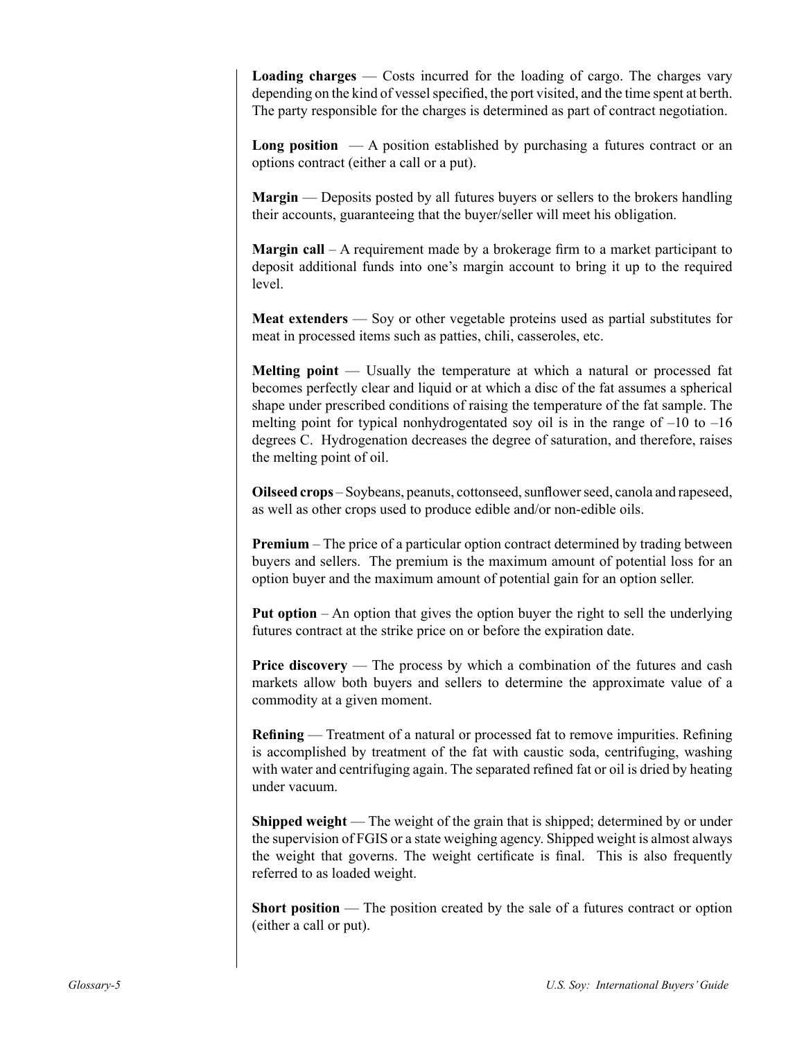**Loading charges** — Costs incurred for the loading of cargo. The charges vary depending on the kind of vessel specified, the port visited, and the time spent at berth. The party responsible for the charges is determined as part of contract negotiation.

**Long position** — A position established by purchasing a futures contract or an options contract (either a call or a put).

**Margin** — Deposits posted by all futures buyers or sellers to the brokers handling their accounts, guaranteeing that the buyer/seller will meet his obligation.

**Margin call** – A requirement made by a brokerage firm to a market participant to deposit additional funds into one's margin account to bring it up to the required level.

**Meat extenders** — Soy or other vegetable proteins used as partial substitutes for meat in processed items such as patties, chili, casseroles, etc.

**Melting point** — Usually the temperature at which a natural or processed fat becomes perfectly clear and liquid or at which a disc of the fat assumes a spherical shape under prescribed conditions of raising the temperature of the fat sample. The melting point for typical nonhydrogentated soy oil is in the range of –10 to –16 degrees C. Hydrogenation decreases the degree of saturation, and therefore, raises the melting point of oil.

**Oilseed crops** – Soybeans, peanuts, cottonseed, sunflower seed, canola and rapeseed, as well as other crops used to produce edible and/or non-edible oils.

**Premium** – The price of a particular option contract determined by trading between buyers and sellers. The premium is the maximum amount of potential loss for an option buyer and the maximum amount of potential gain for an option seller.

**Put option** – An option that gives the option buyer the right to sell the underlying futures contract at the strike price on or before the expiration date.

**Price discovery** — The process by which a combination of the futures and cash markets allow both buyers and sellers to determine the approximate value of a commodity at a given moment.

**Refining** — Treatment of a natural or processed fat to remove impurities. Refining is accomplished by treatment of the fat with caustic soda, centrifuging, washing with water and centrifuging again. The separated refined fat or oil is dried by heating under vacuum.

**Shipped weight** — The weight of the grain that is shipped; determined by or under the supervision of FGIS or a state weighing agency. Shipped weight is almost always the weight that governs. The weight certificate is final. This is also frequently referred to as loaded weight.

**Short position** — The position created by the sale of a futures contract or option (either a call or put).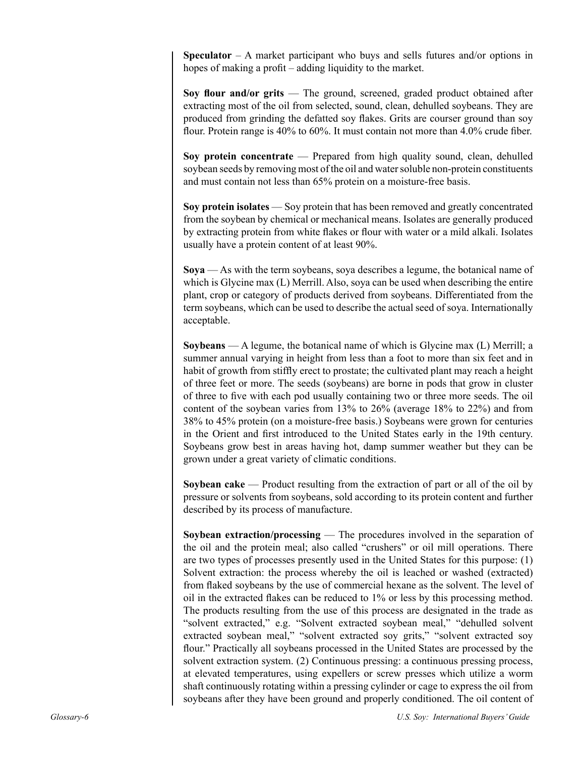**Speculator** – A market participant who buys and sells futures and/or options in hopes of making a profit – adding liquidity to the market.

**Soy flour and/or grits** — The ground, screened, graded product obtained after extracting most of the oil from selected, sound, clean, dehulled soybeans. They are produced from grinding the defatted soy flakes. Grits are courser ground than soy flour. Protein range is 40% to 60%. It must contain not more than 4.0% crude fiber.

**Soy protein concentrate** — Prepared from high quality sound, clean, dehulled soybean seeds by removing most of the oil and water soluble non-protein constituents and must contain not less than 65% protein on a moisture-free basis.

**Soy protein isolates** — Soy protein that has been removed and greatly concentrated from the soybean by chemical or mechanical means. Isolates are generally produced by extracting protein from white flakes or flour with water or a mild alkali. Isolates usually have a protein content of at least 90%.

**Soya** — As with the term soybeans, soya describes a legume, the botanical name of which is Glycine max (L) Merrill. Also, soya can be used when describing the entire plant, crop or category of products derived from soybeans. Differentiated from the term soybeans, which can be used to describe the actual seed of soya. Internationally acceptable.

**Soybeans** — A legume, the botanical name of which is Glycine max (L) Merrill; a summer annual varying in height from less than a foot to more than six feet and in habit of growth from stiffly erect to prostate; the cultivated plant may reach a height of three feet or more. The seeds (soybeans) are borne in pods that grow in cluster of three to five with each pod usually containing two or three more seeds. The oil content of the soybean varies from 13% to 26% (average 18% to 22%) and from 38% to 45% protein (on a moisture-free basis.) Soybeans were grown for centuries in the Orient and first introduced to the United States early in the 19th century. Soybeans grow best in areas having hot, damp summer weather but they can be grown under a great variety of climatic conditions.

**Soybean cake** — Product resulting from the extraction of part or all of the oil by pressure or solvents from soybeans, sold according to its protein content and further described by its process of manufacture.

**Soybean extraction/processing** — The procedures involved in the separation of the oil and the protein meal; also called "crushers" or oil mill operations. There are two types of processes presently used in the United States for this purpose: (1) Solvent extraction: the process whereby the oil is leached or washed (extracted) from flaked soybeans by the use of commercial hexane as the solvent. The level of oil in the extracted flakes can be reduced to 1% or less by this processing method. The products resulting from the use of this process are designated in the trade as "solvent extracted," e.g. "Solvent extracted soybean meal," "dehulled solvent extracted soybean meal," "solvent extracted soy grits," "solvent extracted soy flour." Practically all soybeans processed in the United States are processed by the solvent extraction system. (2) Continuous pressing: a continuous pressing process, at elevated temperatures, using expellers or screw presses which utilize a worm shaft continuously rotating within a pressing cylinder or cage to express the oil from soybeans after they have been ground and properly conditioned. The oil content of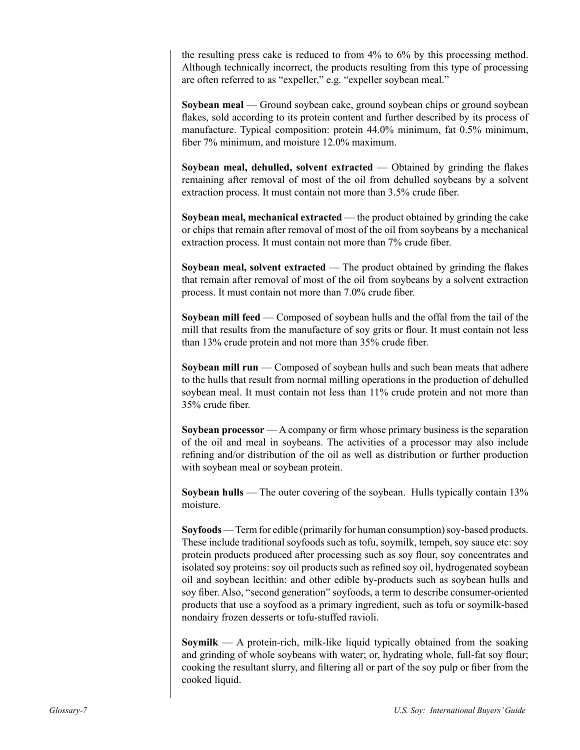the resulting press cake is reduced to from 4% to 6% by this processing method. Although technically incorrect, the products resulting from this type of processing are often referred to as "expeller," e.g. "expeller soybean meal."

**Soybean meal** — Ground soybean cake, ground soybean chips or ground soybean flakes, sold according to its protein content and further described by its process of manufacture. Typical composition: protein 44.0% minimum, fat 0.5% minimum, fiber 7% minimum, and moisture 12.0% maximum.

**Soybean meal, dehulled, solvent extracted** — Obtained by grinding the flakes remaining after removal of most of the oil from dehulled soybeans by a solvent extraction process. It must contain not more than 3.5% crude fiber.

**Soybean meal, mechanical extracted** — the product obtained by grinding the cake or chips that remain after removal of most of the oil from soybeans by a mechanical extraction process. It must contain not more than 7% crude fiber.

**Soybean meal, solvent extracted** — The product obtained by grinding the flakes that remain after removal of most of the oil from soybeans by a solvent extraction process. It must contain not more than 7.0% crude fiber.

**Soybean mill feed** — Composed of soybean hulls and the offal from the tail of the mill that results from the manufacture of soy grits or flour. It must contain not less than 13% crude protein and not more than 35% crude fiber.

**Soybean mill run** — Composed of soybean hulls and such bean meats that adhere to the hulls that result from normal milling operations in the production of dehulled soybean meal. It must contain not less than 11% crude protein and not more than 35% crude fiber.

**Soybean processor** — A company or firm whose primary business is the separation of the oil and meal in soybeans. The activities of a processor may also include refining and/or distribution of the oil as well as distribution or further production with soybean meal or soybean protein.

**Soybean hulls** — The outer covering of the soybean. Hulls typically contain 13% moisture.

**Soyfoods** — Term for edible (primarily for human consumption) soy-based products. These include traditional soyfoods such as tofu, soymilk, tempeh, soy sauce etc: soy protein products produced after processing such as soy flour, soy concentrates and isolated soy proteins: soy oil products such as refined soy oil, hydrogenated soybean oil and soybean lecithin: and other edible by-products such as soybean hulls and soy fiber. Also, "second generation" soyfoods, a term to describe consumer-oriented products that use a soyfood as a primary ingredient, such as tofu or soymilk-based nondairy frozen desserts or tofu-stuffed ravioli.

**Soymilk** — A protein-rich, milk-like liquid typically obtained from the soaking and grinding of whole soybeans with water; or, hydrating whole, full-fat soy flour; cooking the resultant slurry, and filtering all or part of the soy pulp or fiber from the cooked liquid.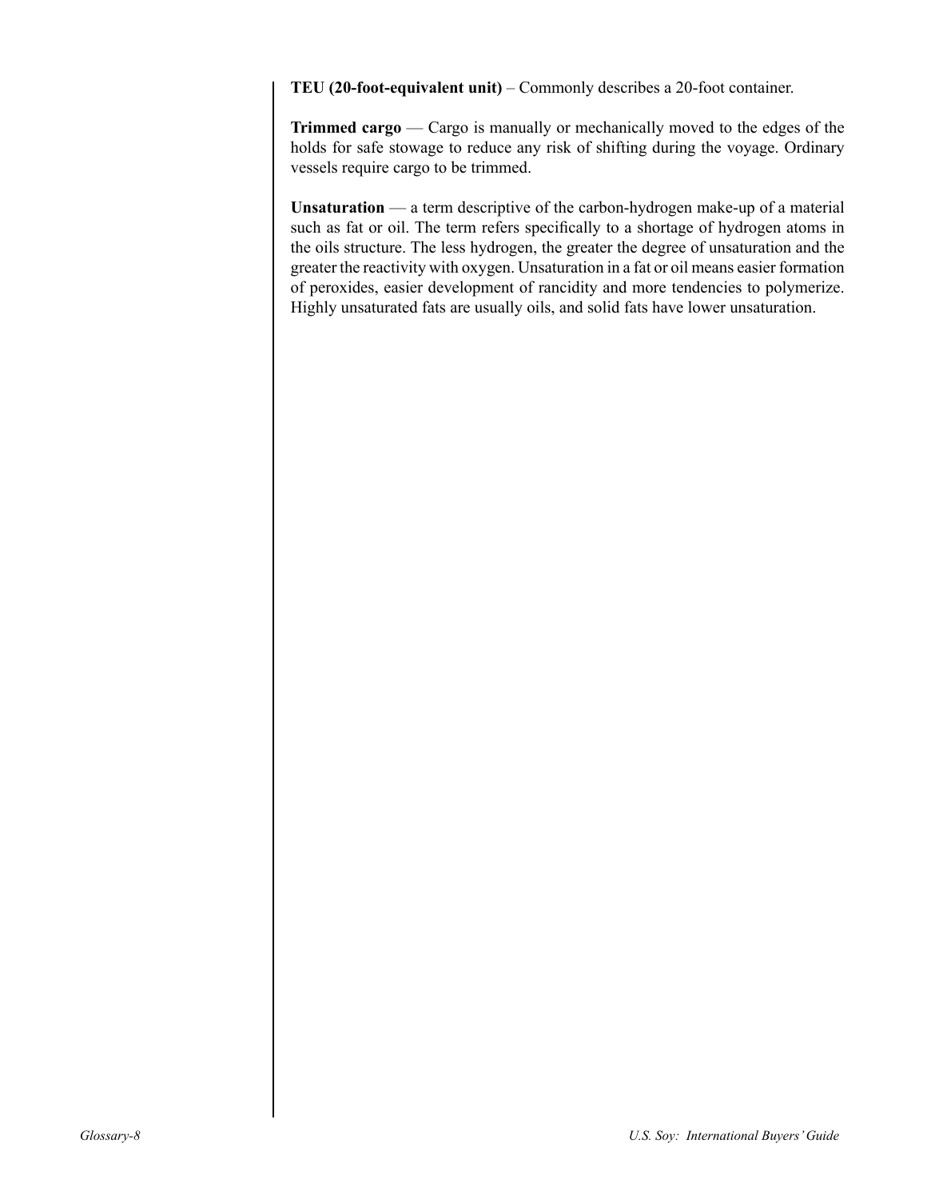**TEU (20-foot-equivalent unit)** – Commonly describes a 20-foot container.

**Trimmed cargo** — Cargo is manually or mechanically moved to the edges of the holds for safe stowage to reduce any risk of shifting during the voyage. Ordinary vessels require cargo to be trimmed.

**Unsaturation** — a term descriptive of the carbon-hydrogen make-up of a material such as fat or oil. The term refers specifically to a shortage of hydrogen atoms in the oils structure. The less hydrogen, the greater the degree of unsaturation and the greater the reactivity with oxygen. Unsaturation in a fat or oil means easier formation of peroxides, easier development of rancidity and more tendencies to polymerize. Highly unsaturated fats are usually oils, and solid fats have lower unsaturation.